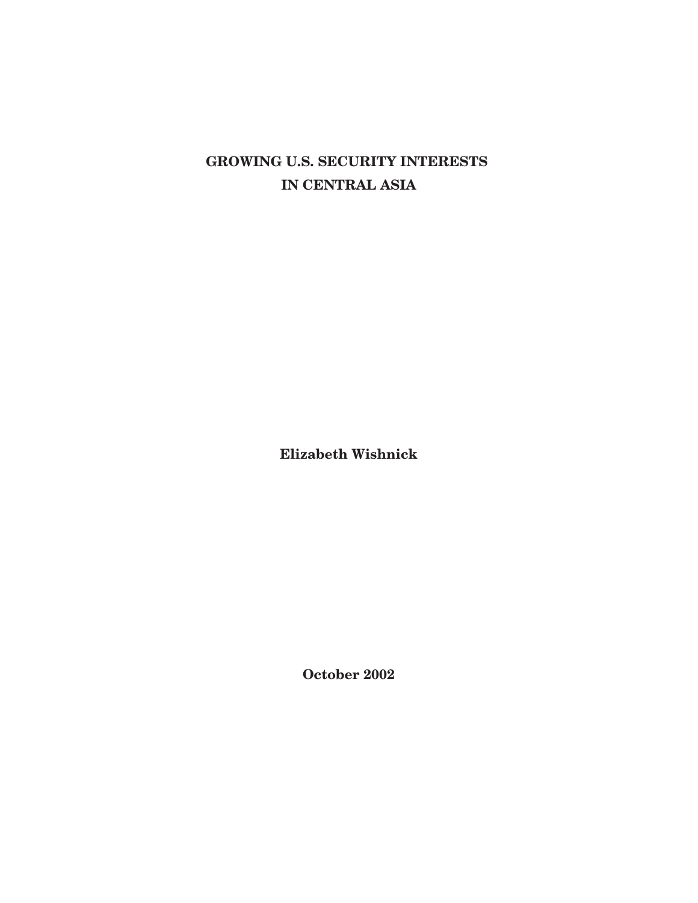# GROWING U.S. SECURITY INTERESTS IN CENTRAL ASIA

**Elizabeth Wishnick**

**October 2002**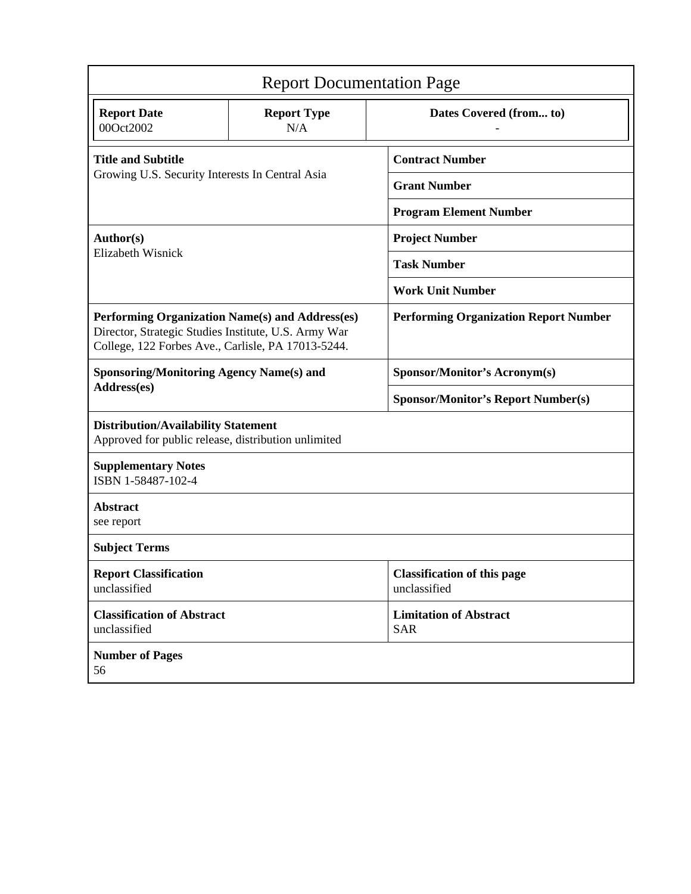# Report Documentation Page

| Report Date | Report Type | Dates Covered (from... to) |
|---|---|---|
| 00Oct2002 | N/A | - |

| | |
|---|---|
| **Title and Subtitle**<br>Growing U.S. Security Interests In Central Asia | **Contract Number** |
| | **Grant Number** |
| | **Program Element Number** |
| **Author(s)**<br>Elizabeth Wisnick | **Project Number** |
| | **Task Number** |
| | **Work Unit Number** |
| **Performing Organization Name(s) and Address(es)**<br>Director, Strategic Studies Institute, U.S. Army War College, 122 Forbes Ave., Carlisle, PA 17013-5244. | **Performing Organization Report Number** |
| **Sponsoring/Monitoring Agency Name(s) and Address(es)** | **Sponsor/Monitor's Acronym(s)** |
| | **Sponsor/Monitor's Report Number(s)** |

**Distribution/Availability Statement**
Approved for public release, distribution unlimited

**Supplementary Notes**
ISBN 1-58487-102-4

**Abstract**
see report

**Subject Terms**

| | |
|---|---|
| **Report Classification**<br>unclassified | **Classification of this page**<br>unclassified |
| **Classification of Abstract**<br>unclassified | **Limitation of Abstract**<br>SAR |

**Number of Pages**
56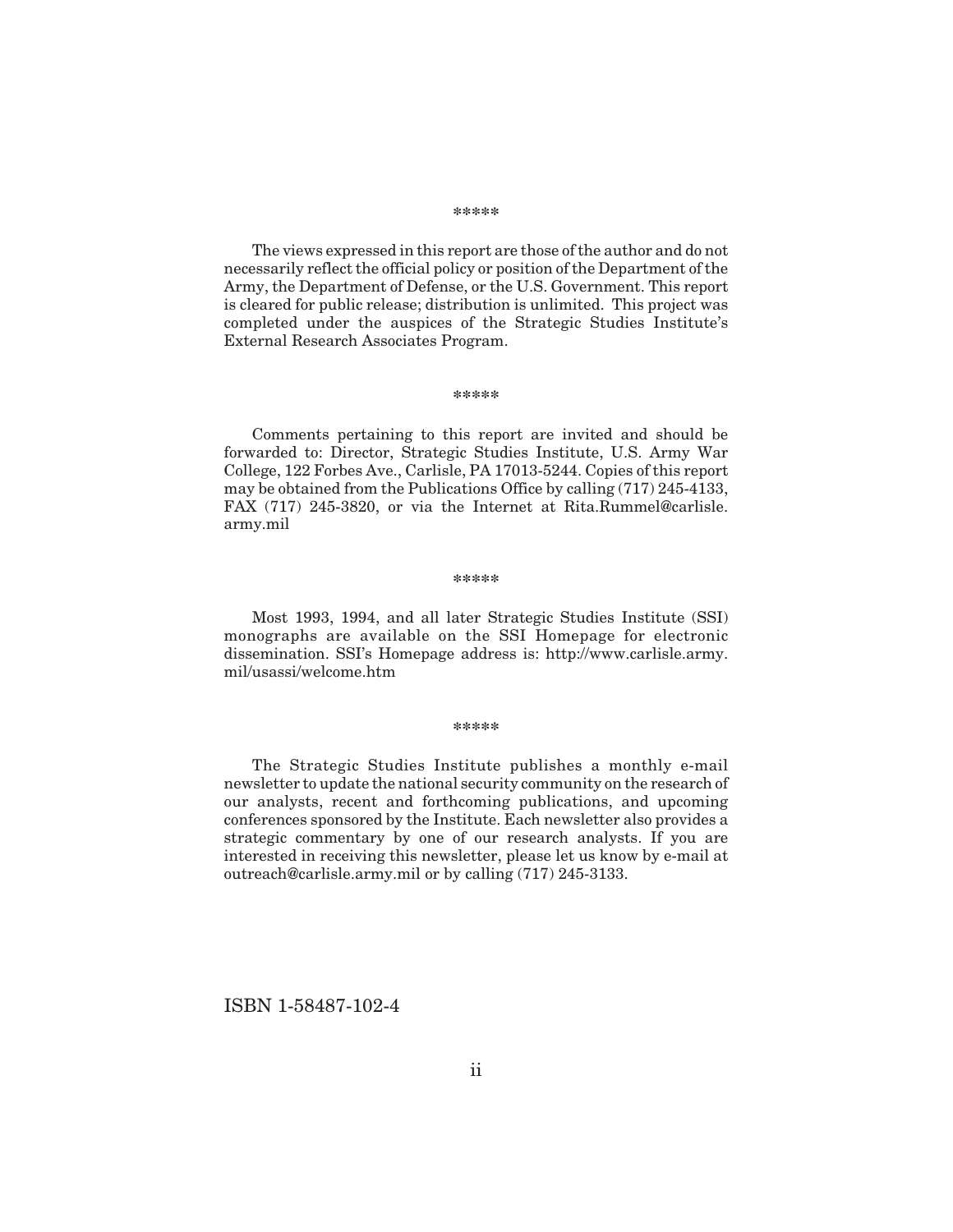*****

The views expressed in this report are those of the author and do not necessarily reflect the official policy or position of the Department of the Army, the Department of Defense, or the U.S. Government. This report is cleared for public release; distribution is unlimited. This project was completed under the auspices of the Strategic Studies Institute's External Research Associates Program.

*****

Comments pertaining to this report are invited and should be forwarded to: Director, Strategic Studies Institute, U.S. Army War College, 122 Forbes Ave., Carlisle, PA 17013-5244. Copies of this report may be obtained from the Publications Office by calling (717) 245-4133, FAX (717) 245-3820, or via the Internet at Rita.Rummel@carlisle.army.mil

*****

Most 1993, 1994, and all later Strategic Studies Institute (SSI) monographs are available on the SSI Homepage for electronic dissemination. SSI's Homepage address is: http://www.carlisle.army.mil/usassi/welcome.htm

*****

The Strategic Studies Institute publishes a monthly e-mail newsletter to update the national security community on the research of our analysts, recent and forthcoming publications, and upcoming conferences sponsored by the Institute. Each newsletter also provides a strategic commentary by one of our research analysts. If you are interested in receiving this newsletter, please let us know by e-mail at outreach@carlisle.army.mil or by calling (717) 245-3133.

ISBN 1-58487-102-4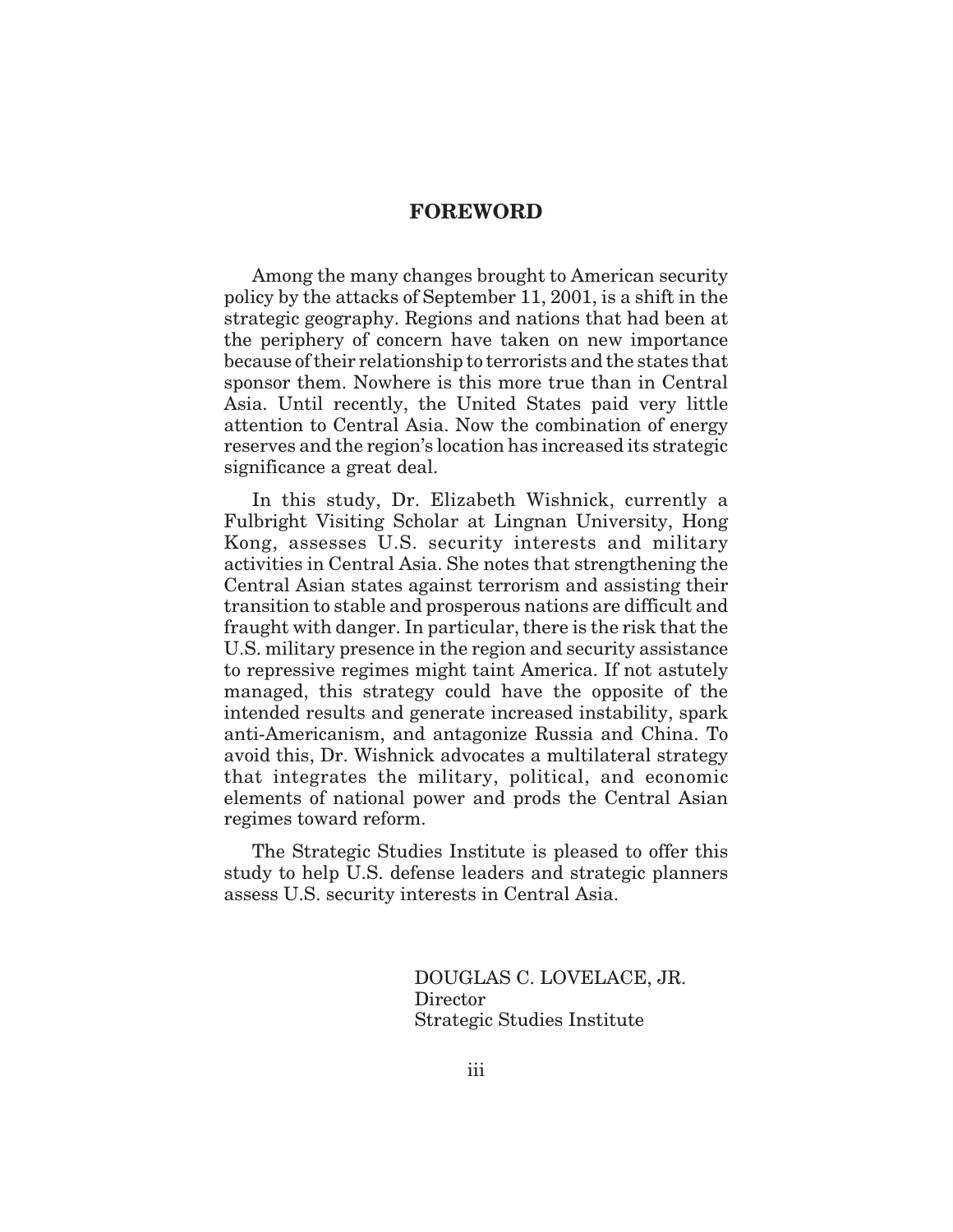## FOREWORD

Among the many changes brought to American security policy by the attacks of September 11, 2001, is a shift in the strategic geography. Regions and nations that had been at the periphery of concern have taken on new importance because of their relationship to terrorists and the states that sponsor them. Nowhere is this more true than in Central Asia. Until recently, the United States paid very little attention to Central Asia. Now the combination of energy reserves and the region's location has increased its strategic significance a great deal.

In this study, Dr. Elizabeth Wishnick, currently a Fulbright Visiting Scholar at Lingnan University, Hong Kong, assesses U.S. security interests and military activities in Central Asia. She notes that strengthening the Central Asian states against terrorism and assisting their transition to stable and prosperous nations are difficult and fraught with danger. In particular, there is the risk that the U.S. military presence in the region and security assistance to repressive regimes might taint America. If not astutely managed, this strategy could have the opposite of the intended results and generate increased instability, spark anti-Americanism, and antagonize Russia and China. To avoid this, Dr. Wishnick advocates a multilateral strategy that integrates the military, political, and economic elements of national power and prods the Central Asian regimes toward reform.

The Strategic Studies Institute is pleased to offer this study to help U.S. defense leaders and strategic planners assess U.S. security interests in Central Asia.

DOUGLAS C. LOVELACE, JR.
Director
Strategic Studies Institute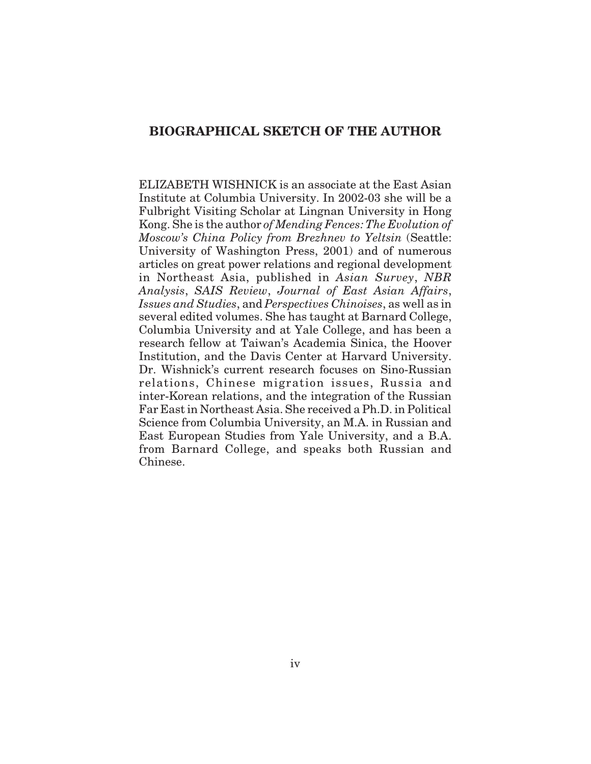## BIOGRAPHICAL SKETCH OF THE AUTHOR

ELIZABETH WISHNICK is an associate at the East Asian Institute at Columbia University. In 2002-03 she will be a Fulbright Visiting Scholar at Lingnan University in Hong Kong. She is the author *of Mending Fences: The Evolution of Moscow's China Policy from Brezhnev to Yeltsin* (Seattle: University of Washington Press, 2001) and of numerous articles on great power relations and regional development in Northeast Asia, published in *Asian Survey*, *NBR Analysis*, *SAIS Review*, *Journal of East Asian Affairs*, *Issues and Studies*, and *Perspectives Chinoises*, as well as in several edited volumes. She has taught at Barnard College, Columbia University and at Yale College, and has been a research fellow at Taiwan's Academia Sinica, the Hoover Institution, and the Davis Center at Harvard University. Dr. Wishnick's current research focuses on Sino-Russian relations, Chinese migration issues, Russia and inter-Korean relations, and the integration of the Russian Far East in Northeast Asia. She received a Ph.D. in Political Science from Columbia University, an M.A. in Russian and East European Studies from Yale University, and a B.A. from Barnard College, and speaks both Russian and Chinese.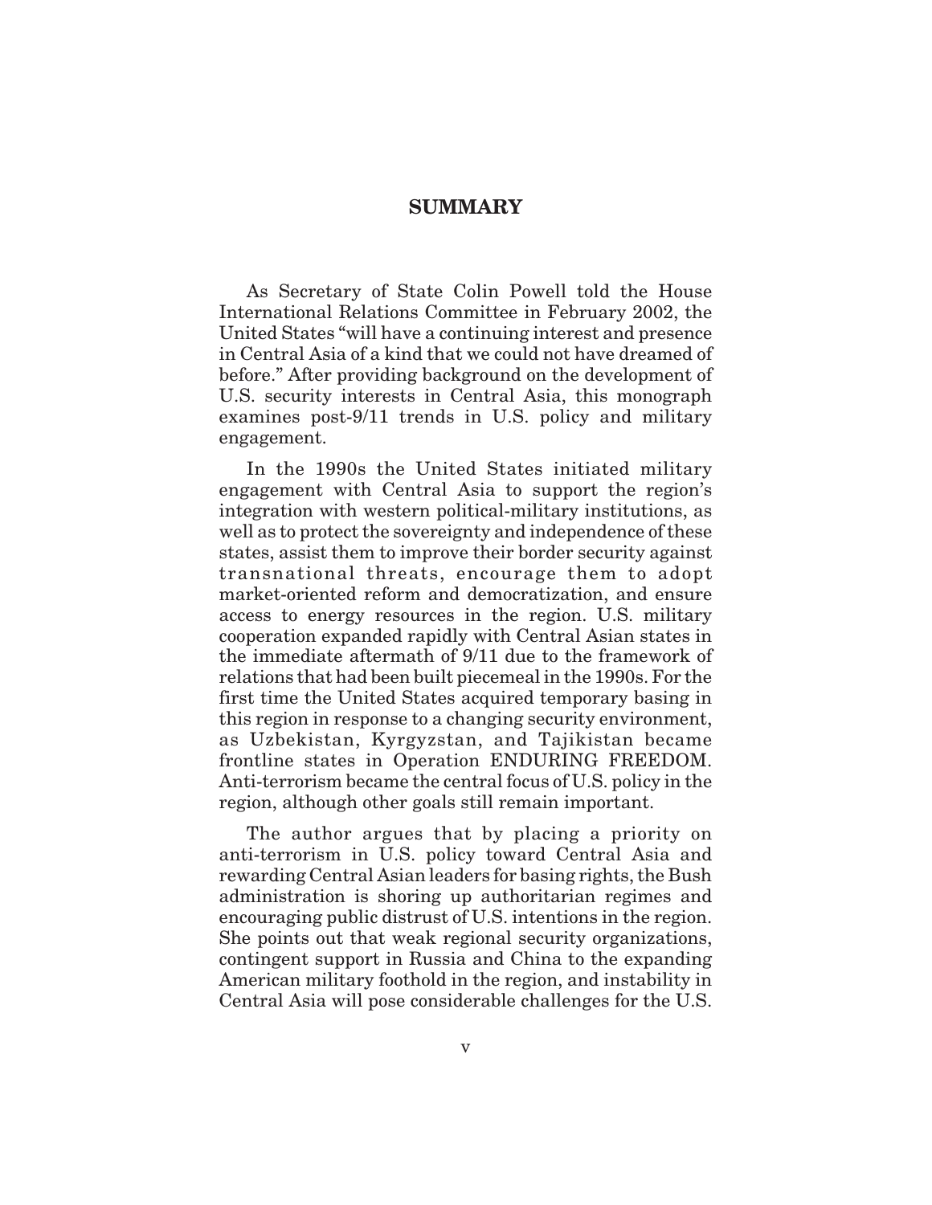## SUMMARY

As Secretary of State Colin Powell told the House International Relations Committee in February 2002, the United States "will have a continuing interest and presence in Central Asia of a kind that we could not have dreamed of before." After providing background on the development of U.S. security interests in Central Asia, this monograph examines post-9/11 trends in U.S. policy and military engagement.

In the 1990s the United States initiated military engagement with Central Asia to support the region's integration with western political-military institutions, as well as to protect the sovereignty and independence of these states, assist them to improve their border security against transnational threats, encourage them to adopt market-oriented reform and democratization, and ensure access to energy resources in the region. U.S. military cooperation expanded rapidly with Central Asian states in the immediate aftermath of 9/11 due to the framework of relations that had been built piecemeal in the 1990s. For the first time the United States acquired temporary basing in this region in response to a changing security environment, as Uzbekistan, Kyrgyzstan, and Tajikistan became frontline states in Operation ENDURING FREEDOM. Anti-terrorism became the central focus of U.S. policy in the region, although other goals still remain important.

The author argues that by placing a priority on anti-terrorism in U.S. policy toward Central Asia and rewarding Central Asian leaders for basing rights, the Bush administration is shoring up authoritarian regimes and encouraging public distrust of U.S. intentions in the region. She points out that weak regional security organizations, contingent support in Russia and China to the expanding American military foothold in the region, and instability in Central Asia will pose considerable challenges for the U.S.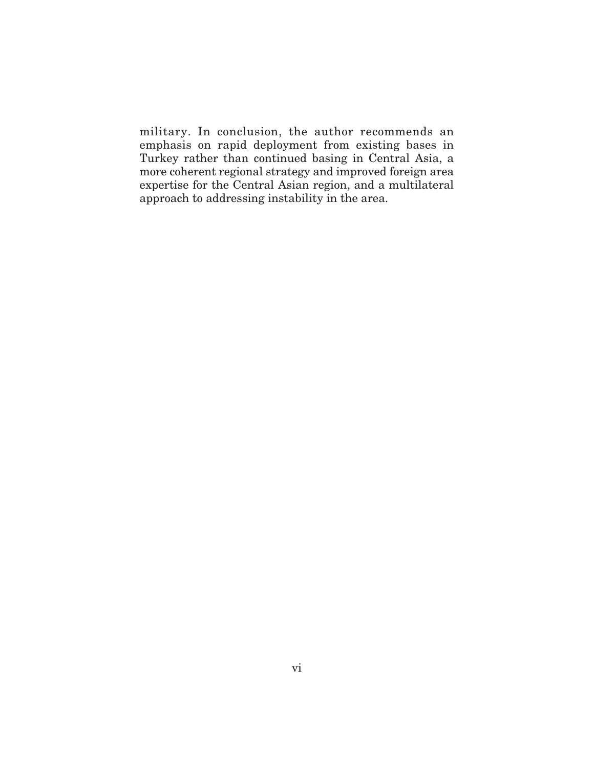military. In conclusion, the author recommends an emphasis on rapid deployment from existing bases in Turkey rather than continued basing in Central Asia, a more coherent regional strategy and improved foreign area expertise for the Central Asian region, and a multilateral approach to addressing instability in the area.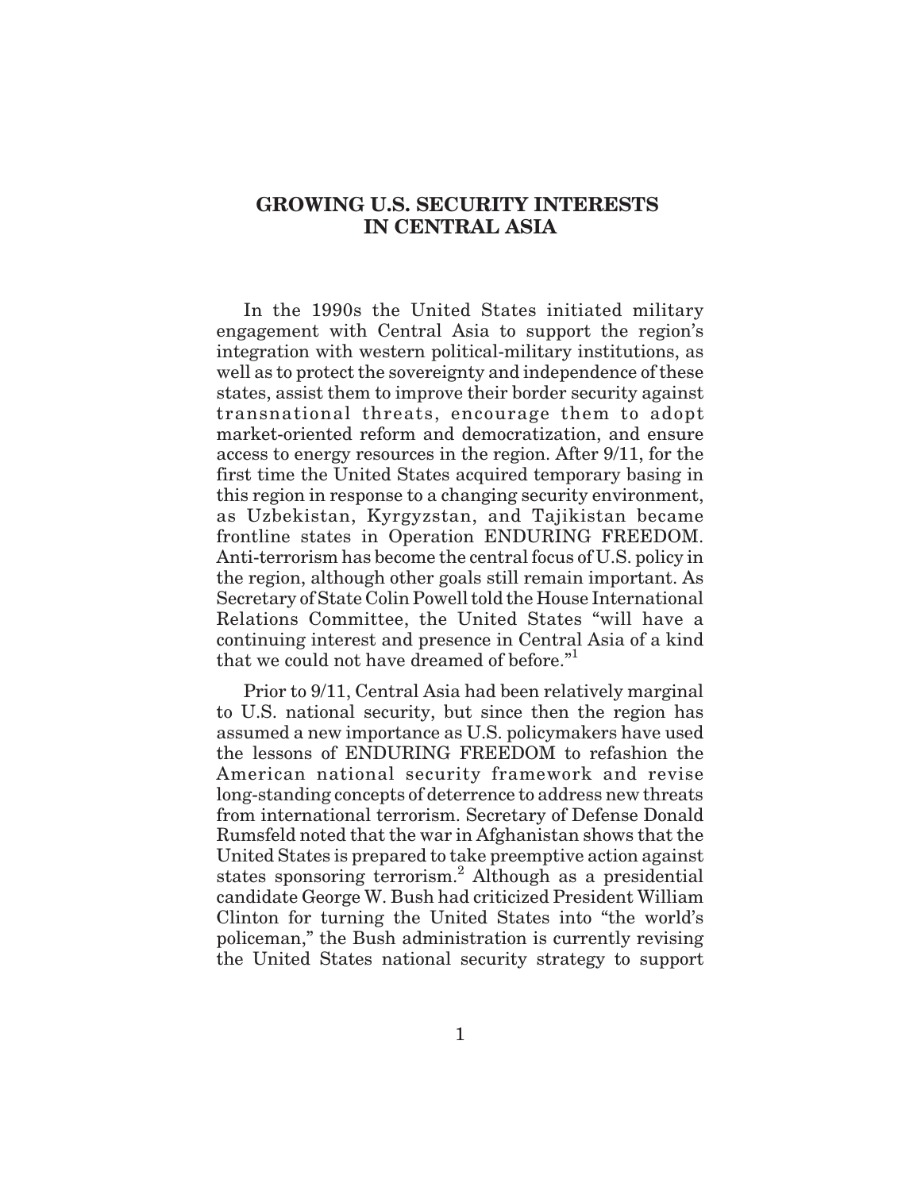# GROWING U.S. SECURITY INTERESTS IN CENTRAL ASIA

In the 1990s the United States initiated military engagement with Central Asia to support the region's integration with western political-military institutions, as well as to protect the sovereignty and independence of these states, assist them to improve their border security against transnational threats, encourage them to adopt market-oriented reform and democratization, and ensure access to energy resources in the region. After 9/11, for the first time the United States acquired temporary basing in this region in response to a changing security environment, as Uzbekistan, Kyrgyzstan, and Tajikistan became frontline states in Operation ENDURING FREEDOM. Anti-terrorism has become the central focus of U.S. policy in the region, although other goals still remain important. As Secretary of State Colin Powell told the House International Relations Committee, the United States "will have a continuing interest and presence in Central Asia of a kind that we could not have dreamed of before."[1]

Prior to 9/11, Central Asia had been relatively marginal to U.S. national security, but since then the region has assumed a new importance as U.S. policymakers have used the lessons of ENDURING FREEDOM to refashion the American national security framework and revise long-standing concepts of deterrence to address new threats from international terrorism. Secretary of Defense Donald Rumsfeld noted that the war in Afghanistan shows that the United States is prepared to take preemptive action against states sponsoring terrorism.[2] Although as a presidential candidate George W. Bush had criticized President William Clinton for turning the United States into "the world's policeman," the Bush administration is currently revising the United States national security strategy to support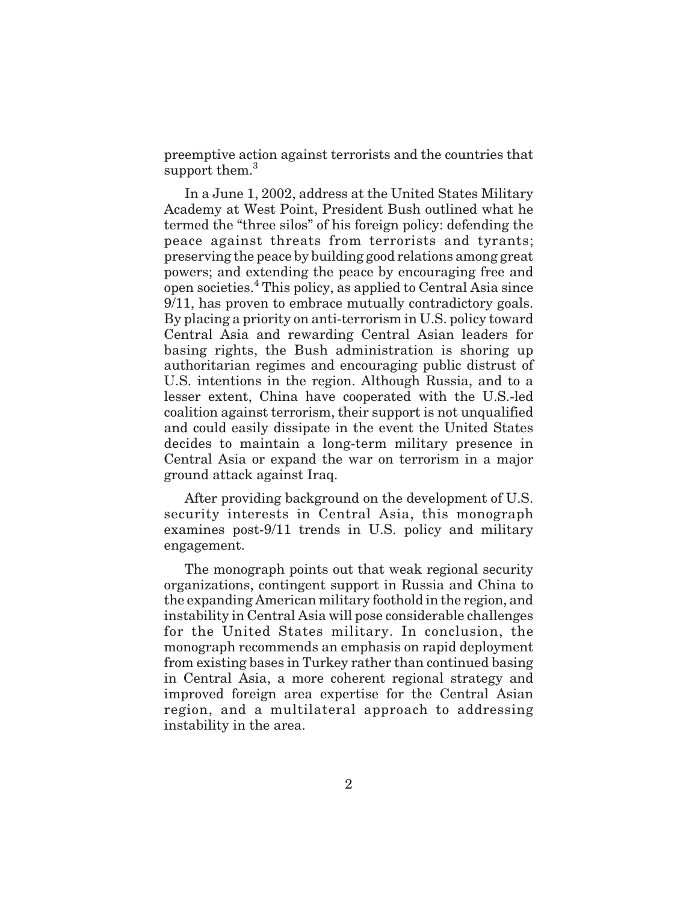preemptive action against terrorists and the countries that support them.[3]

In a June 1, 2002, address at the United States Military Academy at West Point, President Bush outlined what he termed the "three silos" of his foreign policy: defending the peace against threats from terrorists and tyrants; preserving the peace by building good relations among great powers; and extending the peace by encouraging free and open societies.[4] This policy, as applied to Central Asia since 9/11, has proven to embrace mutually contradictory goals. By placing a priority on anti-terrorism in U.S. policy toward Central Asia and rewarding Central Asian leaders for basing rights, the Bush administration is shoring up authoritarian regimes and encouraging public distrust of U.S. intentions in the region. Although Russia, and to a lesser extent, China have cooperated with the U.S.-led coalition against terrorism, their support is not unqualified and could easily dissipate in the event the United States decides to maintain a long-term military presence in Central Asia or expand the war on terrorism in a major ground attack against Iraq.

After providing background on the development of U.S. security interests in Central Asia, this monograph examines post-9/11 trends in U.S. policy and military engagement.

The monograph points out that weak regional security organizations, contingent support in Russia and China to the expanding American military foothold in the region, and instability in Central Asia will pose considerable challenges for the United States military. In conclusion, the monograph recommends an emphasis on rapid deployment from existing bases in Turkey rather than continued basing in Central Asia, a more coherent regional strategy and improved foreign area expertise for the Central Asian region, and a multilateral approach to addressing instability in the area.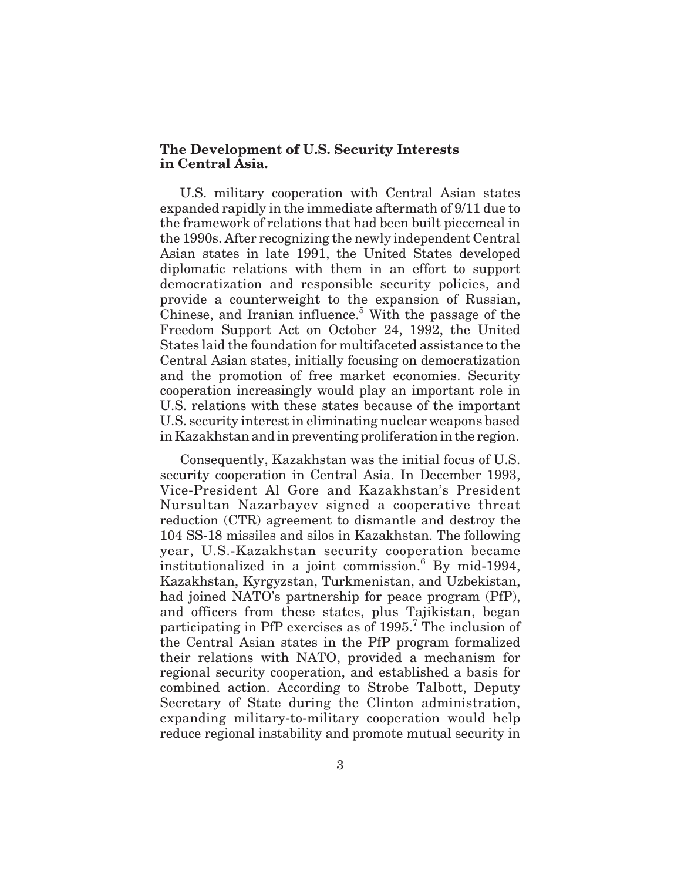## The Development of U.S. Security Interests in Central Asia.

U.S. military cooperation with Central Asian states expanded rapidly in the immediate aftermath of 9/11 due to the framework of relations that had been built piecemeal in the 1990s. After recognizing the newly independent Central Asian states in late 1991, the United States developed diplomatic relations with them in an effort to support democratization and responsible security policies, and provide a counterweight to the expansion of Russian, Chinese, and Iranian influence.[5] With the passage of the Freedom Support Act on October 24, 1992, the United States laid the foundation for multifaceted assistance to the Central Asian states, initially focusing on democratization and the promotion of free market economies. Security cooperation increasingly would play an important role in U.S. relations with these states because of the important U.S. security interest in eliminating nuclear weapons based in Kazakhstan and in preventing proliferation in the region.

Consequently, Kazakhstan was the initial focus of U.S. security cooperation in Central Asia. In December 1993, Vice-President Al Gore and Kazakhstan's President Nursultan Nazarbayev signed a cooperative threat reduction (CTR) agreement to dismantle and destroy the 104 SS-18 missiles and silos in Kazakhstan. The following year, U.S.-Kazakhstan security cooperation became institutionalized in a joint commission.[6] By mid-1994, Kazakhstan, Kyrgyzstan, Turkmenistan, and Uzbekistan, had joined NATO's partnership for peace program (PfP), and officers from these states, plus Tajikistan, began participating in PfP exercises as of 1995.[7] The inclusion of the Central Asian states in the PfP program formalized their relations with NATO, provided a mechanism for regional security cooperation, and established a basis for combined action. According to Strobe Talbott, Deputy Secretary of State during the Clinton administration, expanding military-to-military cooperation would help reduce regional instability and promote mutual security in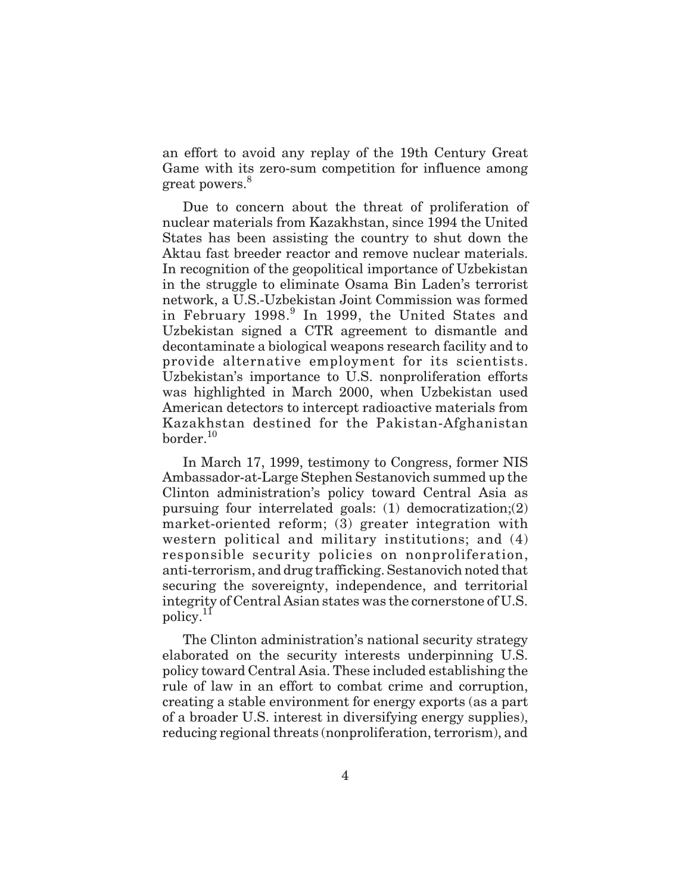an effort to avoid any replay of the 19th Century Great Game with its zero-sum competition for influence among great powers.[8]

Due to concern about the threat of proliferation of nuclear materials from Kazakhstan, since 1994 the United States has been assisting the country to shut down the Aktau fast breeder reactor and remove nuclear materials. In recognition of the geopolitical importance of Uzbekistan in the struggle to eliminate Osama Bin Laden's terrorist network, a U.S.-Uzbekistan Joint Commission was formed in February 1998.[9] In 1999, the United States and Uzbekistan signed a CTR agreement to dismantle and decontaminate a biological weapons research facility and to provide alternative employment for its scientists. Uzbekistan's importance to U.S. nonproliferation efforts was highlighted in March 2000, when Uzbekistan used American detectors to intercept radioactive materials from Kazakhstan destined for the Pakistan-Afghanistan border.[10]

In March 17, 1999, testimony to Congress, former NIS Ambassador-at-Large Stephen Sestanovich summed up the Clinton administration's policy toward Central Asia as pursuing four interrelated goals: (1) democratization;(2) market-oriented reform; (3) greater integration with western political and military institutions; and (4) responsible security policies on nonproliferation, anti-terrorism, and drug trafficking. Sestanovich noted that securing the sovereignty, independence, and territorial integrity of Central Asian states was the cornerstone of U.S. policy.[11]

The Clinton administration's national security strategy elaborated on the security interests underpinning U.S. policy toward Central Asia. These included establishing the rule of law in an effort to combat crime and corruption, creating a stable environment for energy exports (as a part of a broader U.S. interest in diversifying energy supplies), reducing regional threats (nonproliferation, terrorism), and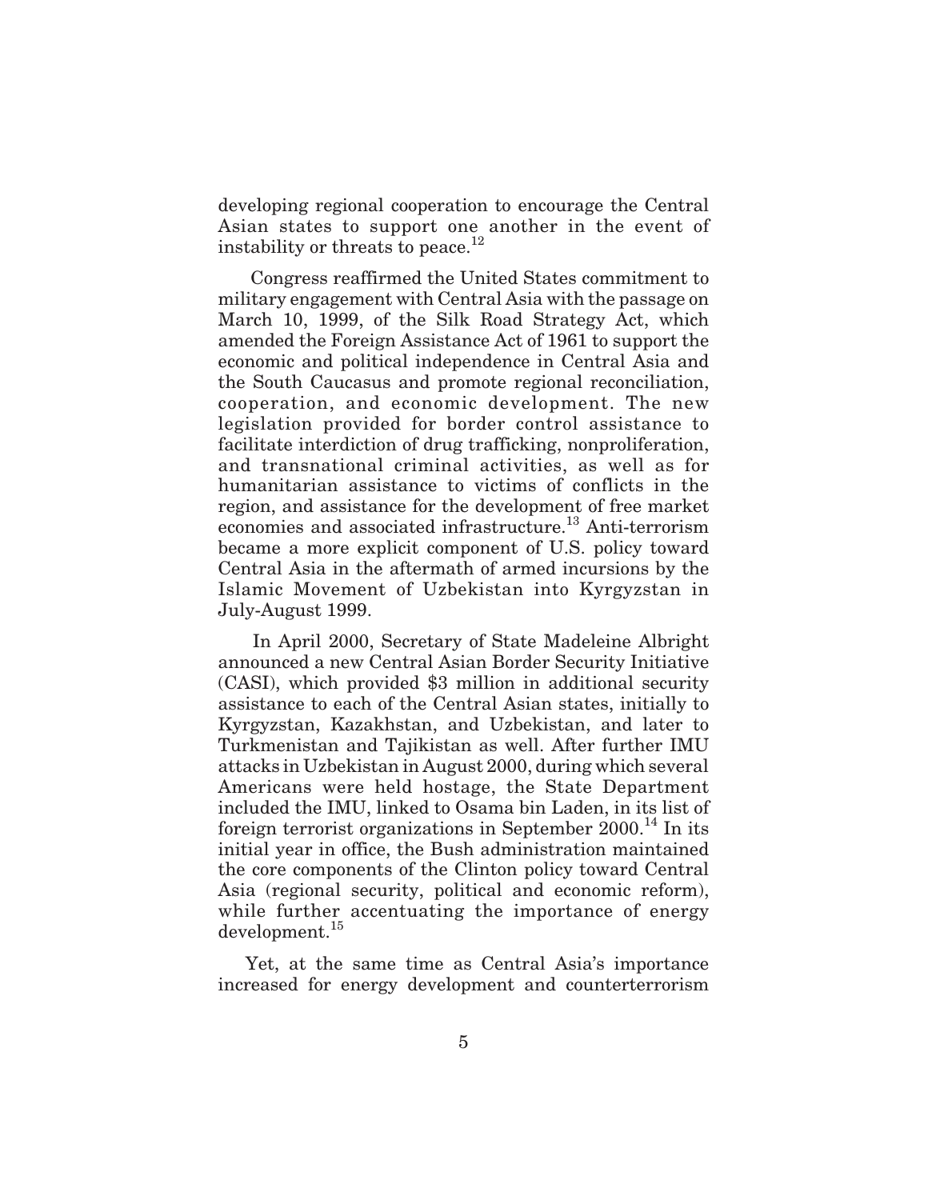developing regional cooperation to encourage the Central Asian states to support one another in the event of instability or threats to peace.[12]

Congress reaffirmed the United States commitment to military engagement with Central Asia with the passage on March 10, 1999, of the Silk Road Strategy Act, which amended the Foreign Assistance Act of 1961 to support the economic and political independence in Central Asia and the South Caucasus and promote regional reconciliation, cooperation, and economic development. The new legislation provided for border control assistance to facilitate interdiction of drug trafficking, nonproliferation, and transnational criminal activities, as well as for humanitarian assistance to victims of conflicts in the region, and assistance for the development of free market economies and associated infrastructure.[13] Anti-terrorism became a more explicit component of U.S. policy toward Central Asia in the aftermath of armed incursions by the Islamic Movement of Uzbekistan into Kyrgyzstan in July-August 1999.

In April 2000, Secretary of State Madeleine Albright announced a new Central Asian Border Security Initiative (CASI), which provided $3 million in additional security assistance to each of the Central Asian states, initially to Kyrgyzstan, Kazakhstan, and Uzbekistan, and later to Turkmenistan and Tajikistan as well. After further IMU attacks in Uzbekistan in August 2000, during which several Americans were held hostage, the State Department included the IMU, linked to Osama bin Laden, in its list of foreign terrorist organizations in September 2000.[14] In its initial year in office, the Bush administration maintained the core components of the Clinton policy toward Central Asia (regional security, political and economic reform), while further accentuating the importance of energy development.[15]

Yet, at the same time as Central Asia's importance increased for energy development and counterterrorism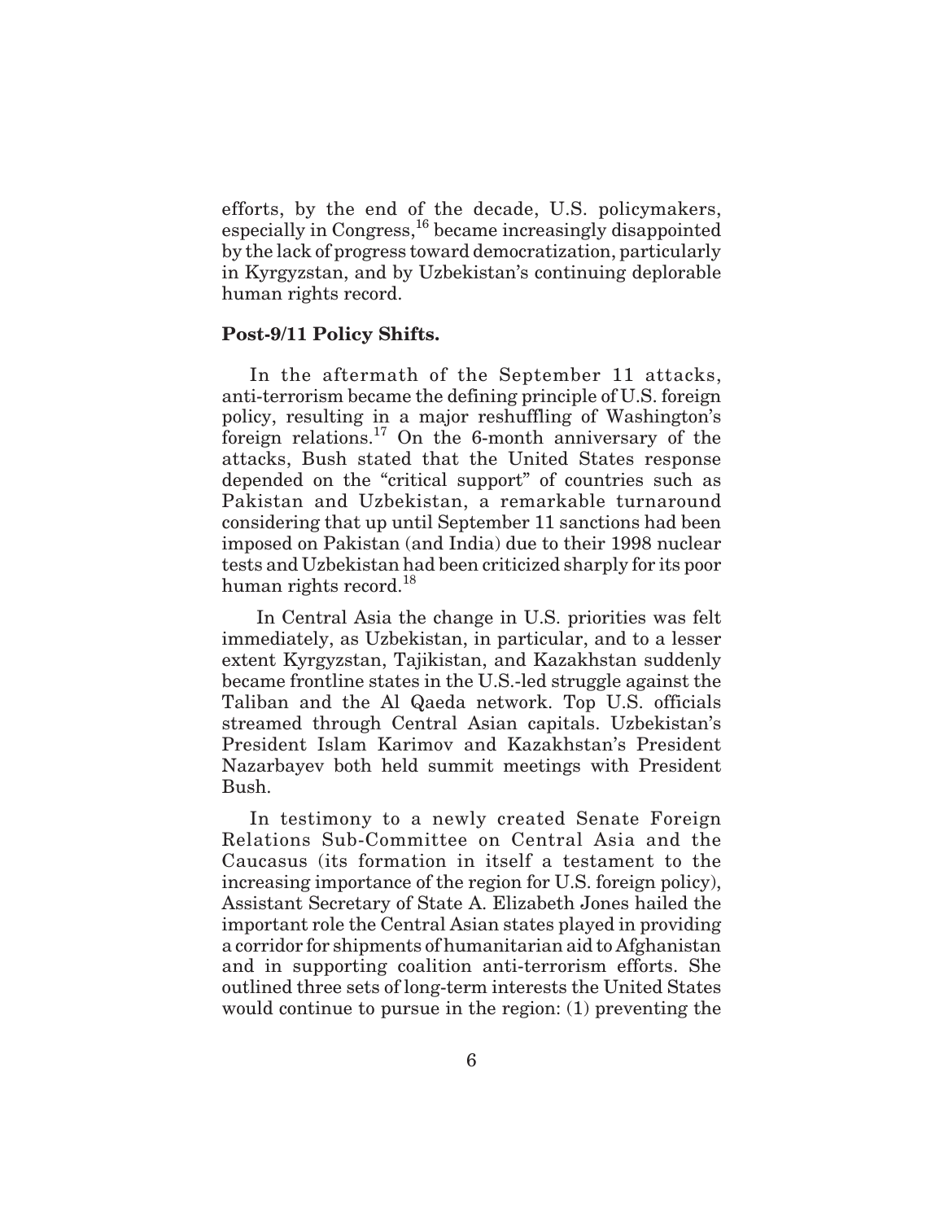efforts, by the end of the decade, U.S. policymakers, especially in Congress,[16] became increasingly disappointed by the lack of progress toward democratization, particularly in Kyrgyzstan, and by Uzbekistan's continuing deplorable human rights record.

**Post-9/11 Policy Shifts.**

In the aftermath of the September 11 attacks, anti-terrorism became the defining principle of U.S. foreign policy, resulting in a major reshuffling of Washington's foreign relations.[17] On the 6-month anniversary of the attacks, Bush stated that the United States response depended on the "critical support" of countries such as Pakistan and Uzbekistan, a remarkable turnaround considering that up until September 11 sanctions had been imposed on Pakistan (and India) due to their 1998 nuclear tests and Uzbekistan had been criticized sharply for its poor human rights record.[18]

In Central Asia the change in U.S. priorities was felt immediately, as Uzbekistan, in particular, and to a lesser extent Kyrgyzstan, Tajikistan, and Kazakhstan suddenly became frontline states in the U.S.-led struggle against the Taliban and the Al Qaeda network. Top U.S. officials streamed through Central Asian capitals. Uzbekistan's President Islam Karimov and Kazakhstan's President Nazarbayev both held summit meetings with President Bush.

In testimony to a newly created Senate Foreign Relations Sub-Committee on Central Asia and the Caucasus (its formation in itself a testament to the increasing importance of the region for U.S. foreign policy), Assistant Secretary of State A. Elizabeth Jones hailed the important role the Central Asian states played in providing a corridor for shipments of humanitarian aid to Afghanistan and in supporting coalition anti-terrorism efforts. She outlined three sets of long-term interests the United States would continue to pursue in the region: (1) preventing the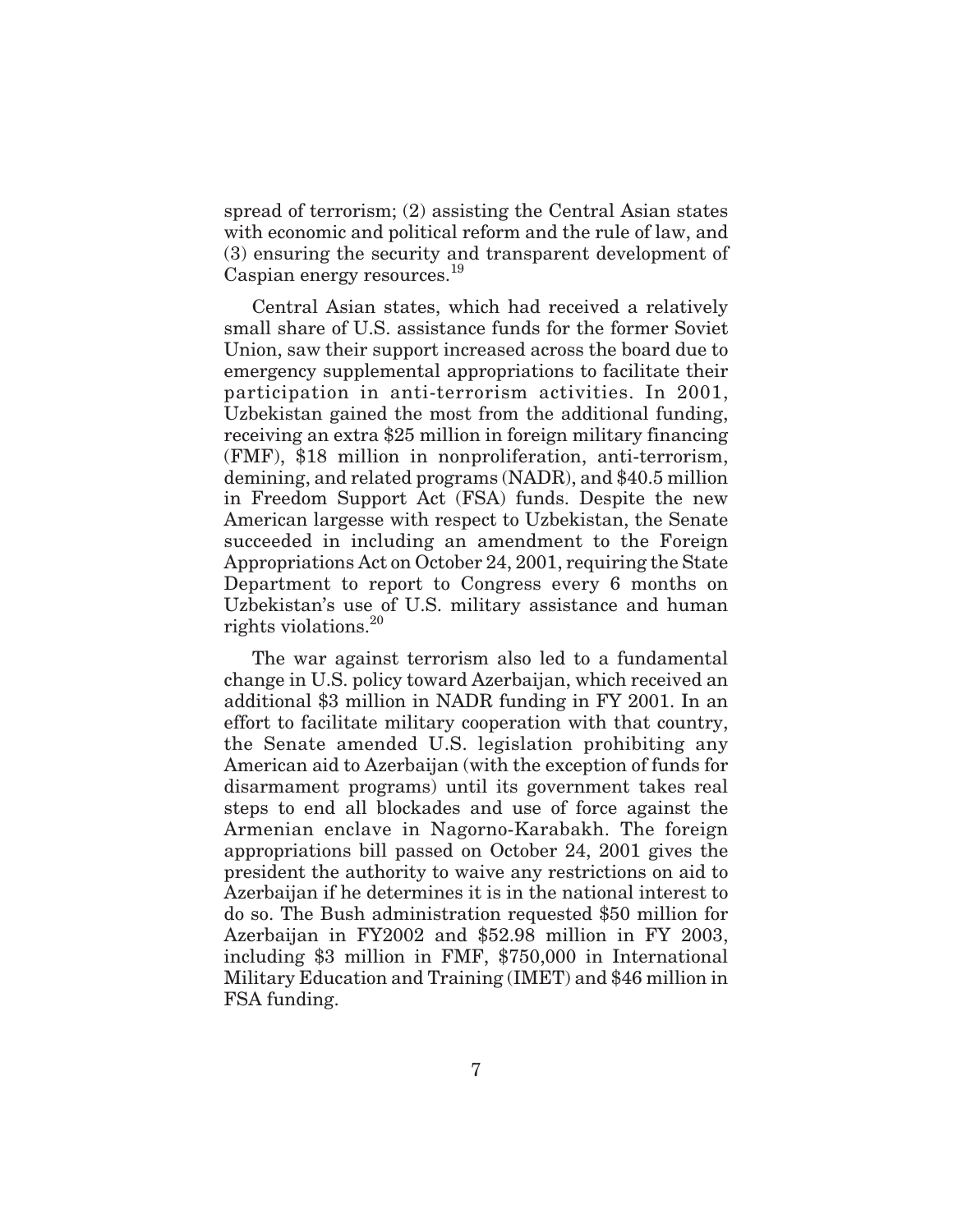spread of terrorism; (2) assisting the Central Asian states with economic and political reform and the rule of law, and (3) ensuring the security and transparent development of Caspian energy resources.[19]

Central Asian states, which had received a relatively small share of U.S. assistance funds for the former Soviet Union, saw their support increased across the board due to emergency supplemental appropriations to facilitate their participation in anti-terrorism activities. In 2001, Uzbekistan gained the most from the additional funding, receiving an extra $25 million in foreign military financing (FMF), $18 million in nonproliferation, anti-terrorism, demining, and related programs (NADR), and $40.5 million in Freedom Support Act (FSA) funds. Despite the new American largesse with respect to Uzbekistan, the Senate succeeded in including an amendment to the Foreign Appropriations Act on October 24, 2001, requiring the State Department to report to Congress every 6 months on Uzbekistan's use of U.S. military assistance and human rights violations.[20]

The war against terrorism also led to a fundamental change in U.S. policy toward Azerbaijan, which received an additional $3 million in NADR funding in FY 2001. In an effort to facilitate military cooperation with that country, the Senate amended U.S. legislation prohibiting any American aid to Azerbaijan (with the exception of funds for disarmament programs) until its government takes real steps to end all blockades and use of force against the Armenian enclave in Nagorno-Karabakh. The foreign appropriations bill passed on October 24, 2001 gives the president the authority to waive any restrictions on aid to Azerbaijan if he determines it is in the national interest to do so. The Bush administration requested $50 million for Azerbaijan in FY2002 and $52.98 million in FY 2003, including $3 million in FMF, $750,000 in International Military Education and Training (IMET) and $46 million in FSA funding.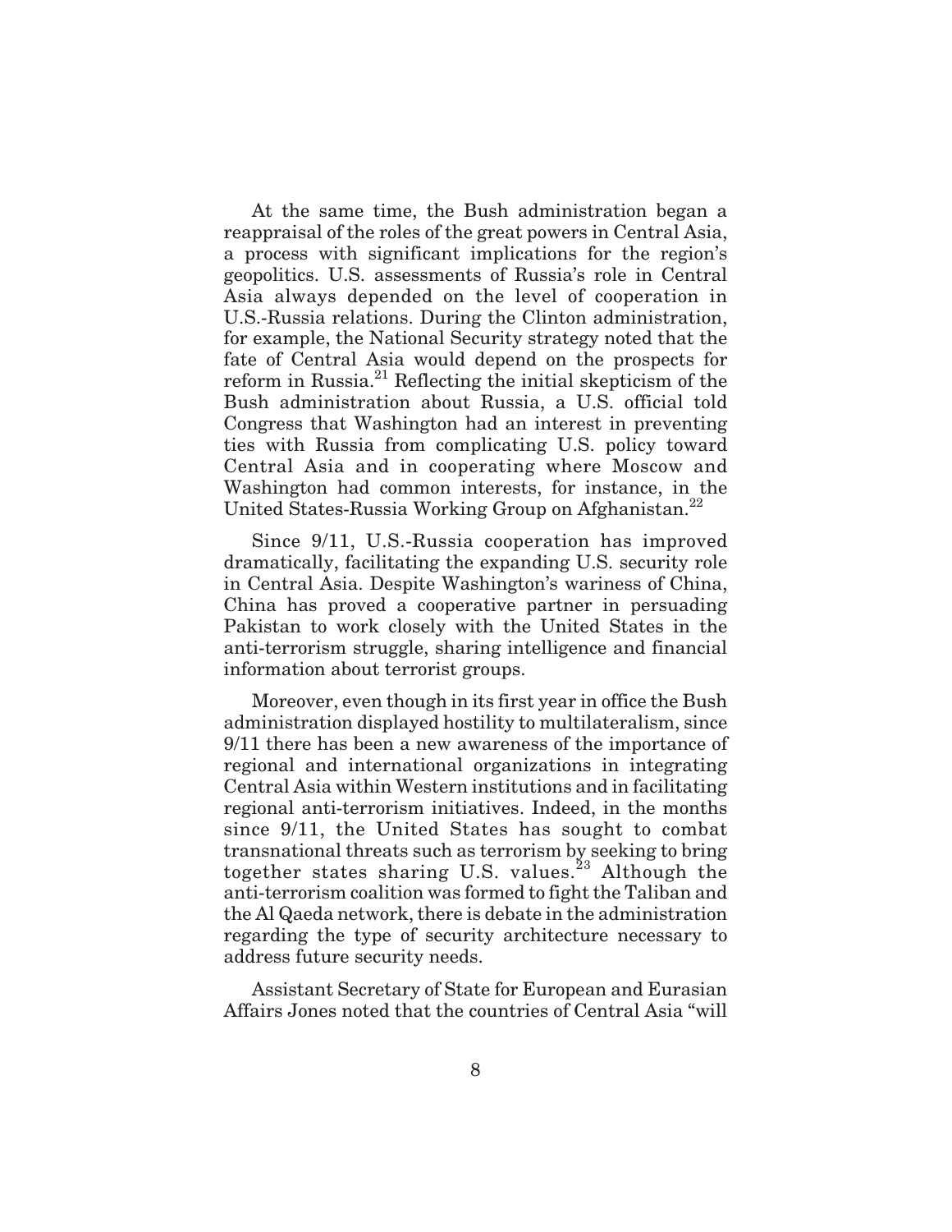At the same time, the Bush administration began a reappraisal of the roles of the great powers in Central Asia, a process with significant implications for the region's geopolitics. U.S. assessments of Russia's role in Central Asia always depended on the level of cooperation in U.S.-Russia relations. During the Clinton administration, for example, the National Security strategy noted that the fate of Central Asia would depend on the prospects for reform in Russia.[21] Reflecting the initial skepticism of the Bush administration about Russia, a U.S. official told Congress that Washington had an interest in preventing ties with Russia from complicating U.S. policy toward Central Asia and in cooperating where Moscow and Washington had common interests, for instance, in the United States-Russia Working Group on Afghanistan.[22]

Since 9/11, U.S.-Russia cooperation has improved dramatically, facilitating the expanding U.S. security role in Central Asia. Despite Washington's wariness of China, China has proved a cooperative partner in persuading Pakistan to work closely with the United States in the anti-terrorism struggle, sharing intelligence and financial information about terrorist groups.

Moreover, even though in its first year in office the Bush administration displayed hostility to multilateralism, since 9/11 there has been a new awareness of the importance of regional and international organizations in integrating Central Asia within Western institutions and in facilitating regional anti-terrorism initiatives. Indeed, in the months since 9/11, the United States has sought to combat transnational threats such as terrorism by seeking to bring together states sharing U.S. values.[23] Although the anti-terrorism coalition was formed to fight the Taliban and the Al Qaeda network, there is debate in the administration regarding the type of security architecture necessary to address future security needs.

Assistant Secretary of State for European and Eurasian Affairs Jones noted that the countries of Central Asia "will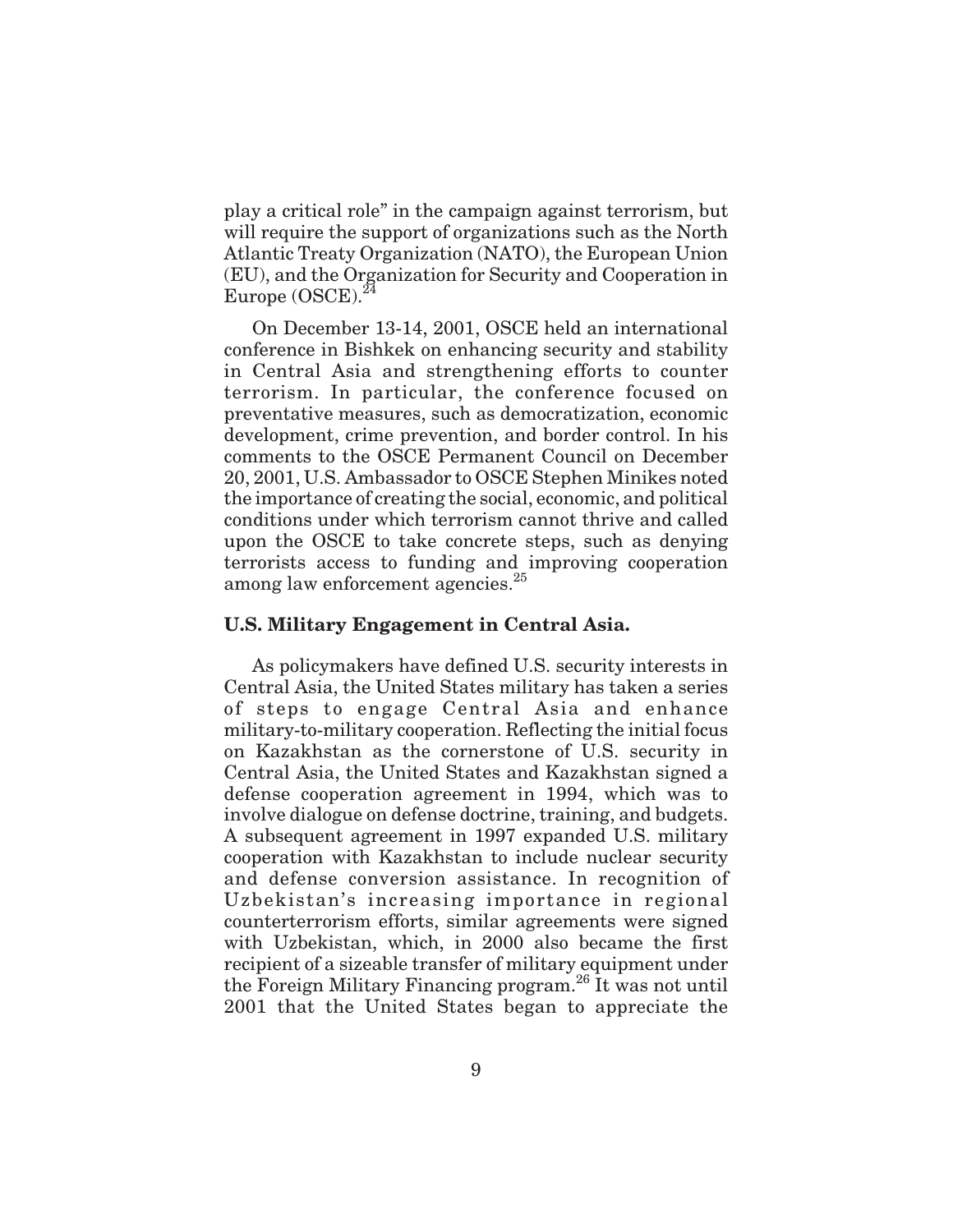play a critical role" in the campaign against terrorism, but will require the support of organizations such as the North Atlantic Treaty Organization (NATO), the European Union (EU), and the Organization for Security and Cooperation in Europe (OSCE).[24]

On December 13-14, 2001, OSCE held an international conference in Bishkek on enhancing security and stability in Central Asia and strengthening efforts to counter terrorism. In particular, the conference focused on preventative measures, such as democratization, economic development, crime prevention, and border control. In his comments to the OSCE Permanent Council on December 20, 2001, U.S. Ambassador to OSCE Stephen Minikes noted the importance of creating the social, economic, and political conditions under which terrorism cannot thrive and called upon the OSCE to take concrete steps, such as denying terrorists access to funding and improving cooperation among law enforcement agencies.[25]

**U.S. Military Engagement in Central Asia.**

As policymakers have defined U.S. security interests in Central Asia, the United States military has taken a series of steps to engage Central Asia and enhance military-to-military cooperation. Reflecting the initial focus on Kazakhstan as the cornerstone of U.S. security in Central Asia, the United States and Kazakhstan signed a defense cooperation agreement in 1994, which was to involve dialogue on defense doctrine, training, and budgets. A subsequent agreement in 1997 expanded U.S. military cooperation with Kazakhstan to include nuclear security and defense conversion assistance. In recognition of Uzbekistan's increasing importance in regional counterterrorism efforts, similar agreements were signed with Uzbekistan, which, in 2000 also became the first recipient of a sizeable transfer of military equipment under the Foreign Military Financing program.[26] It was not until 2001 that the United States began to appreciate the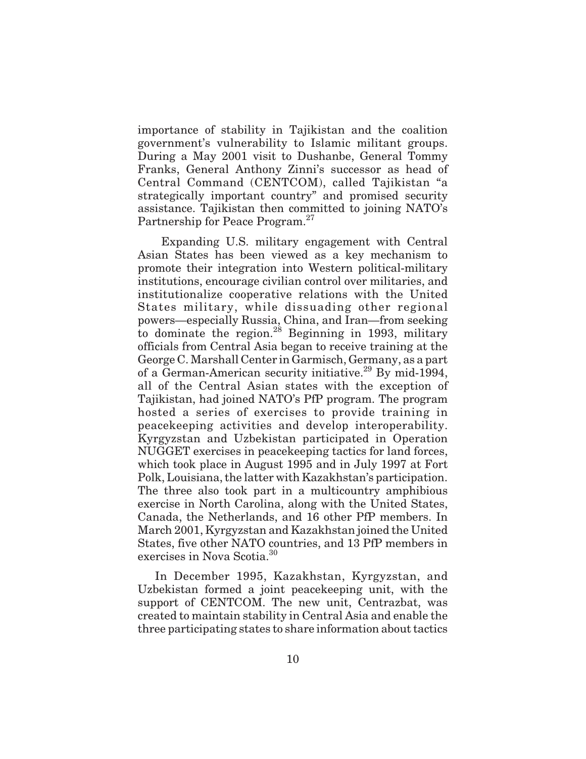importance of stability in Tajikistan and the coalition government's vulnerability to Islamic militant groups. During a May 2001 visit to Dushanbe, General Tommy Franks, General Anthony Zinni's successor as head of Central Command (CENTCOM), called Tajikistan "a strategically important country" and promised security assistance. Tajikistan then committed to joining NATO's Partnership for Peace Program.[27]

Expanding U.S. military engagement with Central Asian States has been viewed as a key mechanism to promote their integration into Western political-military institutions, encourage civilian control over militaries, and institutionalize cooperative relations with the United States military, while dissuading other regional powers—especially Russia, China, and Iran—from seeking to dominate the region.[28] Beginning in 1993, military officials from Central Asia began to receive training at the George C. Marshall Center in Garmisch, Germany, as a part of a German-American security initiative.[29] By mid-1994, all of the Central Asian states with the exception of Tajikistan, had joined NATO's PfP program. The program hosted a series of exercises to provide training in peacekeeping activities and develop interoperability. Kyrgyzstan and Uzbekistan participated in Operation NUGGET exercises in peacekeeping tactics for land forces, which took place in August 1995 and in July 1997 at Fort Polk, Louisiana, the latter with Kazakhstan's participation. The three also took part in a multicountry amphibious exercise in North Carolina, along with the United States, Canada, the Netherlands, and 16 other PfP members. In March 2001, Kyrgyzstan and Kazakhstan joined the United States, five other NATO countries, and 13 PfP members in exercises in Nova Scotia.[30]

In December 1995, Kazakhstan, Kyrgyzstan, and Uzbekistan formed a joint peacekeeping unit, with the support of CENTCOM. The new unit, Centrazbat, was created to maintain stability in Central Asia and enable the three participating states to share information about tactics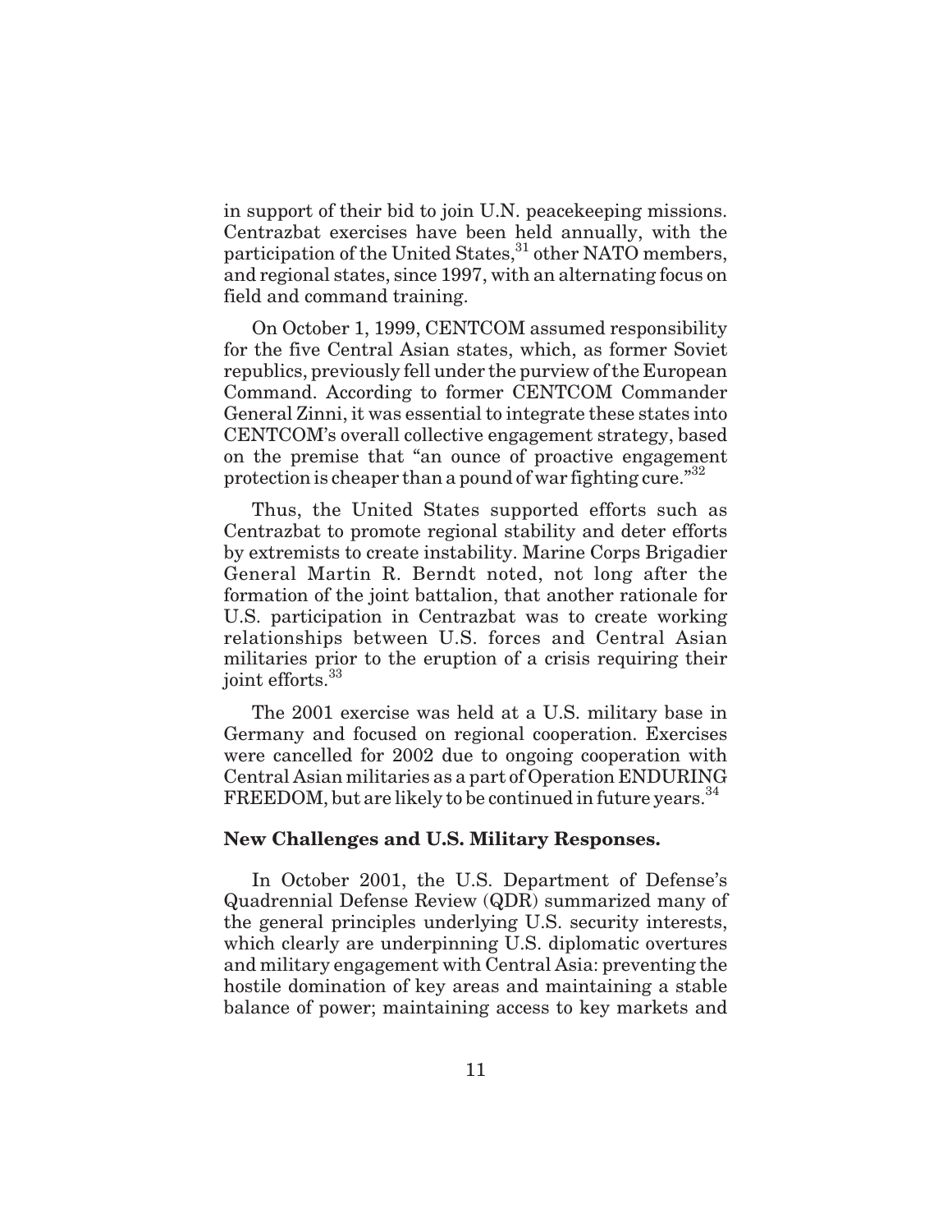in support of their bid to join U.N. peacekeeping missions. Centrazbat exercises have been held annually, with the participation of the United States,[31] other NATO members, and regional states, since 1997, with an alternating focus on field and command training.

On October 1, 1999, CENTCOM assumed responsibility for the five Central Asian states, which, as former Soviet republics, previously fell under the purview of the European Command. According to former CENTCOM Commander General Zinni, it was essential to integrate these states into CENTCOM's overall collective engagement strategy, based on the premise that "an ounce of proactive engagement protection is cheaper than a pound of war fighting cure."[32]

Thus, the United States supported efforts such as Centrazbat to promote regional stability and deter efforts by extremists to create instability. Marine Corps Brigadier General Martin R. Berndt noted, not long after the formation of the joint battalion, that another rationale for U.S. participation in Centrazbat was to create working relationships between U.S. forces and Central Asian militaries prior to the eruption of a crisis requiring their joint efforts.[33]

The 2001 exercise was held at a U.S. military base in Germany and focused on regional cooperation. Exercises were cancelled for 2002 due to ongoing cooperation with Central Asian militaries as a part of Operation ENDURING FREEDOM, but are likely to be continued in future years.[34]

**New Challenges and U.S. Military Responses.**

In October 2001, the U.S. Department of Defense's Quadrennial Defense Review (QDR) summarized many of the general principles underlying U.S. security interests, which clearly are underpinning U.S. diplomatic overtures and military engagement with Central Asia: preventing the hostile domination of key areas and maintaining a stable balance of power; maintaining access to key markets and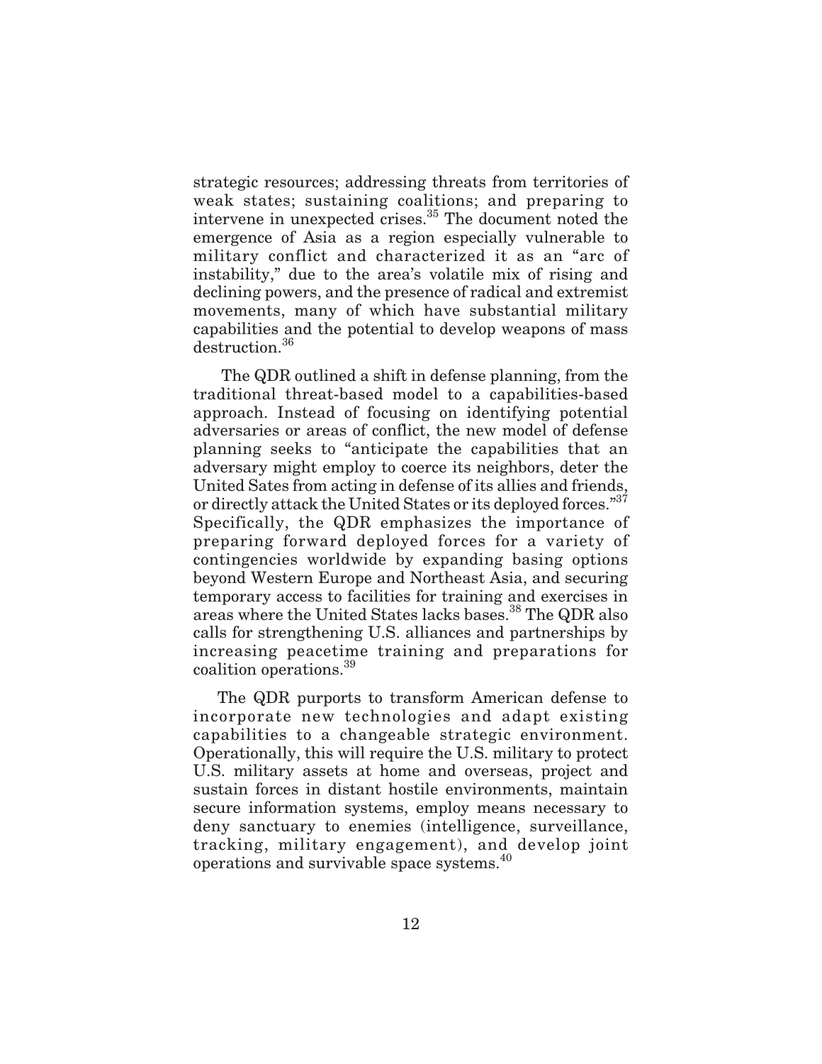strategic resources; addressing threats from territories of weak states; sustaining coalitions; and preparing to intervene in unexpected crises.[35] The document noted the emergence of Asia as a region especially vulnerable to military conflict and characterized it as an "arc of instability," due to the area's volatile mix of rising and declining powers, and the presence of radical and extremist movements, many of which have substantial military capabilities and the potential to develop weapons of mass destruction.[36]

The QDR outlined a shift in defense planning, from the traditional threat-based model to a capabilities-based approach. Instead of focusing on identifying potential adversaries or areas of conflict, the new model of defense planning seeks to "anticipate the capabilities that an adversary might employ to coerce its neighbors, deter the United Sates from acting in defense of its allies and friends, or directly attack the United States or its deployed forces."[37] Specifically, the QDR emphasizes the importance of preparing forward deployed forces for a variety of contingencies worldwide by expanding basing options beyond Western Europe and Northeast Asia, and securing temporary access to facilities for training and exercises in areas where the United States lacks bases.[38] The QDR also calls for strengthening U.S. alliances and partnerships by increasing peacetime training and preparations for coalition operations.[39]

The QDR purports to transform American defense to incorporate new technologies and adapt existing capabilities to a changeable strategic environment. Operationally, this will require the U.S. military to protect U.S. military assets at home and overseas, project and sustain forces in distant hostile environments, maintain secure information systems, employ means necessary to deny sanctuary to enemies (intelligence, surveillance, tracking, military engagement), and develop joint operations and survivable space systems.[40]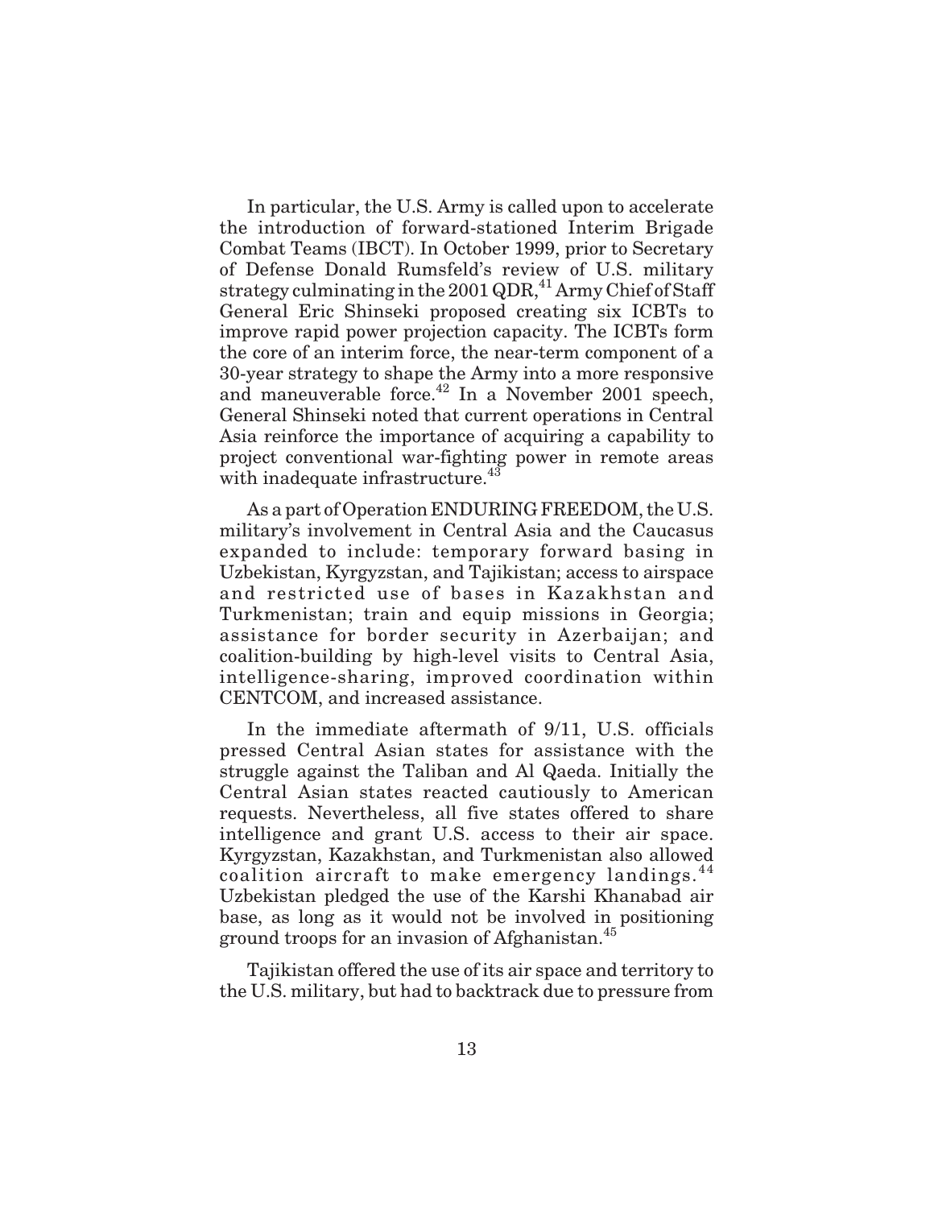In particular, the U.S. Army is called upon to accelerate the introduction of forward-stationed Interim Brigade Combat Teams (IBCT). In October 1999, prior to Secretary of Defense Donald Rumsfeld's review of U.S. military strategy culminating in the 2001 QDR,[41] Army Chief of Staff General Eric Shinseki proposed creating six ICBTs to improve rapid power projection capacity. The ICBTs form the core of an interim force, the near-term component of a 30-year strategy to shape the Army into a more responsive and maneuverable force.[42] In a November 2001 speech, General Shinseki noted that current operations in Central Asia reinforce the importance of acquiring a capability to project conventional war-fighting power in remote areas with inadequate infrastructure.[43]

As a part of Operation ENDURING FREEDOM, the U.S. military's involvement in Central Asia and the Caucasus expanded to include: temporary forward basing in Uzbekistan, Kyrgyzstan, and Tajikistan; access to airspace and restricted use of bases in Kazakhstan and Turkmenistan; train and equip missions in Georgia; assistance for border security in Azerbaijan; and coalition-building by high-level visits to Central Asia, intelligence-sharing, improved coordination within CENTCOM, and increased assistance.

In the immediate aftermath of 9/11, U.S. officials pressed Central Asian states for assistance with the struggle against the Taliban and Al Qaeda. Initially the Central Asian states reacted cautiously to American requests. Nevertheless, all five states offered to share intelligence and grant U.S. access to their air space. Kyrgyzstan, Kazakhstan, and Turkmenistan also allowed coalition aircraft to make emergency landings.[44] Uzbekistan pledged the use of the Karshi Khanabad air base, as long as it would not be involved in positioning ground troops for an invasion of Afghanistan.[45]

Tajikistan offered the use of its air space and territory to the U.S. military, but had to backtrack due to pressure from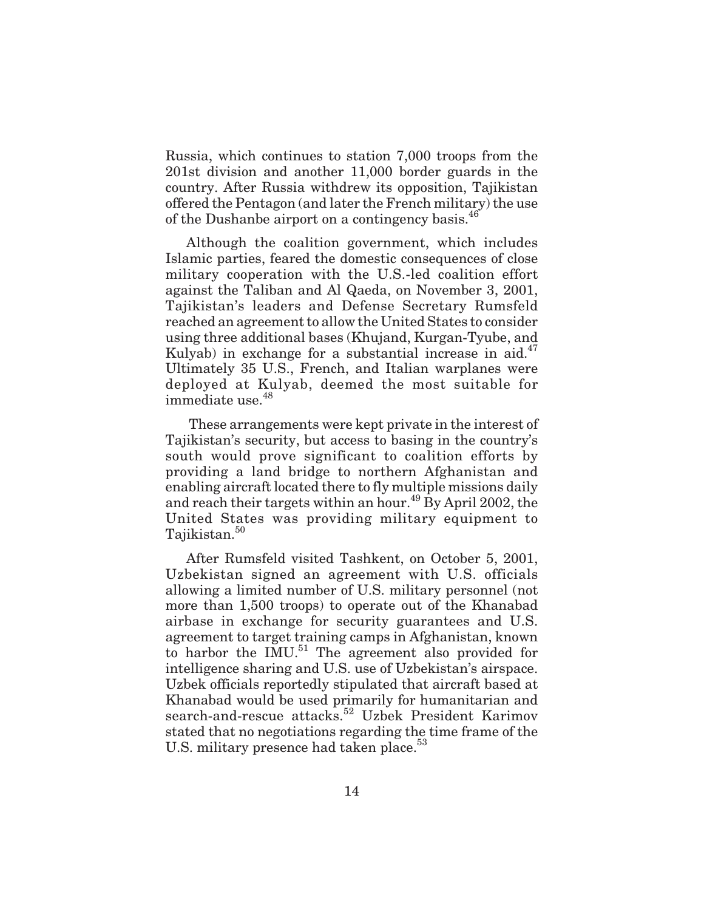Russia, which continues to station 7,000 troops from the 201st division and another 11,000 border guards in the country. After Russia withdrew its opposition, Tajikistan offered the Pentagon (and later the French military) the use of the Dushanbe airport on a contingency basis.[46]

Although the coalition government, which includes Islamic parties, feared the domestic consequences of close military cooperation with the U.S.-led coalition effort against the Taliban and Al Qaeda, on November 3, 2001, Tajikistan's leaders and Defense Secretary Rumsfeld reached an agreement to allow the United States to consider using three additional bases (Khujand, Kurgan-Tyube, and Kulyab) in exchange for a substantial increase in aid.[47] Ultimately 35 U.S., French, and Italian warplanes were deployed at Kulyab, deemed the most suitable for immediate use.[48]

These arrangements were kept private in the interest of Tajikistan's security, but access to basing in the country's south would prove significant to coalition efforts by providing a land bridge to northern Afghanistan and enabling aircraft located there to fly multiple missions daily and reach their targets within an hour.[49] By April 2002, the United States was providing military equipment to Tajikistan.[50]

After Rumsfeld visited Tashkent, on October 5, 2001, Uzbekistan signed an agreement with U.S. officials allowing a limited number of U.S. military personnel (not more than 1,500 troops) to operate out of the Khanabad airbase in exchange for security guarantees and U.S. agreement to target training camps in Afghanistan, known to harbor the IMU.[51] The agreement also provided for intelligence sharing and U.S. use of Uzbekistan's airspace. Uzbek officials reportedly stipulated that aircraft based at Khanabad would be used primarily for humanitarian and search-and-rescue attacks.[52] Uzbek President Karimov stated that no negotiations regarding the time frame of the U.S. military presence had taken place.[53]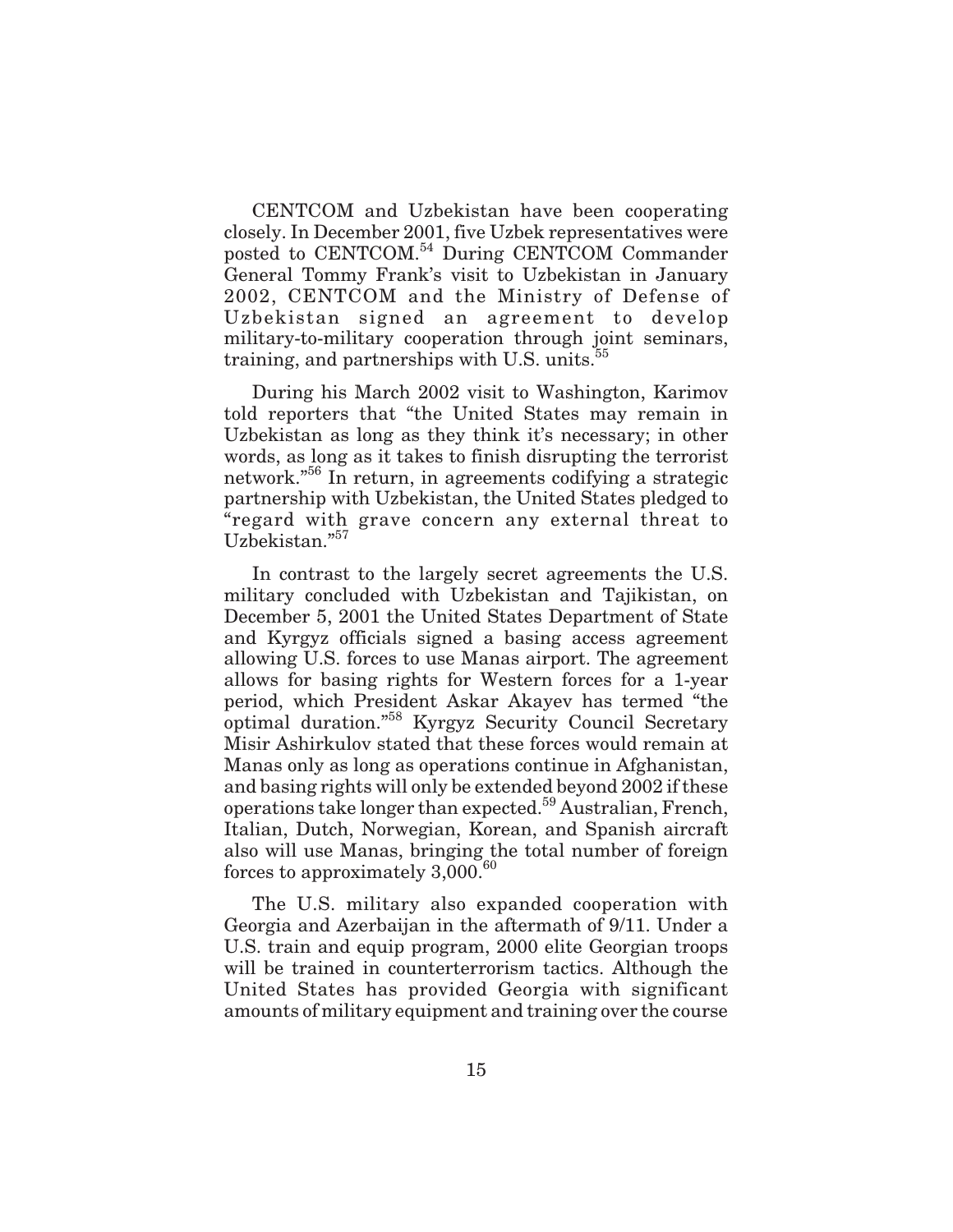CENTCOM and Uzbekistan have been cooperating closely. In December 2001, five Uzbek representatives were posted to CENTCOM.[54] During CENTCOM Commander General Tommy Frank's visit to Uzbekistan in January 2002, CENTCOM and the Ministry of Defense of Uzbekistan signed an agreement to develop military-to-military cooperation through joint seminars, training, and partnerships with U.S. units.[55]

During his March 2002 visit to Washington, Karimov told reporters that "the United States may remain in Uzbekistan as long as they think it's necessary; in other words, as long as it takes to finish disrupting the terrorist network."[56] In return, in agreements codifying a strategic partnership with Uzbekistan, the United States pledged to "regard with grave concern any external threat to Uzbekistan."[57]

In contrast to the largely secret agreements the U.S. military concluded with Uzbekistan and Tajikistan, on December 5, 2001 the United States Department of State and Kyrgyz officials signed a basing access agreement allowing U.S. forces to use Manas airport. The agreement allows for basing rights for Western forces for a 1-year period, which President Askar Akayev has termed "the optimal duration."[58] Kyrgyz Security Council Secretary Misir Ashirkulov stated that these forces would remain at Manas only as long as operations continue in Afghanistan, and basing rights will only be extended beyond 2002 if these operations take longer than expected.[59] Australian, French, Italian, Dutch, Norwegian, Korean, and Spanish aircraft also will use Manas, bringing the total number of foreign forces to approximately 3,000.[60]

The U.S. military also expanded cooperation with Georgia and Azerbaijan in the aftermath of 9/11. Under a U.S. train and equip program, 2000 elite Georgian troops will be trained in counterterrorism tactics. Although the United States has provided Georgia with significant amounts of military equipment and training over the course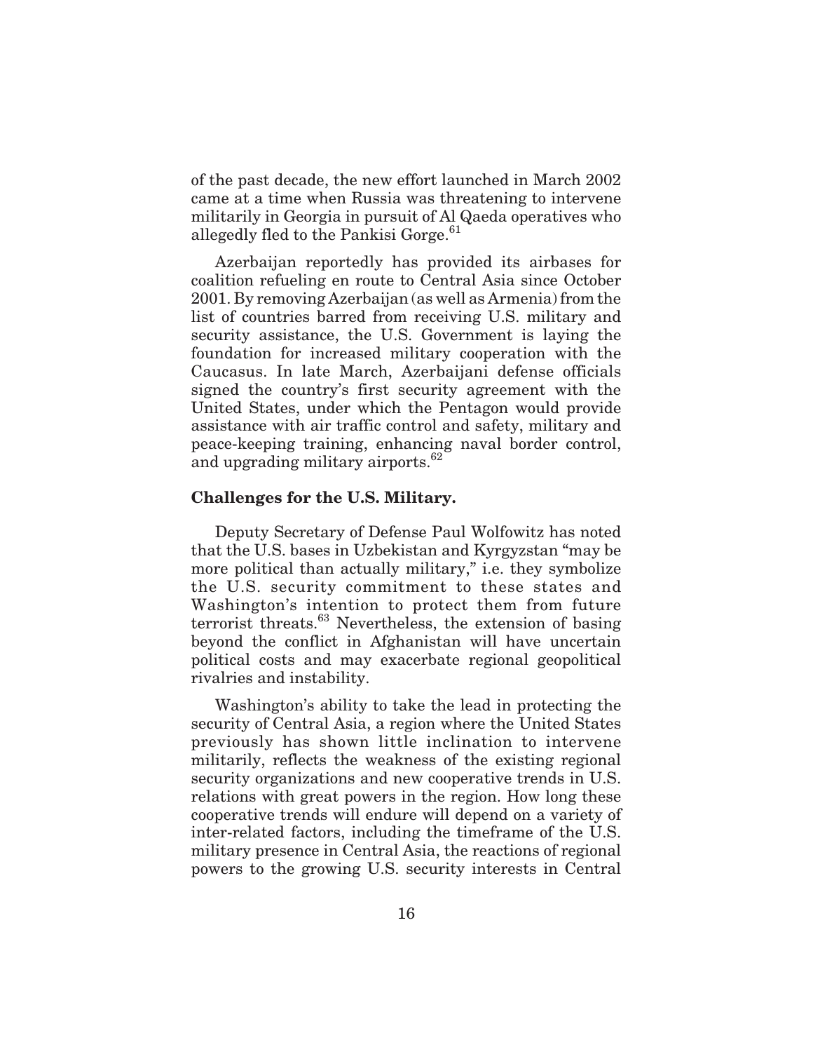of the past decade, the new effort launched in March 2002 came at a time when Russia was threatening to intervene militarily in Georgia in pursuit of Al Qaeda operatives who allegedly fled to the Pankisi Gorge.[61]

Azerbaijan reportedly has provided its airbases for coalition refueling en route to Central Asia since October 2001. By removing Azerbaijan (as well as Armenia) from the list of countries barred from receiving U.S. military and security assistance, the U.S. Government is laying the foundation for increased military cooperation with the Caucasus. In late March, Azerbaijani defense officials signed the country's first security agreement with the United States, under which the Pentagon would provide assistance with air traffic control and safety, military and peace-keeping training, enhancing naval border control, and upgrading military airports.[62]

**Challenges for the U.S. Military.**

Deputy Secretary of Defense Paul Wolfowitz has noted that the U.S. bases in Uzbekistan and Kyrgyzstan "may be more political than actually military," i.e. they symbolize the U.S. security commitment to these states and Washington's intention to protect them from future terrorist threats.[63] Nevertheless, the extension of basing beyond the conflict in Afghanistan will have uncertain political costs and may exacerbate regional geopolitical rivalries and instability.

Washington's ability to take the lead in protecting the security of Central Asia, a region where the United States previously has shown little inclination to intervene militarily, reflects the weakness of the existing regional security organizations and new cooperative trends in U.S. relations with great powers in the region. How long these cooperative trends will endure will depend on a variety of inter-related factors, including the timeframe of the U.S. military presence in Central Asia, the reactions of regional powers to the growing U.S. security interests in Central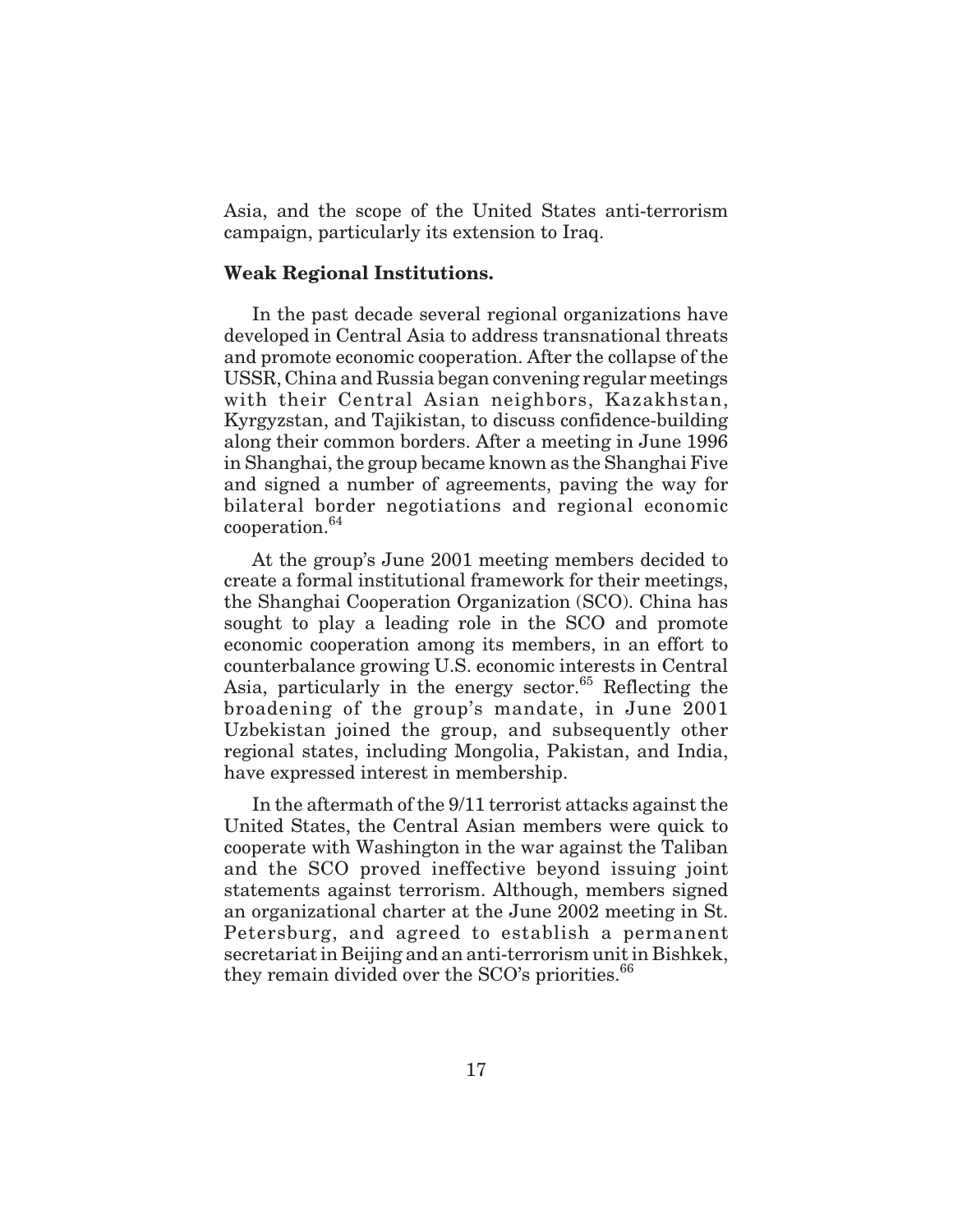Asia, and the scope of the United States anti-terrorism campaign, particularly its extension to Iraq.

**Weak Regional Institutions.**

In the past decade several regional organizations have developed in Central Asia to address transnational threats and promote economic cooperation. After the collapse of the USSR, China and Russia began convening regular meetings with their Central Asian neighbors, Kazakhstan, Kyrgyzstan, and Tajikistan, to discuss confidence-building along their common borders. After a meeting in June 1996 in Shanghai, the group became known as the Shanghai Five and signed a number of agreements, paving the way for bilateral border negotiations and regional economic cooperation.[64]

At the group's June 2001 meeting members decided to create a formal institutional framework for their meetings, the Shanghai Cooperation Organization (SCO). China has sought to play a leading role in the SCO and promote economic cooperation among its members, in an effort to counterbalance growing U.S. economic interests in Central Asia, particularly in the energy sector.[65] Reflecting the broadening of the group's mandate, in June 2001 Uzbekistan joined the group, and subsequently other regional states, including Mongolia, Pakistan, and India, have expressed interest in membership.

In the aftermath of the 9/11 terrorist attacks against the United States, the Central Asian members were quick to cooperate with Washington in the war against the Taliban and the SCO proved ineffective beyond issuing joint statements against terrorism. Although, members signed an organizational charter at the June 2002 meeting in St. Petersburg, and agreed to establish a permanent secretariat in Beijing and an anti-terrorism unit in Bishkek, they remain divided over the SCO's priorities.[66]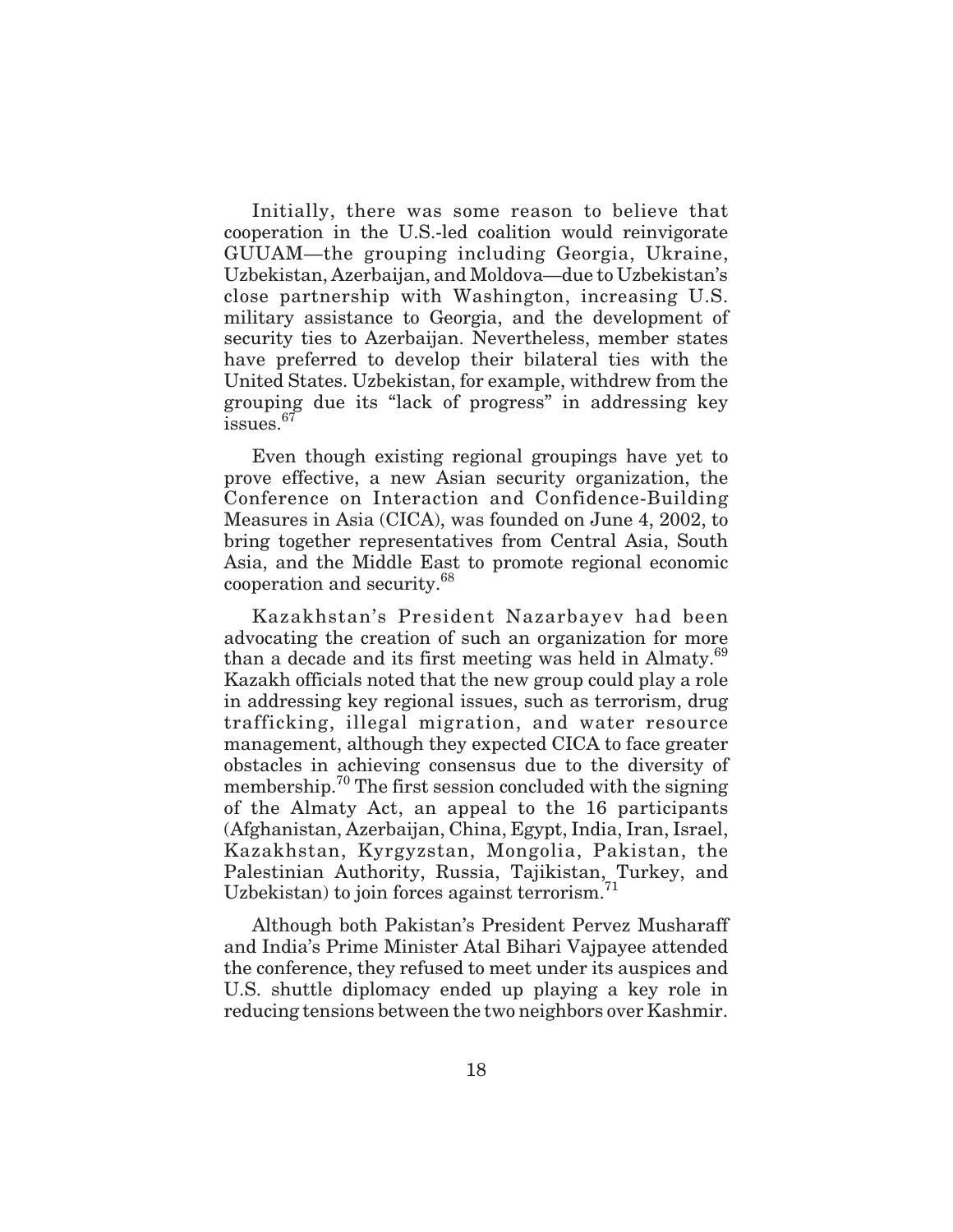Initially, there was some reason to believe that cooperation in the U.S.-led coalition would reinvigorate GUUAM—the grouping including Georgia, Ukraine, Uzbekistan, Azerbaijan, and Moldova—due to Uzbekistan's close partnership with Washington, increasing U.S. military assistance to Georgia, and the development of security ties to Azerbaijan. Nevertheless, member states have preferred to develop their bilateral ties with the United States. Uzbekistan, for example, withdrew from the grouping due its "lack of progress" in addressing key issues.[67]

Even though existing regional groupings have yet to prove effective, a new Asian security organization, the Conference on Interaction and Confidence-Building Measures in Asia (CICA), was founded on June 4, 2002, to bring together representatives from Central Asia, South Asia, and the Middle East to promote regional economic cooperation and security.[68]

Kazakhstan's President Nazarbayev had been advocating the creation of such an organization for more than a decade and its first meeting was held in Almaty.[69] Kazakh officials noted that the new group could play a role in addressing key regional issues, such as terrorism, drug trafficking, illegal migration, and water resource management, although they expected CICA to face greater obstacles in achieving consensus due to the diversity of membership.[70] The first session concluded with the signing of the Almaty Act, an appeal to the 16 participants (Afghanistan, Azerbaijan, China, Egypt, India, Iran, Israel, Kazakhstan, Kyrgyzstan, Mongolia, Pakistan, the Palestinian Authority, Russia, Tajikistan, Turkey, and Uzbekistan) to join forces against terrorism.[71]

Although both Pakistan's President Pervez Musharaff and India's Prime Minister Atal Bihari Vajpayee attended the conference, they refused to meet under its auspices and U.S. shuttle diplomacy ended up playing a key role in reducing tensions between the two neighbors over Kashmir.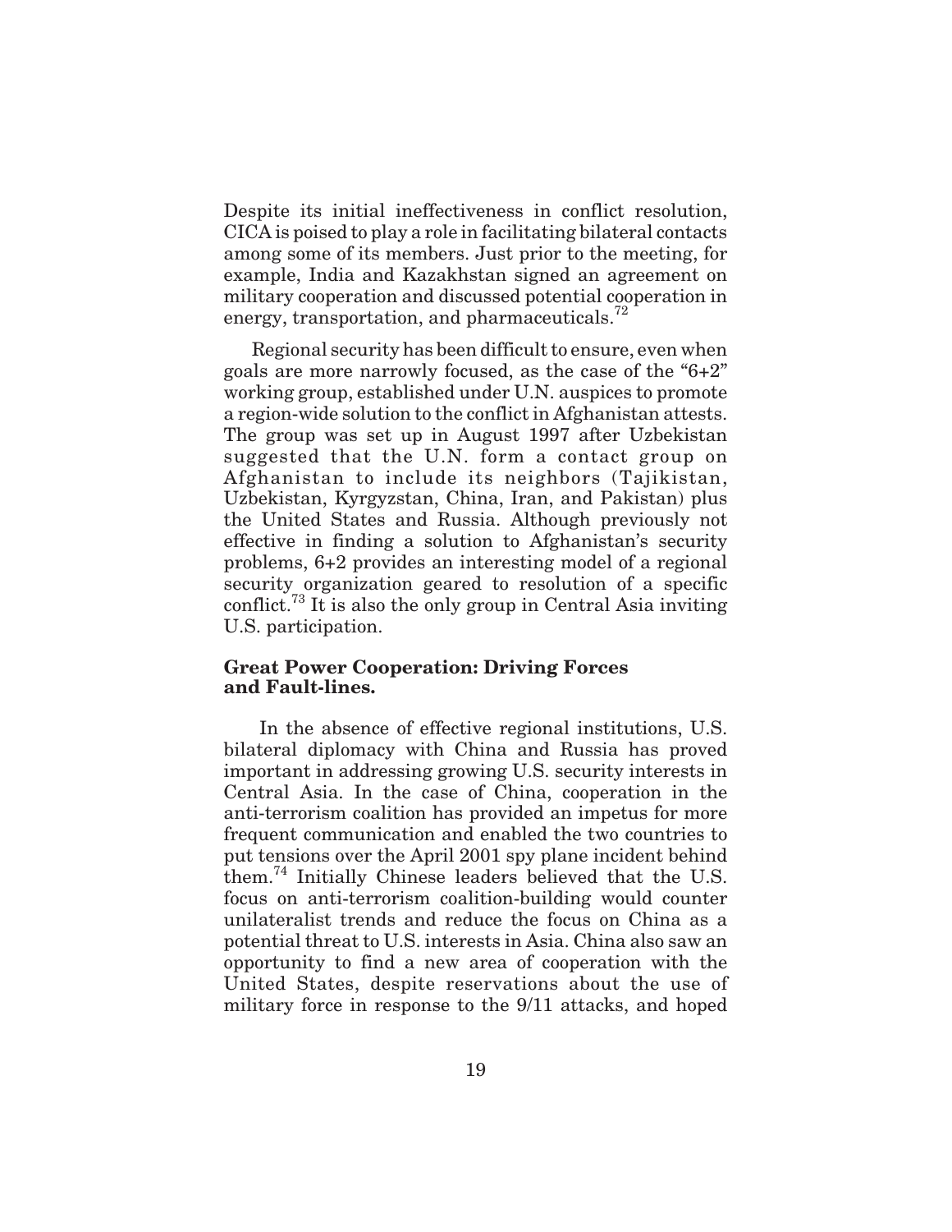Despite its initial ineffectiveness in conflict resolution, CICA is poised to play a role in facilitating bilateral contacts among some of its members. Just prior to the meeting, for example, India and Kazakhstan signed an agreement on military cooperation and discussed potential cooperation in energy, transportation, and pharmaceuticals.[72]

Regional security has been difficult to ensure, even when goals are more narrowly focused, as the case of the "6+2" working group, established under U.N. auspices to promote a region-wide solution to the conflict in Afghanistan attests. The group was set up in August 1997 after Uzbekistan suggested that the U.N. form a contact group on Afghanistan to include its neighbors (Tajikistan, Uzbekistan, Kyrgyzstan, China, Iran, and Pakistan) plus the United States and Russia. Although previously not effective in finding a solution to Afghanistan's security problems, 6+2 provides an interesting model of a regional security organization geared to resolution of a specific conflict.[73] It is also the only group in Central Asia inviting U.S. participation.

### Great Power Cooperation: Driving Forces and Fault-lines.

In the absence of effective regional institutions, U.S. bilateral diplomacy with China and Russia has proved important in addressing growing U.S. security interests in Central Asia. In the case of China, cooperation in the anti-terrorism coalition has provided an impetus for more frequent communication and enabled the two countries to put tensions over the April 2001 spy plane incident behind them.[74] Initially Chinese leaders believed that the U.S. focus on anti-terrorism coalition-building would counter unilateralist trends and reduce the focus on China as a potential threat to U.S. interests in Asia. China also saw an opportunity to find a new area of cooperation with the United States, despite reservations about the use of military force in response to the 9/11 attacks, and hoped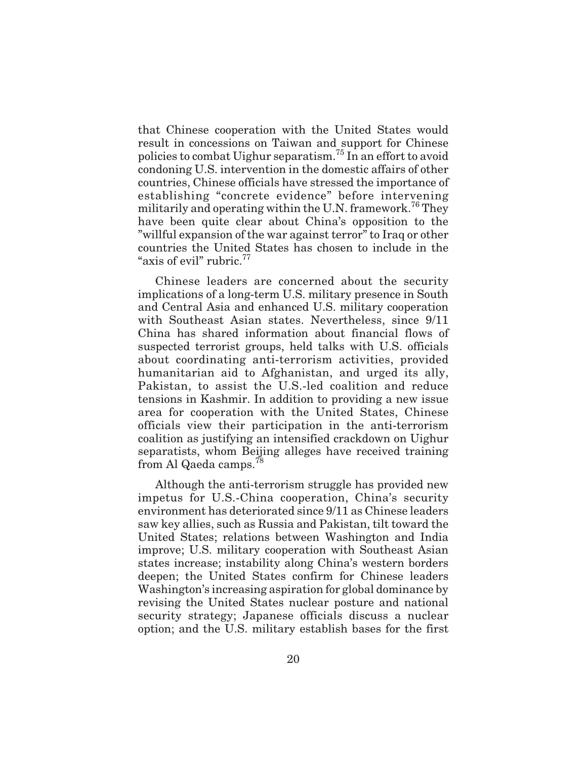that Chinese cooperation with the United States would result in concessions on Taiwan and support for Chinese policies to combat Uighur separatism.[75] In an effort to avoid condoning U.S. intervention in the domestic affairs of other countries, Chinese officials have stressed the importance of establishing "concrete evidence" before intervening militarily and operating within the U.N. framework.[76] They have been quite clear about China's opposition to the "willful expansion of the war against terror" to Iraq or other countries the United States has chosen to include in the "axis of evil" rubric.[77]

Chinese leaders are concerned about the security implications of a long-term U.S. military presence in South and Central Asia and enhanced U.S. military cooperation with Southeast Asian states. Nevertheless, since 9/11 China has shared information about financial flows of suspected terrorist groups, held talks with U.S. officials about coordinating anti-terrorism activities, provided humanitarian aid to Afghanistan, and urged its ally, Pakistan, to assist the U.S.-led coalition and reduce tensions in Kashmir. In addition to providing a new issue area for cooperation with the United States, Chinese officials view their participation in the anti-terrorism coalition as justifying an intensified crackdown on Uighur separatists, whom Beijing alleges have received training from Al Qaeda camps.[78]

Although the anti-terrorism struggle has provided new impetus for U.S.-China cooperation, China's security environment has deteriorated since 9/11 as Chinese leaders saw key allies, such as Russia and Pakistan, tilt toward the United States; relations between Washington and India improve; U.S. military cooperation with Southeast Asian states increase; instability along China's western borders deepen; the United States confirm for Chinese leaders Washington's increasing aspiration for global dominance by revising the United States nuclear posture and national security strategy; Japanese officials discuss a nuclear option; and the U.S. military establish bases for the first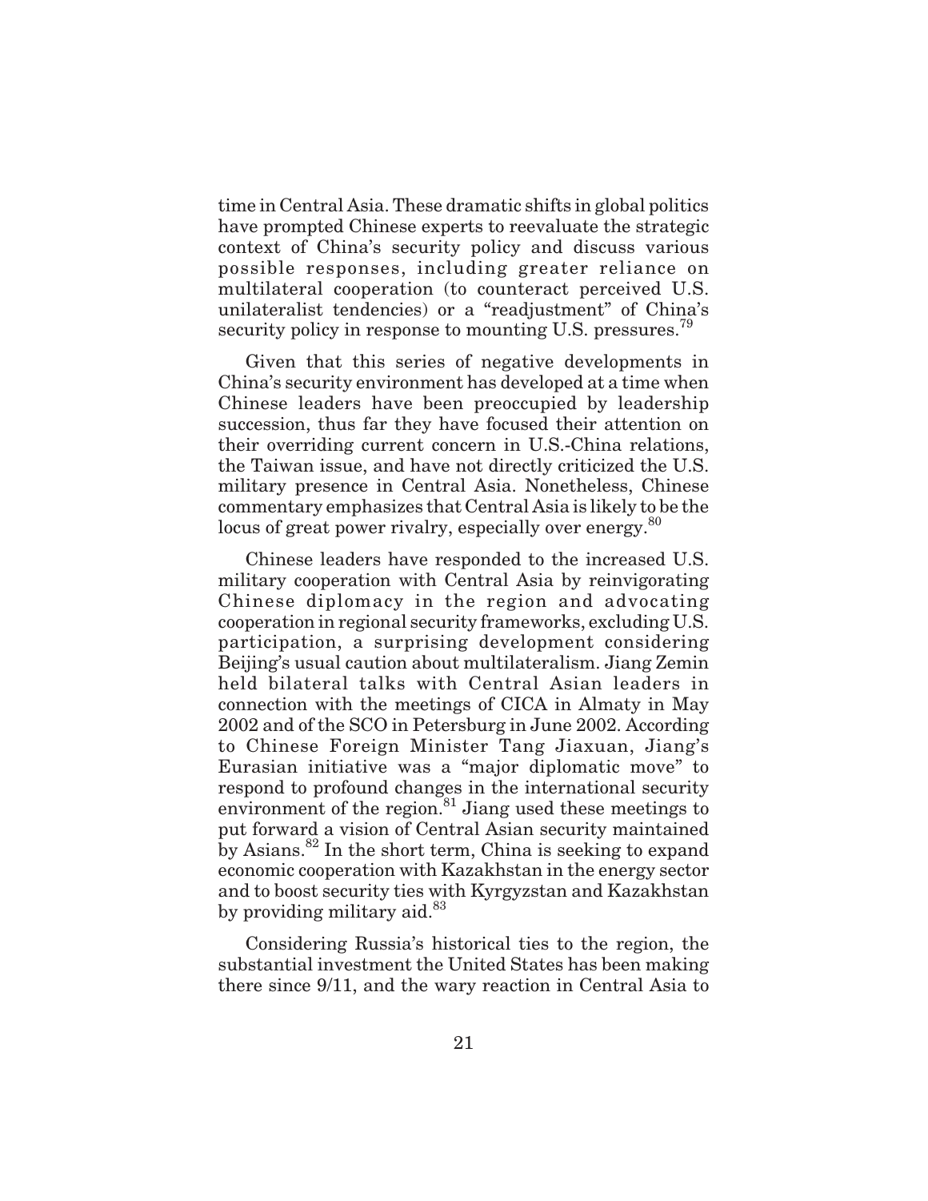time in Central Asia. These dramatic shifts in global politics have prompted Chinese experts to reevaluate the strategic context of China's security policy and discuss various possible responses, including greater reliance on multilateral cooperation (to counteract perceived U.S. unilateralist tendencies) or a "readjustment" of China's security policy in response to mounting U.S. pressures.[79]

Given that this series of negative developments in China's security environment has developed at a time when Chinese leaders have been preoccupied by leadership succession, thus far they have focused their attention on their overriding current concern in U.S.-China relations, the Taiwan issue, and have not directly criticized the U.S. military presence in Central Asia. Nonetheless, Chinese commentary emphasizes that Central Asia is likely to be the locus of great power rivalry, especially over energy.[80]

Chinese leaders have responded to the increased U.S. military cooperation with Central Asia by reinvigorating Chinese diplomacy in the region and advocating cooperation in regional security frameworks, excluding U.S. participation, a surprising development considering Beijing's usual caution about multilateralism. Jiang Zemin held bilateral talks with Central Asian leaders in connection with the meetings of CICA in Almaty in May 2002 and of the SCO in Petersburg in June 2002. According to Chinese Foreign Minister Tang Jiaxuan, Jiang's Eurasian initiative was a "major diplomatic move" to respond to profound changes in the international security environment of the region.[81] Jiang used these meetings to put forward a vision of Central Asian security maintained by Asians.[82] In the short term, China is seeking to expand economic cooperation with Kazakhstan in the energy sector and to boost security ties with Kyrgyzstan and Kazakhstan by providing military aid.[83]

Considering Russia's historical ties to the region, the substantial investment the United States has been making there since 9/11, and the wary reaction in Central Asia to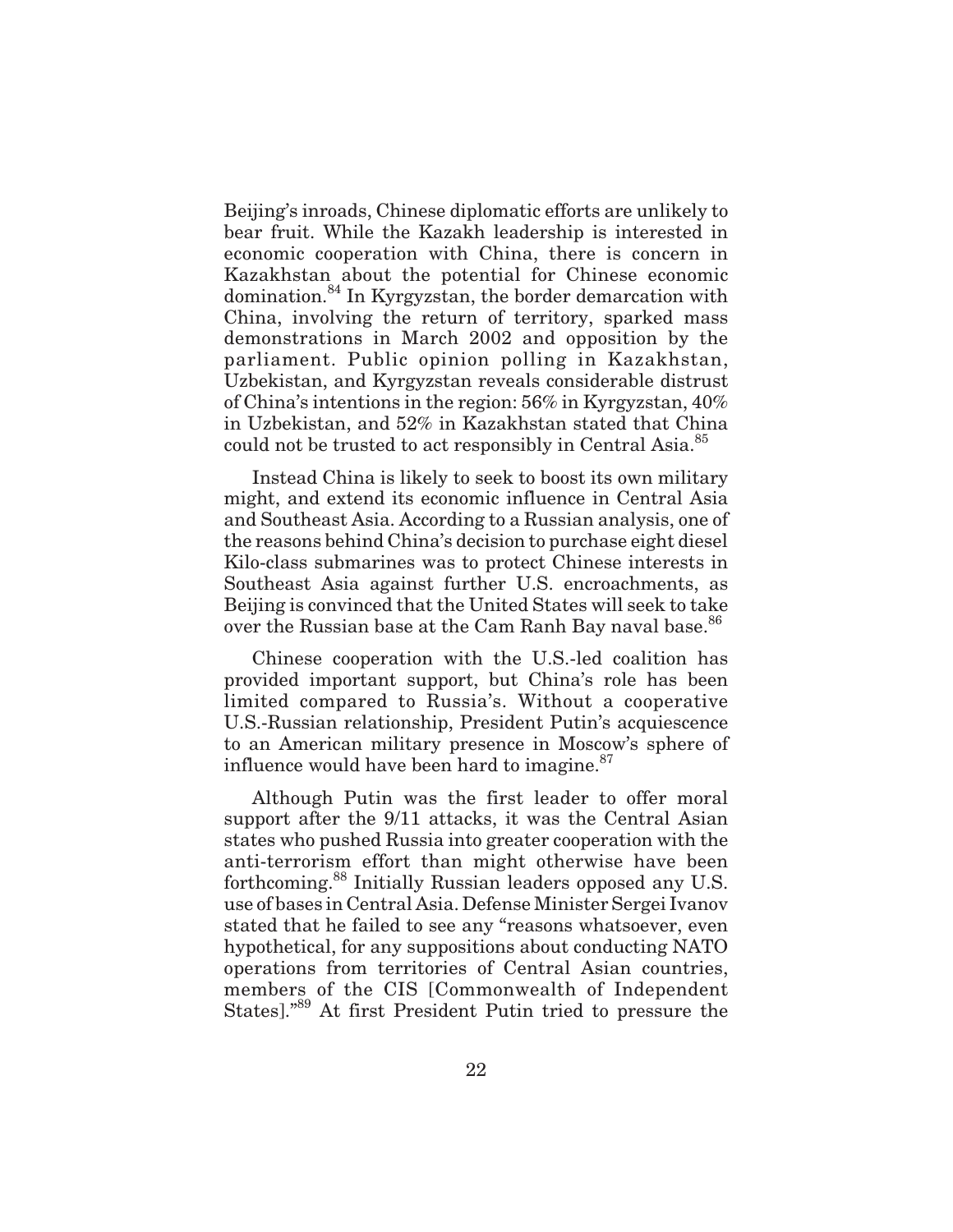Beijing's inroads, Chinese diplomatic efforts are unlikely to bear fruit. While the Kazakh leadership is interested in economic cooperation with China, there is concern in Kazakhstan about the potential for Chinese economic domination.[84] In Kyrgyzstan, the border demarcation with China, involving the return of territory, sparked mass demonstrations in March 2002 and opposition by the parliament. Public opinion polling in Kazakhstan, Uzbekistan, and Kyrgyzstan reveals considerable distrust of China's intentions in the region: 56% in Kyrgyzstan, 40% in Uzbekistan, and 52% in Kazakhstan stated that China could not be trusted to act responsibly in Central Asia.[85]

Instead China is likely to seek to boost its own military might, and extend its economic influence in Central Asia and Southeast Asia. According to a Russian analysis, one of the reasons behind China's decision to purchase eight diesel Kilo-class submarines was to protect Chinese interests in Southeast Asia against further U.S. encroachments, as Beijing is convinced that the United States will seek to take over the Russian base at the Cam Ranh Bay naval base.[86]

Chinese cooperation with the U.S.-led coalition has provided important support, but China's role has been limited compared to Russia's. Without a cooperative U.S.-Russian relationship, President Putin's acquiescence to an American military presence in Moscow's sphere of influence would have been hard to imagine.[87]

Although Putin was the first leader to offer moral support after the 9/11 attacks, it was the Central Asian states who pushed Russia into greater cooperation with the anti-terrorism effort than might otherwise have been forthcoming.[88] Initially Russian leaders opposed any U.S. use of bases in Central Asia. Defense Minister Sergei Ivanov stated that he failed to see any "reasons whatsoever, even hypothetical, for any suppositions about conducting NATO operations from territories of Central Asian countries, members of the CIS [Commonwealth of Independent States]."[89] At first President Putin tried to pressure the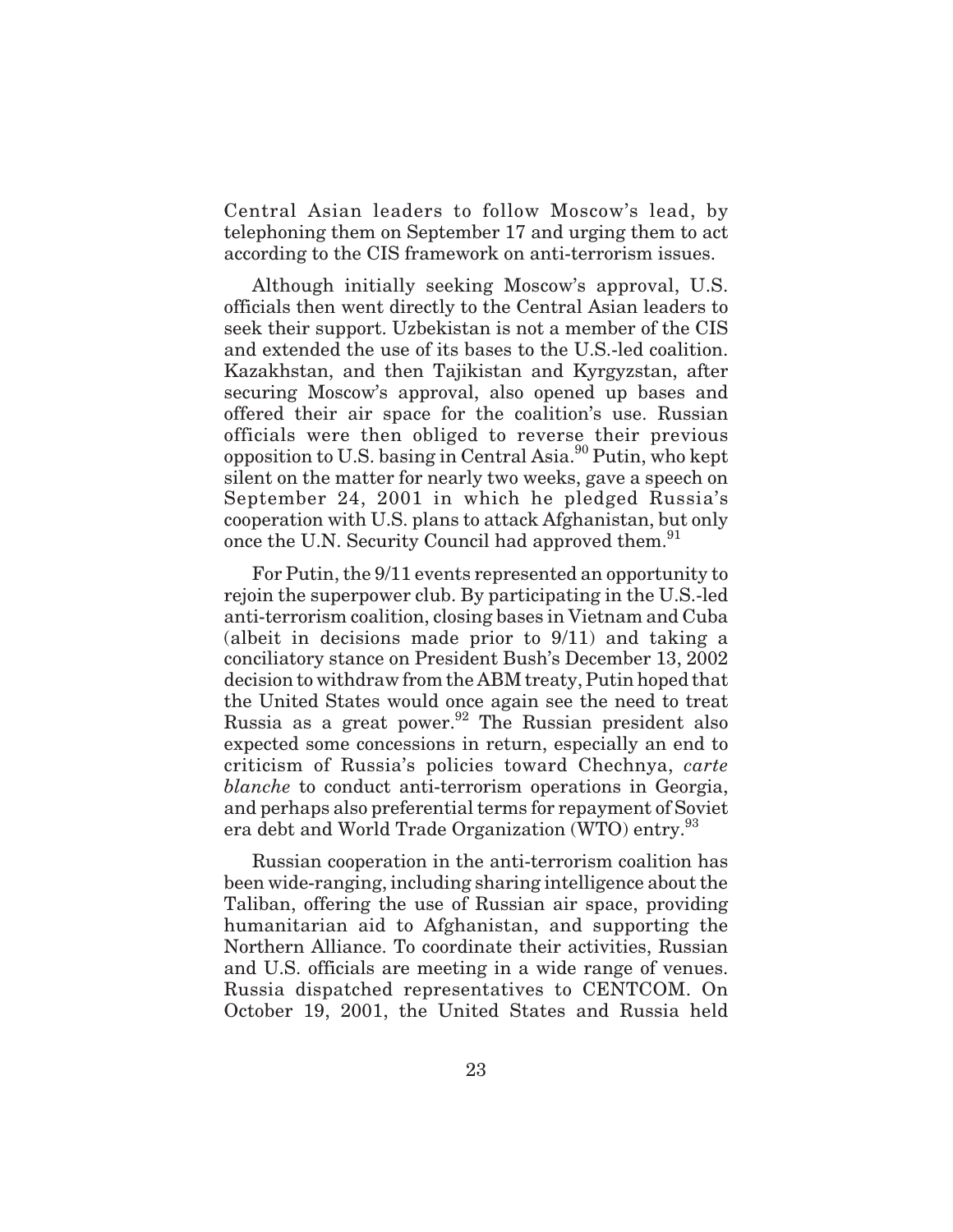Central Asian leaders to follow Moscow's lead, by telephoning them on September 17 and urging them to act according to the CIS framework on anti-terrorism issues.

Although initially seeking Moscow's approval, U.S. officials then went directly to the Central Asian leaders to seek their support. Uzbekistan is not a member of the CIS and extended the use of its bases to the U.S.-led coalition. Kazakhstan, and then Tajikistan and Kyrgyzstan, after securing Moscow's approval, also opened up bases and offered their air space for the coalition's use. Russian officials were then obliged to reverse their previous opposition to U.S. basing in Central Asia.[90] Putin, who kept silent on the matter for nearly two weeks, gave a speech on September 24, 2001 in which he pledged Russia's cooperation with U.S. plans to attack Afghanistan, but only once the U.N. Security Council had approved them.[91]

For Putin, the 9/11 events represented an opportunity to rejoin the superpower club. By participating in the U.S.-led anti-terrorism coalition, closing bases in Vietnam and Cuba (albeit in decisions made prior to 9/11) and taking a conciliatory stance on President Bush's December 13, 2002 decision to withdraw from the ABM treaty, Putin hoped that the United States would once again see the need to treat Russia as a great power.[92] The Russian president also expected some concessions in return, especially an end to criticism of Russia's policies toward Chechnya, *carte blanche* to conduct anti-terrorism operations in Georgia, and perhaps also preferential terms for repayment of Soviet era debt and World Trade Organization (WTO) entry.[93]

Russian cooperation in the anti-terrorism coalition has been wide-ranging, including sharing intelligence about the Taliban, offering the use of Russian air space, providing humanitarian aid to Afghanistan, and supporting the Northern Alliance. To coordinate their activities, Russian and U.S. officials are meeting in a wide range of venues. Russia dispatched representatives to CENTCOM. On October 19, 2001, the United States and Russia held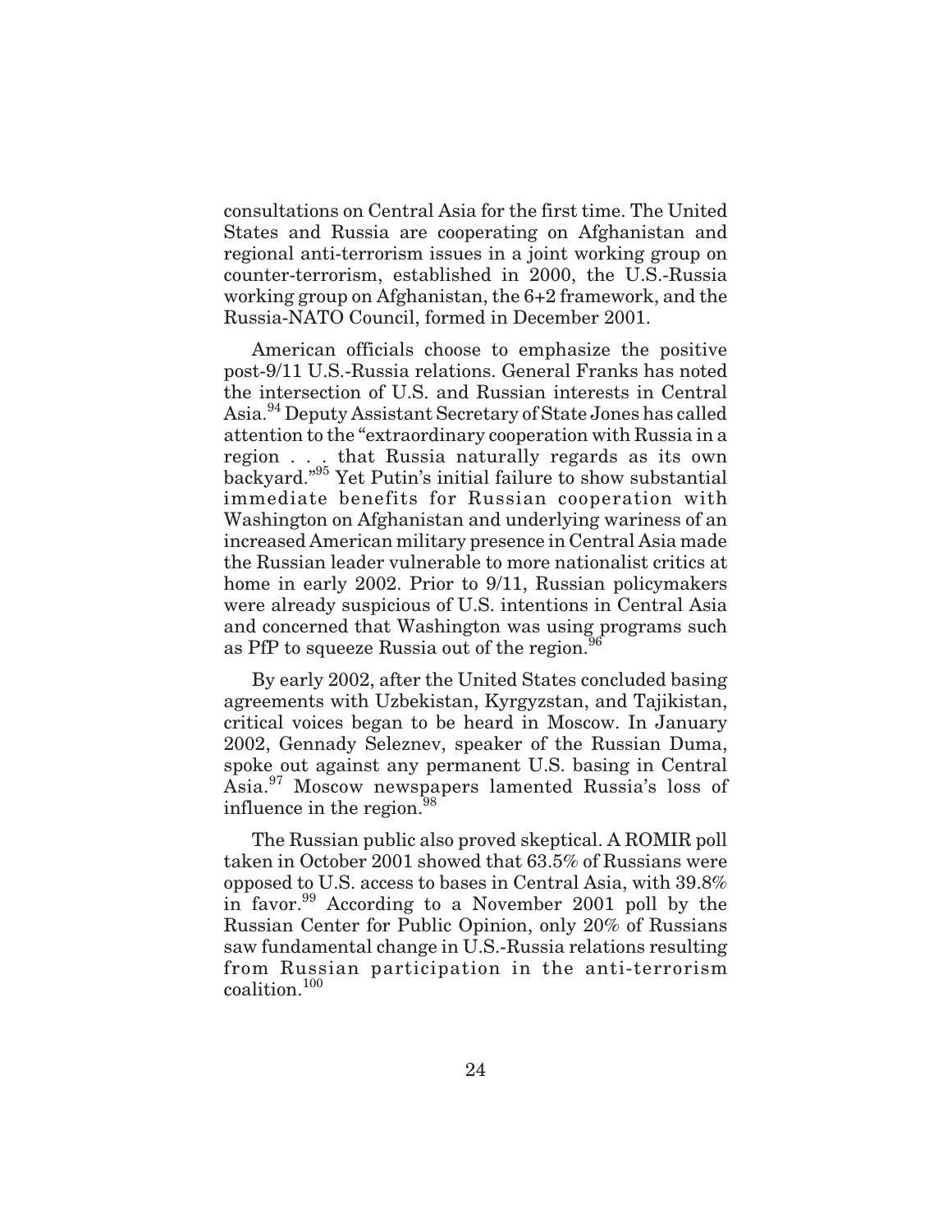consultations on Central Asia for the first time. The United States and Russia are cooperating on Afghanistan and regional anti-terrorism issues in a joint working group on counter-terrorism, established in 2000, the U.S.-Russia working group on Afghanistan, the 6+2 framework, and the Russia-NATO Council, formed in December 2001.

American officials choose to emphasize the positive post-9/11 U.S.-Russia relations. General Franks has noted the intersection of U.S. and Russian interests in Central Asia.[94] Deputy Assistant Secretary of State Jones has called attention to the "extraordinary cooperation with Russia in a region . . . that Russia naturally regards as its own backyard."[95] Yet Putin's initial failure to show substantial immediate benefits for Russian cooperation with Washington on Afghanistan and underlying wariness of an increased American military presence in Central Asia made the Russian leader vulnerable to more nationalist critics at home in early 2002. Prior to 9/11, Russian policymakers were already suspicious of U.S. intentions in Central Asia and concerned that Washington was using programs such as PfP to squeeze Russia out of the region.[96]

By early 2002, after the United States concluded basing agreements with Uzbekistan, Kyrgyzstan, and Tajikistan, critical voices began to be heard in Moscow. In January 2002, Gennady Seleznev, speaker of the Russian Duma, spoke out against any permanent U.S. basing in Central Asia.[97] Moscow newspapers lamented Russia's loss of influence in the region.[98]

The Russian public also proved skeptical. A ROMIR poll taken in October 2001 showed that 63.5% of Russians were opposed to U.S. access to bases in Central Asia, with 39.8% in favor.[99] According to a November 2001 poll by the Russian Center for Public Opinion, only 20% of Russians saw fundamental change in U.S.-Russia relations resulting from Russian participation in the anti-terrorism coalition.[100]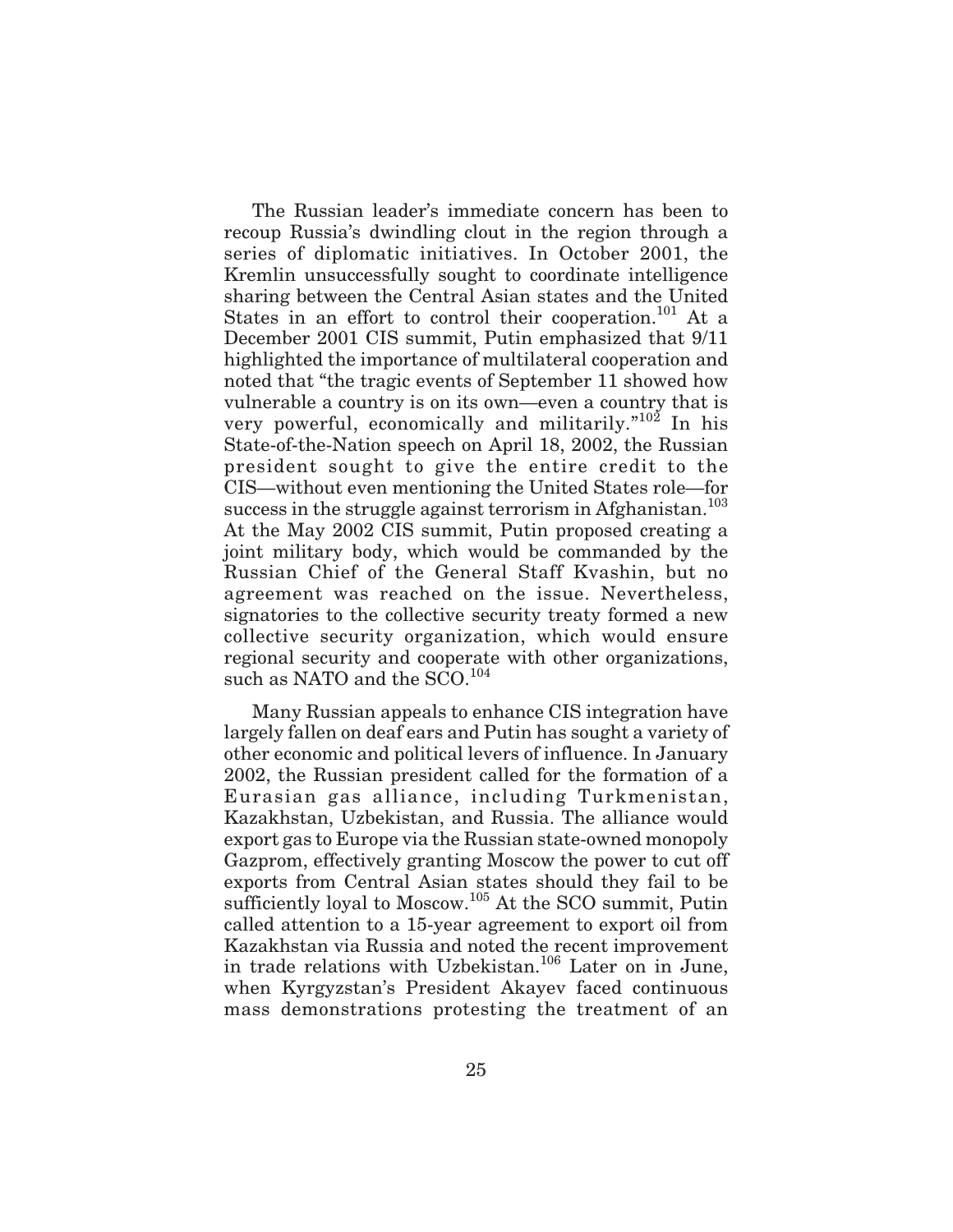The Russian leader's immediate concern has been to recoup Russia's dwindling clout in the region through a series of diplomatic initiatives. In October 2001, the Kremlin unsuccessfully sought to coordinate intelligence sharing between the Central Asian states and the United States in an effort to control their cooperation.[101] At a December 2001 CIS summit, Putin emphasized that 9/11 highlighted the importance of multilateral cooperation and noted that "the tragic events of September 11 showed how vulnerable a country is on its own—even a country that is very powerful, economically and militarily."[102] In his State-of-the-Nation speech on April 18, 2002, the Russian president sought to give the entire credit to the CIS—without even mentioning the United States role—for success in the struggle against terrorism in Afghanistan.[103] At the May 2002 CIS summit, Putin proposed creating a joint military body, which would be commanded by the Russian Chief of the General Staff Kvashin, but no agreement was reached on the issue. Nevertheless, signatories to the collective security treaty formed a new collective security organization, which would ensure regional security and cooperate with other organizations, such as NATO and the SCO.[104]

Many Russian appeals to enhance CIS integration have largely fallen on deaf ears and Putin has sought a variety of other economic and political levers of influence. In January 2002, the Russian president called for the formation of a Eurasian gas alliance, including Turkmenistan, Kazakhstan, Uzbekistan, and Russia. The alliance would export gas to Europe via the Russian state-owned monopoly Gazprom, effectively granting Moscow the power to cut off exports from Central Asian states should they fail to be sufficiently loyal to Moscow.[105] At the SCO summit, Putin called attention to a 15-year agreement to export oil from Kazakhstan via Russia and noted the recent improvement in trade relations with Uzbekistan.[106] Later on in June, when Kyrgyzstan's President Akayev faced continuous mass demonstrations protesting the treatment of an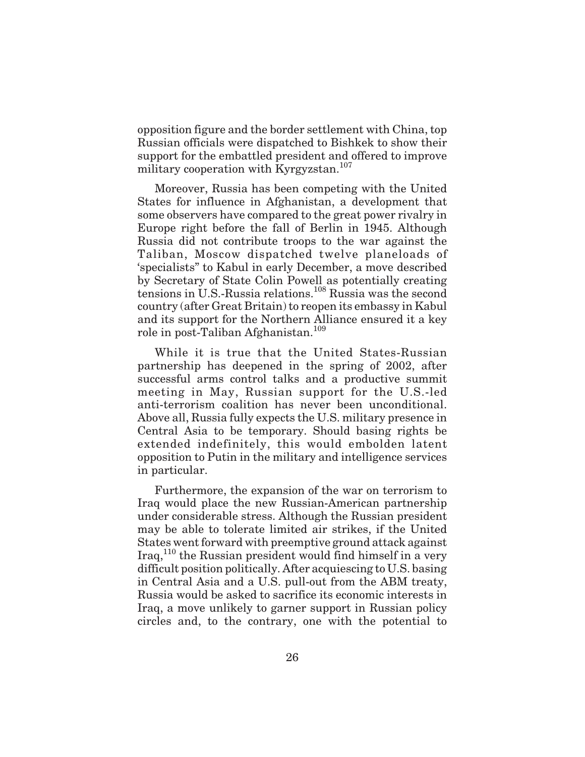opposition figure and the border settlement with China, top Russian officials were dispatched to Bishkek to show their support for the embattled president and offered to improve military cooperation with Kyrgyzstan.[107]

Moreover, Russia has been competing with the United States for influence in Afghanistan, a development that some observers have compared to the great power rivalry in Europe right before the fall of Berlin in 1945. Although Russia did not contribute troops to the war against the Taliban, Moscow dispatched twelve planeloads of 'specialists" to Kabul in early December, a move described by Secretary of State Colin Powell as potentially creating tensions in U.S.-Russia relations.[108] Russia was the second country (after Great Britain) to reopen its embassy in Kabul and its support for the Northern Alliance ensured it a key role in post-Taliban Afghanistan.[109]

While it is true that the United States-Russian partnership has deepened in the spring of 2002, after successful arms control talks and a productive summit meeting in May, Russian support for the U.S.-led anti-terrorism coalition has never been unconditional. Above all, Russia fully expects the U.S. military presence in Central Asia to be temporary. Should basing rights be extended indefinitely, this would embolden latent opposition to Putin in the military and intelligence services in particular.

Furthermore, the expansion of the war on terrorism to Iraq would place the new Russian-American partnership under considerable stress. Although the Russian president may be able to tolerate limited air strikes, if the United States went forward with preemptive ground attack against Iraq,[110] the Russian president would find himself in a very difficult position politically. After acquiescing to U.S. basing in Central Asia and a U.S. pull-out from the ABM treaty, Russia would be asked to sacrifice its economic interests in Iraq, a move unlikely to garner support in Russian policy circles and, to the contrary, one with the potential to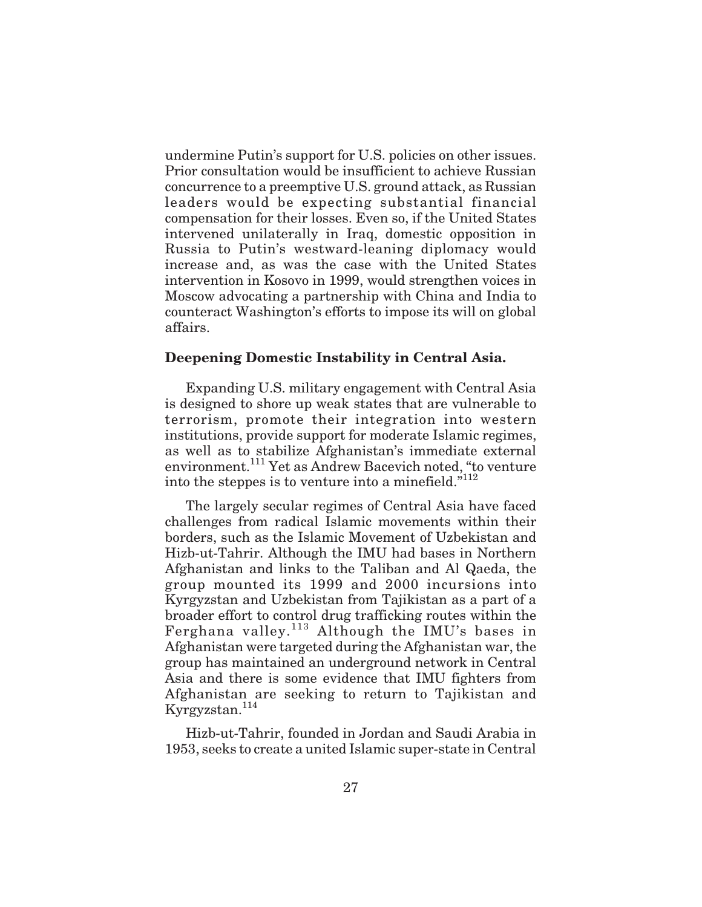undermine Putin's support for U.S. policies on other issues. Prior consultation would be insufficient to achieve Russian concurrence to a preemptive U.S. ground attack, as Russian leaders would be expecting substantial financial compensation for their losses. Even so, if the United States intervened unilaterally in Iraq, domestic opposition in Russia to Putin's westward-leaning diplomacy would increase and, as was the case with the United States intervention in Kosovo in 1999, would strengthen voices in Moscow advocating a partnership with China and India to counteract Washington's efforts to impose its will on global affairs.

**Deepening Domestic Instability in Central Asia.**

Expanding U.S. military engagement with Central Asia is designed to shore up weak states that are vulnerable to terrorism, promote their integration into western institutions, provide support for moderate Islamic regimes, as well as to stabilize Afghanistan's immediate external environment.[111] Yet as Andrew Bacevich noted, "to venture into the steppes is to venture into a minefield."[112]

The largely secular regimes of Central Asia have faced challenges from radical Islamic movements within their borders, such as the Islamic Movement of Uzbekistan and Hizb-ut-Tahrir. Although the IMU had bases in Northern Afghanistan and links to the Taliban and Al Qaeda, the group mounted its 1999 and 2000 incursions into Kyrgyzstan and Uzbekistan from Tajikistan as a part of a broader effort to control drug trafficking routes within the Ferghana valley.[113] Although the IMU's bases in Afghanistan were targeted during the Afghanistan war, the group has maintained an underground network in Central Asia and there is some evidence that IMU fighters from Afghanistan are seeking to return to Tajikistan and Kyrgyzstan.[114]

Hizb-ut-Tahrir, founded in Jordan and Saudi Arabia in 1953, seeks to create a united Islamic super-state in Central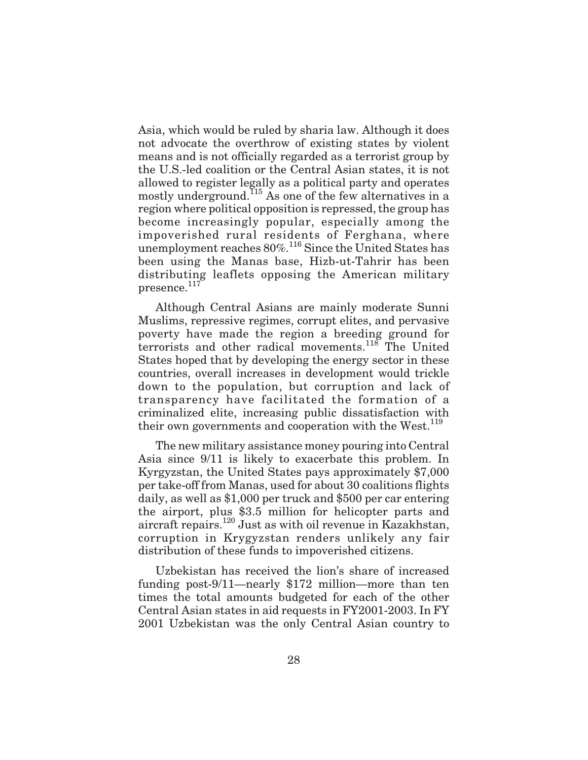Asia, which would be ruled by sharia law. Although it does not advocate the overthrow of existing states by violent means and is not officially regarded as a terrorist group by the U.S.-led coalition or the Central Asian states, it is not allowed to register legally as a political party and operates mostly underground.[115] As one of the few alternatives in a region where political opposition is repressed, the group has become increasingly popular, especially among the impoverished rural residents of Ferghana, where unemployment reaches 80%.[116] Since the United States has been using the Manas base, Hizb-ut-Tahrir has been distributing leaflets opposing the American military presence.[117]

Although Central Asians are mainly moderate Sunni Muslims, repressive regimes, corrupt elites, and pervasive poverty have made the region a breeding ground for terrorists and other radical movements.[118] The United States hoped that by developing the energy sector in these countries, overall increases in development would trickle down to the population, but corruption and lack of transparency have facilitated the formation of a criminalized elite, increasing public dissatisfaction with their own governments and cooperation with the West.[119]

The new military assistance money pouring into Central Asia since 9/11 is likely to exacerbate this problem. In Kyrgyzstan, the United States pays approximately $7,000 per take-off from Manas, used for about 30 coalitions flights daily, as well as $1,000 per truck and $500 per car entering the airport, plus $3.5 million for helicopter parts and aircraft repairs.[120] Just as with oil revenue in Kazakhstan, corruption in Krygyzstan renders unlikely any fair distribution of these funds to impoverished citizens.

Uzbekistan has received the lion's share of increased funding post-9/11—nearly $172 million—more than ten times the total amounts budgeted for each of the other Central Asian states in aid requests in FY2001-2003. In FY 2001 Uzbekistan was the only Central Asian country to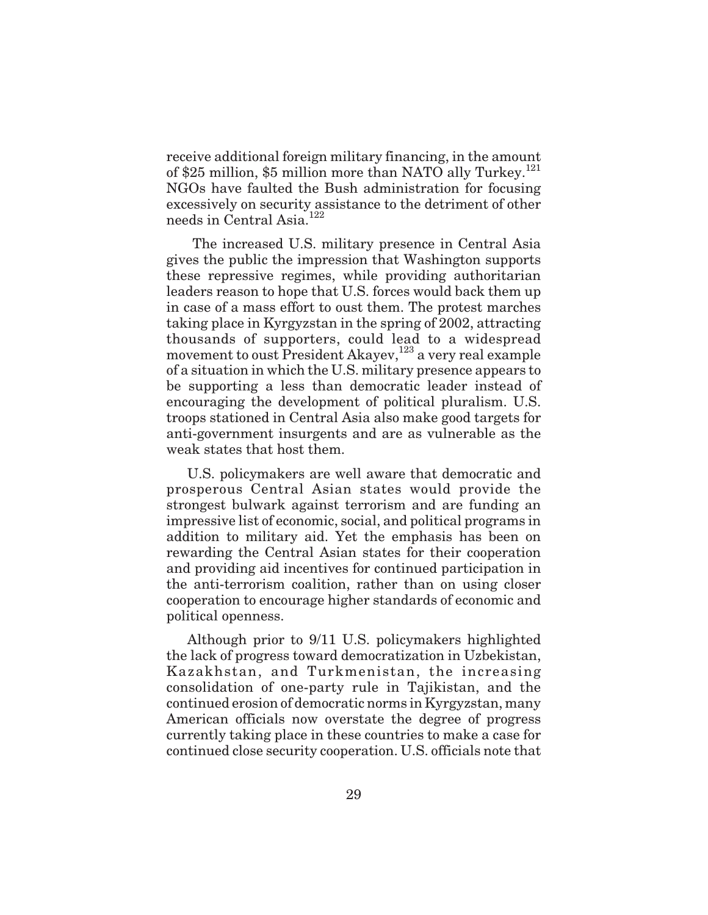receive additional foreign military financing, in the amount of $25 million, $5 million more than NATO ally Turkey.[121] NGOs have faulted the Bush administration for focusing excessively on security assistance to the detriment of other needs in Central Asia.[122]

The increased U.S. military presence in Central Asia gives the public the impression that Washington supports these repressive regimes, while providing authoritarian leaders reason to hope that U.S. forces would back them up in case of a mass effort to oust them. The protest marches taking place in Kyrgyzstan in the spring of 2002, attracting thousands of supporters, could lead to a widespread movement to oust President Akayev,[123] a very real example of a situation in which the U.S. military presence appears to be supporting a less than democratic leader instead of encouraging the development of political pluralism. U.S. troops stationed in Central Asia also make good targets for anti-government insurgents and are as vulnerable as the weak states that host them.

U.S. policymakers are well aware that democratic and prosperous Central Asian states would provide the strongest bulwark against terrorism and are funding an impressive list of economic, social, and political programs in addition to military aid. Yet the emphasis has been on rewarding the Central Asian states for their cooperation and providing aid incentives for continued participation in the anti-terrorism coalition, rather than on using closer cooperation to encourage higher standards of economic and political openness.

Although prior to 9/11 U.S. policymakers highlighted the lack of progress toward democratization in Uzbekistan, Kazakhstan, and Turkmenistan, the increasing consolidation of one-party rule in Tajikistan, and the continued erosion of democratic norms in Kyrgyzstan, many American officials now overstate the degree of progress currently taking place in these countries to make a case for continued close security cooperation. U.S. officials note that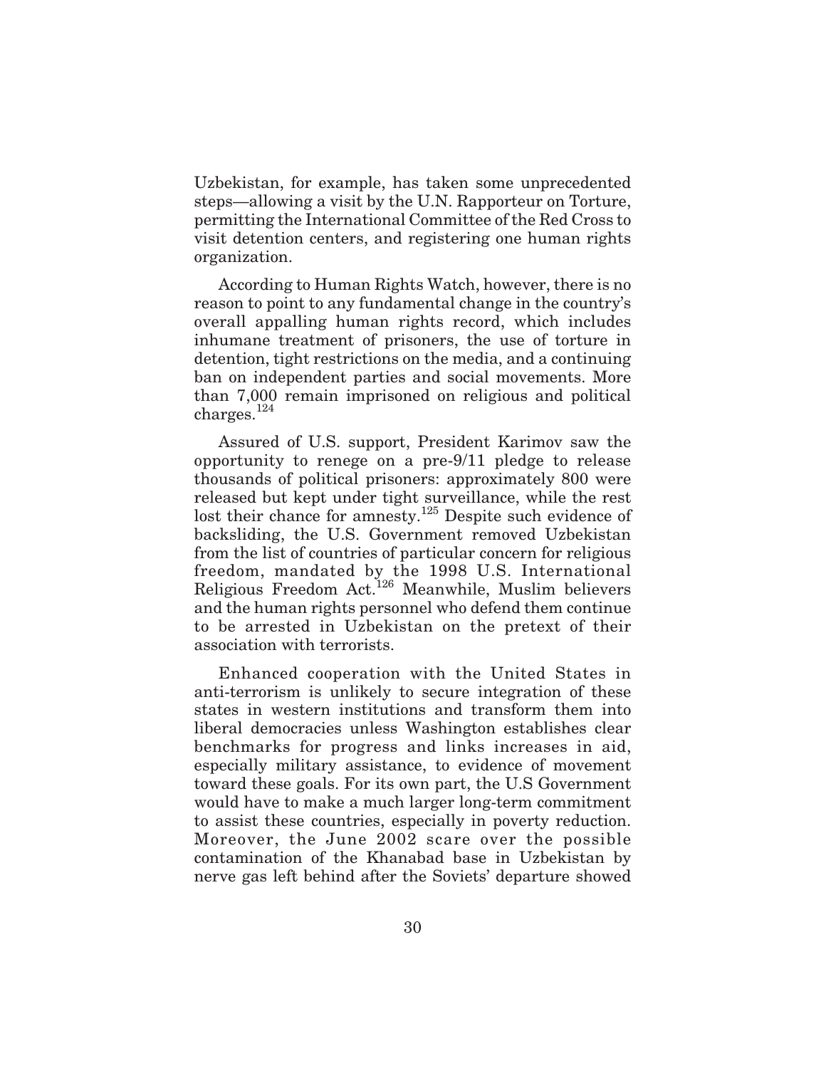Uzbekistan, for example, has taken some unprecedented steps—allowing a visit by the U.N. Rapporteur on Torture, permitting the International Committee of the Red Cross to visit detention centers, and registering one human rights organization.

According to Human Rights Watch, however, there is no reason to point to any fundamental change in the country's overall appalling human rights record, which includes inhumane treatment of prisoners, the use of torture in detention, tight restrictions on the media, and a continuing ban on independent parties and social movements. More than 7,000 remain imprisoned on religious and political charges.[124]

Assured of U.S. support, President Karimov saw the opportunity to renege on a pre-9/11 pledge to release thousands of political prisoners: approximately 800 were released but kept under tight surveillance, while the rest lost their chance for amnesty.[125] Despite such evidence of backsliding, the U.S. Government removed Uzbekistan from the list of countries of particular concern for religious freedom, mandated by the 1998 U.S. International Religious Freedom Act.[126] Meanwhile, Muslim believers and the human rights personnel who defend them continue to be arrested in Uzbekistan on the pretext of their association with terrorists.

Enhanced cooperation with the United States in anti-terrorism is unlikely to secure integration of these states in western institutions and transform them into liberal democracies unless Washington establishes clear benchmarks for progress and links increases in aid, especially military assistance, to evidence of movement toward these goals. For its own part, the U.S Government would have to make a much larger long-term commitment to assist these countries, especially in poverty reduction. Moreover, the June 2002 scare over the possible contamination of the Khanabad base in Uzbekistan by nerve gas left behind after the Soviets' departure showed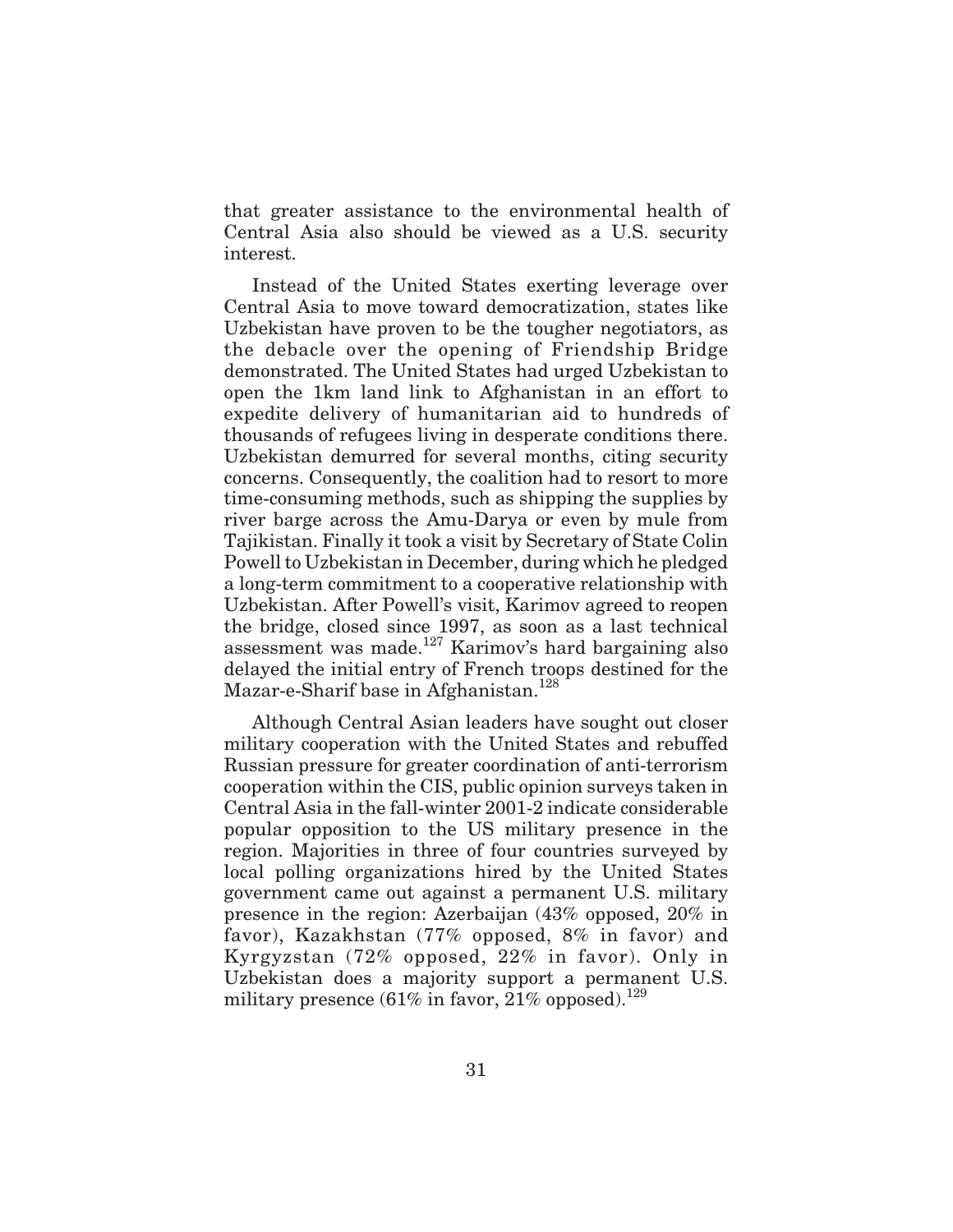that greater assistance to the environmental health of Central Asia also should be viewed as a U.S. security interest.

Instead of the United States exerting leverage over Central Asia to move toward democratization, states like Uzbekistan have proven to be the tougher negotiators, as the debacle over the opening of Friendship Bridge demonstrated. The United States had urged Uzbekistan to open the 1km land link to Afghanistan in an effort to expedite delivery of humanitarian aid to hundreds of thousands of refugees living in desperate conditions there. Uzbekistan demurred for several months, citing security concerns. Consequently, the coalition had to resort to more time-consuming methods, such as shipping the supplies by river barge across the Amu-Darya or even by mule from Tajikistan. Finally it took a visit by Secretary of State Colin Powell to Uzbekistan in December, during which he pledged a long-term commitment to a cooperative relationship with Uzbekistan. After Powell's visit, Karimov agreed to reopen the bridge, closed since 1997, as soon as a last technical assessment was made.[127] Karimov's hard bargaining also delayed the initial entry of French troops destined for the Mazar-e-Sharif base in Afghanistan.[128]

Although Central Asian leaders have sought out closer military cooperation with the United States and rebuffed Russian pressure for greater coordination of anti-terrorism cooperation within the CIS, public opinion surveys taken in Central Asia in the fall-winter 2001-2 indicate considerable popular opposition to the US military presence in the region. Majorities in three of four countries surveyed by local polling organizations hired by the United States government came out against a permanent U.S. military presence in the region: Azerbaijan (43% opposed, 20% in favor), Kazakhstan (77% opposed, 8% in favor) and Kyrgyzstan (72% opposed, 22% in favor). Only in Uzbekistan does a majority support a permanent U.S. military presence (61% in favor, 21% opposed).[129]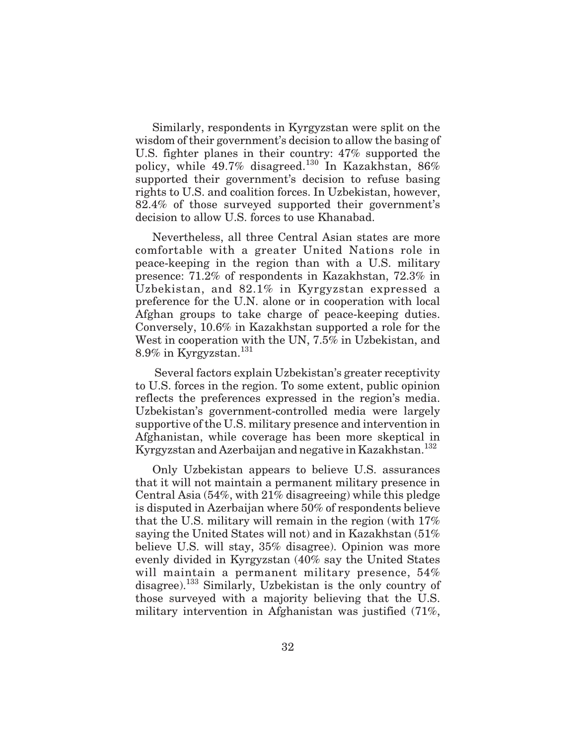Similarly, respondents in Kyrgyzstan were split on the wisdom of their government's decision to allow the basing of U.S. fighter planes in their country: 47% supported the policy, while 49.7% disagreed.[130] In Kazakhstan, 86% supported their government's decision to refuse basing rights to U.S. and coalition forces. In Uzbekistan, however, 82.4% of those surveyed supported their government's decision to allow U.S. forces to use Khanabad.

Nevertheless, all three Central Asian states are more comfortable with a greater United Nations role in peace-keeping in the region than with a U.S. military presence: 71.2% of respondents in Kazakhstan, 72.3% in Uzbekistan, and 82.1% in Kyrgyzstan expressed a preference for the U.N. alone or in cooperation with local Afghan groups to take charge of peace-keeping duties. Conversely, 10.6% in Kazakhstan supported a role for the West in cooperation with the UN, 7.5% in Uzbekistan, and 8.9% in Kyrgyzstan.[131]

Several factors explain Uzbekistan's greater receptivity to U.S. forces in the region. To some extent, public opinion reflects the preferences expressed in the region's media. Uzbekistan's government-controlled media were largely supportive of the U.S. military presence and intervention in Afghanistan, while coverage has been more skeptical in Kyrgyzstan and Azerbaijan and negative in Kazakhstan.[132]

Only Uzbekistan appears to believe U.S. assurances that it will not maintain a permanent military presence in Central Asia (54%, with 21% disagreeing) while this pledge is disputed in Azerbaijan where 50% of respondents believe that the U.S. military will remain in the region (with 17% saying the United States will not) and in Kazakhstan (51% believe U.S. will stay, 35% disagree). Opinion was more evenly divided in Kyrgyzstan (40% say the United States will maintain a permanent military presence, 54% disagree).[133] Similarly, Uzbekistan is the only country of those surveyed with a majority believing that the U.S. military intervention in Afghanistan was justified (71%,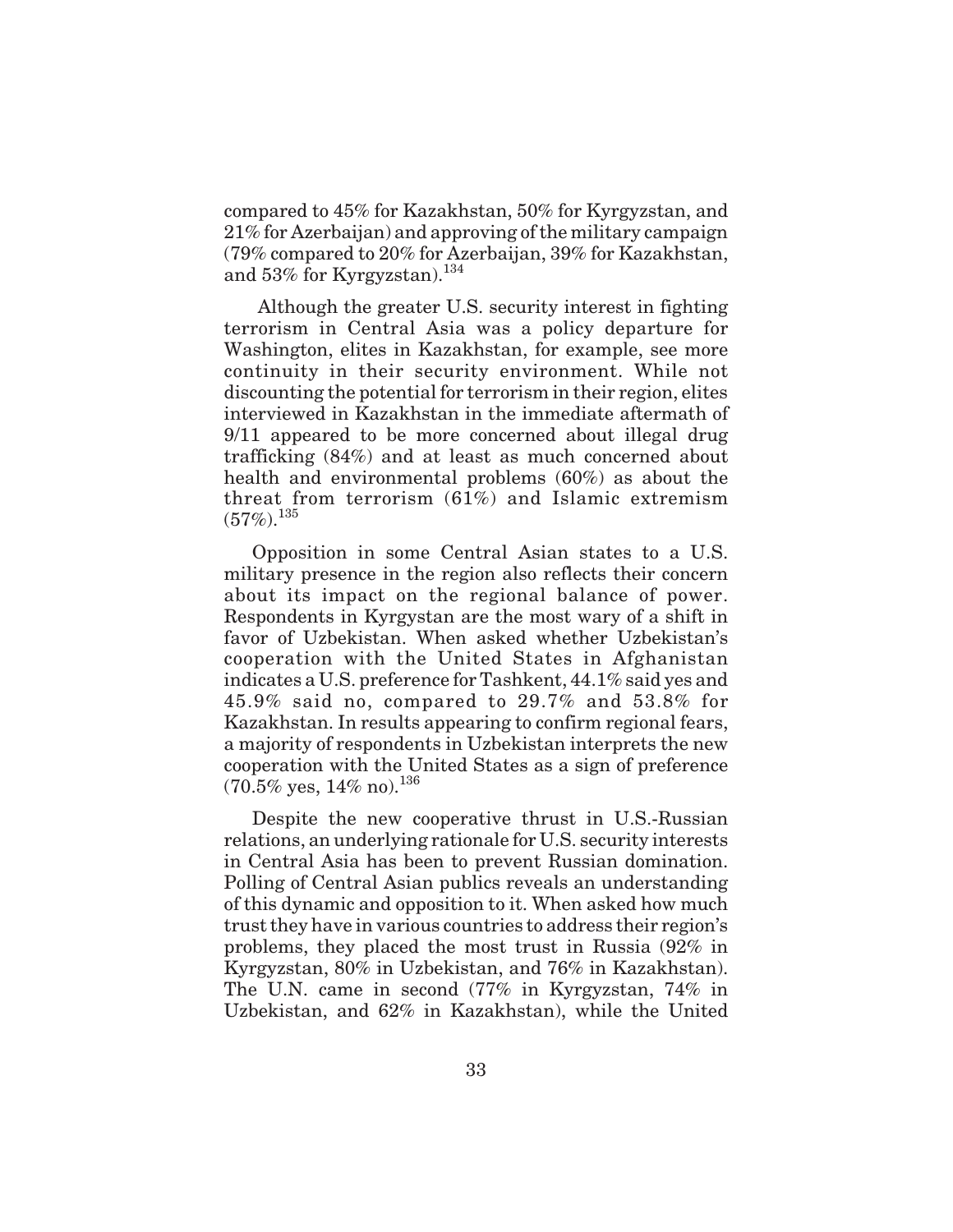compared to 45% for Kazakhstan, 50% for Kyrgyzstan, and 21% for Azerbaijan) and approving of the military campaign (79% compared to 20% for Azerbaijan, 39% for Kazakhstan, and 53% for Kyrgyzstan).[134]

Although the greater U.S. security interest in fighting terrorism in Central Asia was a policy departure for Washington, elites in Kazakhstan, for example, see more continuity in their security environment. While not discounting the potential for terrorism in their region, elites interviewed in Kazakhstan in the immediate aftermath of 9/11 appeared to be more concerned about illegal drug trafficking (84%) and at least as much concerned about health and environmental problems (60%) as about the threat from terrorism (61%) and Islamic extremism (57%).[135]

Opposition in some Central Asian states to a U.S. military presence in the region also reflects their concern about its impact on the regional balance of power. Respondents in Kyrgystan are the most wary of a shift in favor of Uzbekistan. When asked whether Uzbekistan's cooperation with the United States in Afghanistan indicates a U.S. preference for Tashkent, 44.1% said yes and 45.9% said no, compared to 29.7% and 53.8% for Kazakhstan. In results appearing to confirm regional fears, a majority of respondents in Uzbekistan interprets the new cooperation with the United States as a sign of preference (70.5% yes, 14% no).[136]

Despite the new cooperative thrust in U.S.-Russian relations, an underlying rationale for U.S. security interests in Central Asia has been to prevent Russian domination. Polling of Central Asian publics reveals an understanding of this dynamic and opposition to it. When asked how much trust they have in various countries to address their region's problems, they placed the most trust in Russia (92% in Kyrgyzstan, 80% in Uzbekistan, and 76% in Kazakhstan). The U.N. came in second (77% in Kyrgyzstan, 74% in Uzbekistan, and 62% in Kazakhstan), while the United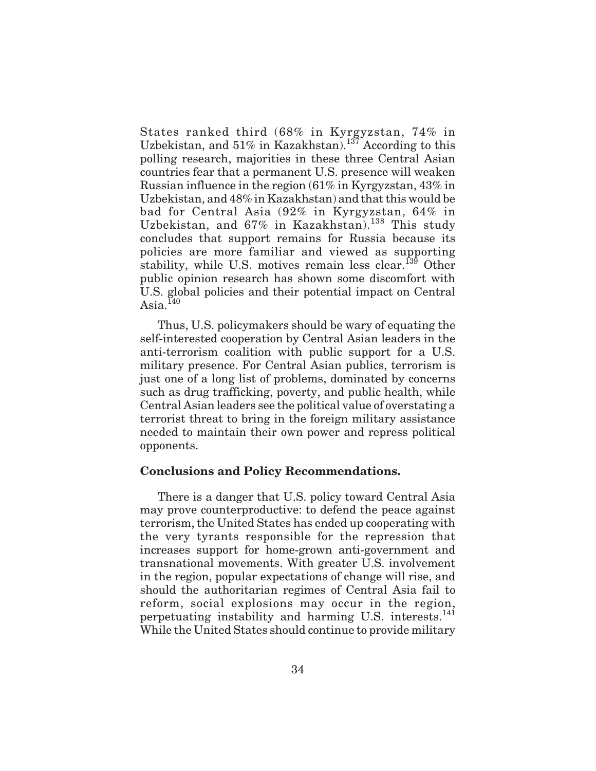States ranked third (68% in Kyrgyzstan, 74% in Uzbekistan, and 51% in Kazakhstan).[137] According to this polling research, majorities in these three Central Asian countries fear that a permanent U.S. presence will weaken Russian influence in the region (61% in Kyrgyzstan, 43% in Uzbekistan, and 48% in Kazakhstan) and that this would be bad for Central Asia (92% in Kyrgyzstan, 64% in Uzbekistan, and 67% in Kazakhstan).[138] This study concludes that support remains for Russia because its policies are more familiar and viewed as supporting stability, while U.S. motives remain less clear.[139] Other public opinion research has shown some discomfort with U.S. global policies and their potential impact on Central Asia.[140]

Thus, U.S. policymakers should be wary of equating the self-interested cooperation by Central Asian leaders in the anti-terrorism coalition with public support for a U.S. military presence. For Central Asian publics, terrorism is just one of a long list of problems, dominated by concerns such as drug trafficking, poverty, and public health, while Central Asian leaders see the political value of overstating a terrorist threat to bring in the foreign military assistance needed to maintain their own power and repress political opponents.

## Conclusions and Policy Recommendations.

There is a danger that U.S. policy toward Central Asia may prove counterproductive: to defend the peace against terrorism, the United States has ended up cooperating with the very tyrants responsible for the repression that increases support for home-grown anti-government and transnational movements. With greater U.S. involvement in the region, popular expectations of change will rise, and should the authoritarian regimes of Central Asia fail to reform, social explosions may occur in the region, perpetuating instability and harming U.S. interests.[141] While the United States should continue to provide military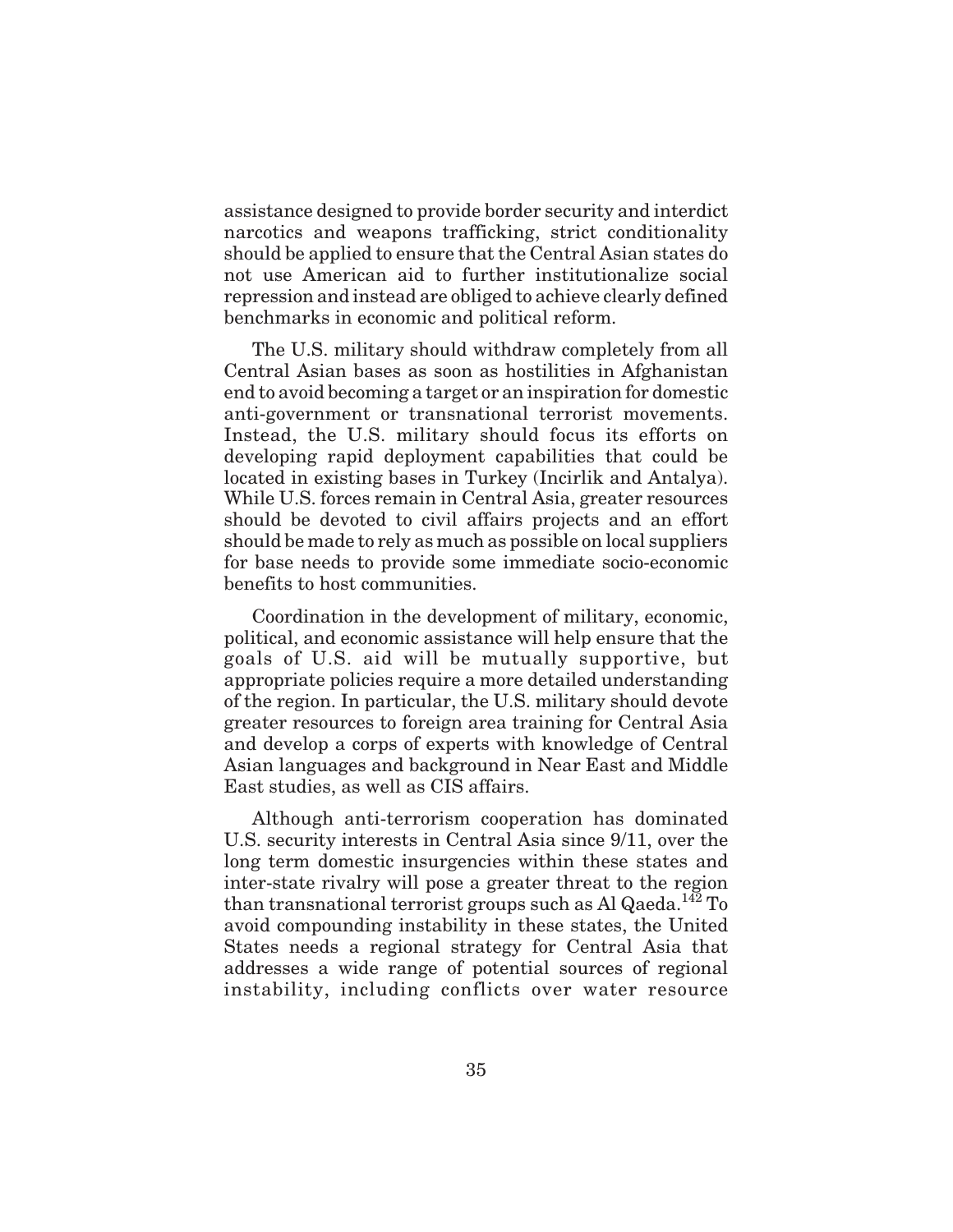assistance designed to provide border security and interdict narcotics and weapons trafficking, strict conditionality should be applied to ensure that the Central Asian states do not use American aid to further institutionalize social repression and instead are obliged to achieve clearly defined benchmarks in economic and political reform.

The U.S. military should withdraw completely from all Central Asian bases as soon as hostilities in Afghanistan end to avoid becoming a target or an inspiration for domestic anti-government or transnational terrorist movements. Instead, the U.S. military should focus its efforts on developing rapid deployment capabilities that could be located in existing bases in Turkey (Incirlik and Antalya). While U.S. forces remain in Central Asia, greater resources should be devoted to civil affairs projects and an effort should be made to rely as much as possible on local suppliers for base needs to provide some immediate socio-economic benefits to host communities.

Coordination in the development of military, economic, political, and economic assistance will help ensure that the goals of U.S. aid will be mutually supportive, but appropriate policies require a more detailed understanding of the region. In particular, the U.S. military should devote greater resources to foreign area training for Central Asia and develop a corps of experts with knowledge of Central Asian languages and background in Near East and Middle East studies, as well as CIS affairs.

Although anti-terrorism cooperation has dominated U.S. security interests in Central Asia since 9/11, over the long term domestic insurgencies within these states and inter-state rivalry will pose a greater threat to the region than transnational terrorist groups such as Al Qaeda.[142] To avoid compounding instability in these states, the United States needs a regional strategy for Central Asia that addresses a wide range of potential sources of regional instability, including conflicts over water resource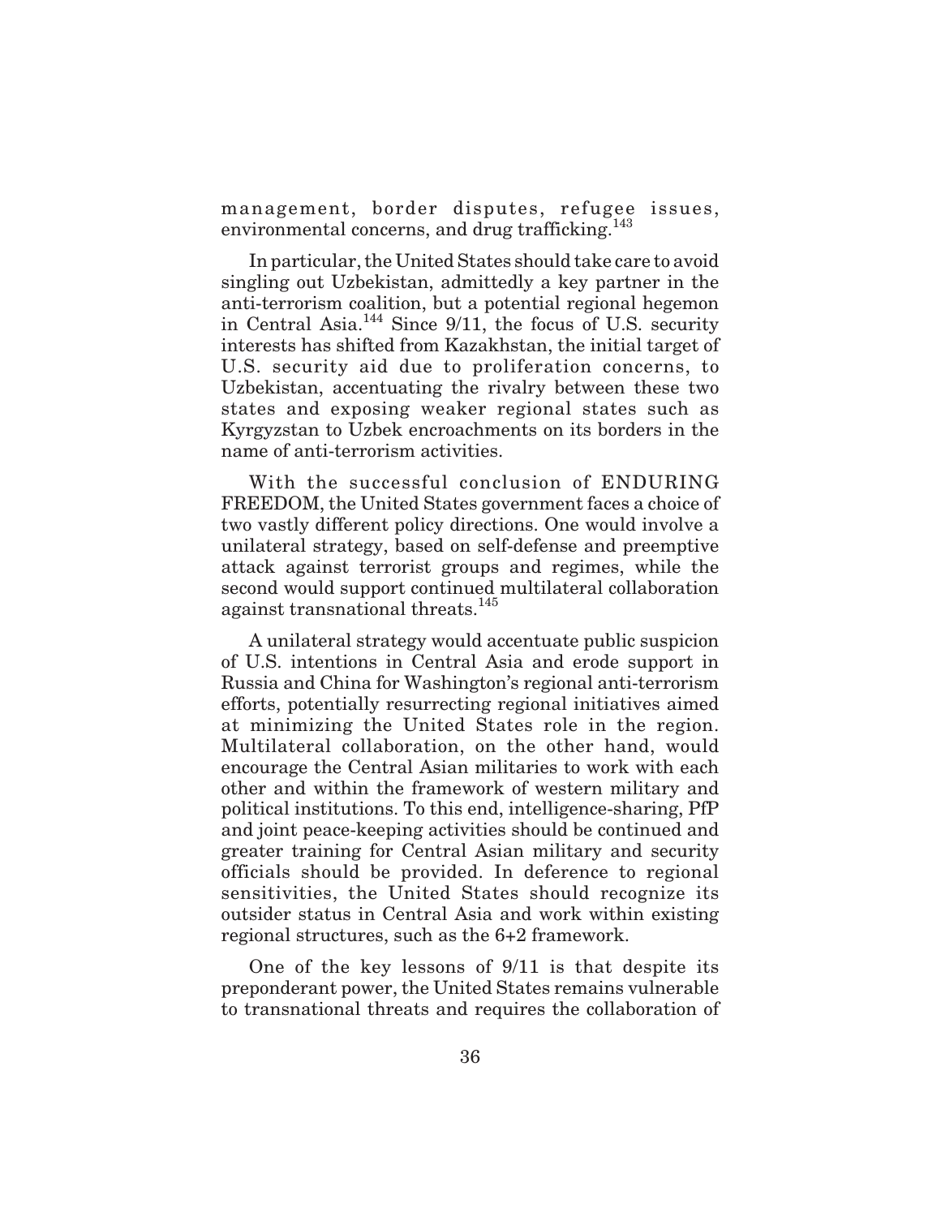management, border disputes, refugee issues, environmental concerns, and drug trafficking.[143]

In particular, the United States should take care to avoid singling out Uzbekistan, admittedly a key partner in the anti-terrorism coalition, but a potential regional hegemon in Central Asia.[144] Since 9/11, the focus of U.S. security interests has shifted from Kazakhstan, the initial target of U.S. security aid due to proliferation concerns, to Uzbekistan, accentuating the rivalry between these two states and exposing weaker regional states such as Kyrgyzstan to Uzbek encroachments on its borders in the name of anti-terrorism activities.

With the successful conclusion of ENDURING FREEDOM, the United States government faces a choice of two vastly different policy directions. One would involve a unilateral strategy, based on self-defense and preemptive attack against terrorist groups and regimes, while the second would support continued multilateral collaboration against transnational threats.[145]

A unilateral strategy would accentuate public suspicion of U.S. intentions in Central Asia and erode support in Russia and China for Washington's regional anti-terrorism efforts, potentially resurrecting regional initiatives aimed at minimizing the United States role in the region. Multilateral collaboration, on the other hand, would encourage the Central Asian militaries to work with each other and within the framework of western military and political institutions. To this end, intelligence-sharing, PfP and joint peace-keeping activities should be continued and greater training for Central Asian military and security officials should be provided. In deference to regional sensitivities, the United States should recognize its outsider status in Central Asia and work within existing regional structures, such as the 6+2 framework.

One of the key lessons of 9/11 is that despite its preponderant power, the United States remains vulnerable to transnational threats and requires the collaboration of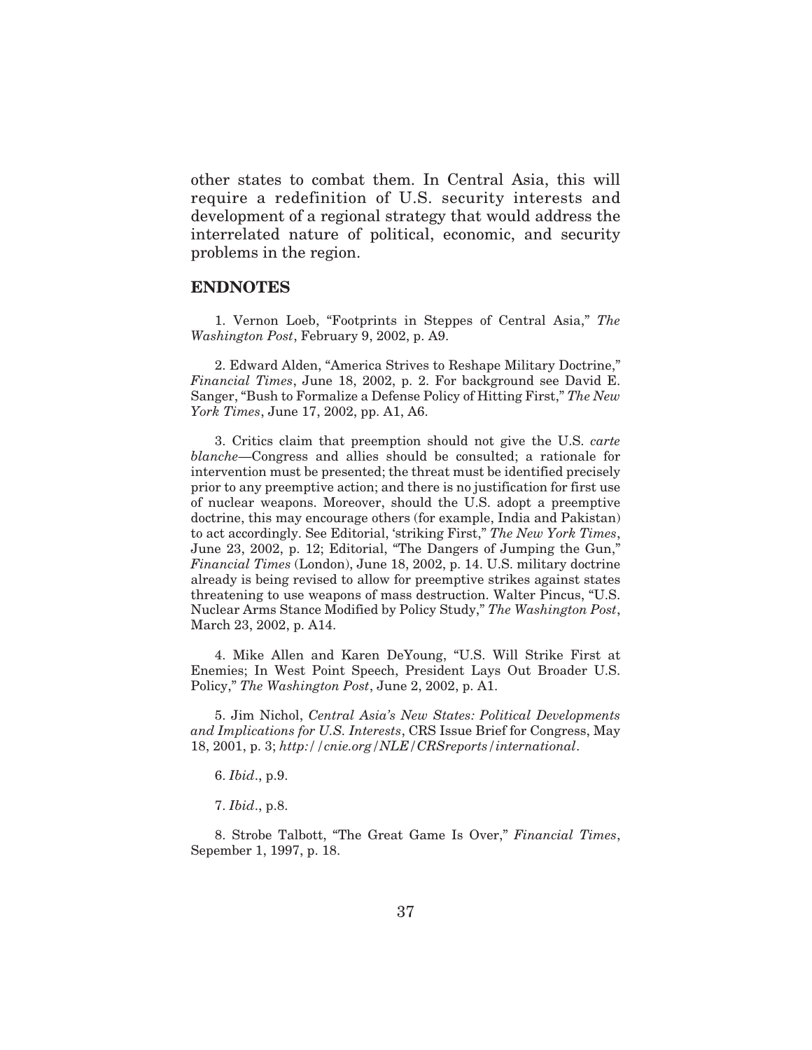other states to combat them. In Central Asia, this will require a redefinition of U.S. security interests and development of a regional strategy that would address the interrelated nature of political, economic, and security problems in the region.

## ENDNOTES

1. Vernon Loeb, "Footprints in Steppes of Central Asia," *The Washington Post*, February 9, 2002, p. A9.

2. Edward Alden, "America Strives to Reshape Military Doctrine," *Financial Times*, June 18, 2002, p. 2. For background see David E. Sanger, "Bush to Formalize a Defense Policy of Hitting First," *The New York Times*, June 17, 2002, pp. A1, A6.

3. Critics claim that preemption should not give the U.S. *carte blanche*—Congress and allies should be consulted; a rationale for intervention must be presented; the threat must be identified precisely prior to any preemptive action; and there is no justification for first use of nuclear weapons. Moreover, should the U.S. adopt a preemptive doctrine, this may encourage others (for example, India and Pakistan) to act accordingly. See Editorial, 'striking First," *The New York Times*, June 23, 2002, p. 12; Editorial, "The Dangers of Jumping the Gun," *Financial Times* (London), June 18, 2002, p. 14. U.S. military doctrine already is being revised to allow for preemptive strikes against states threatening to use weapons of mass destruction. Walter Pincus, "U.S. Nuclear Arms Stance Modified by Policy Study," *The Washington Post*, March 23, 2002, p. A14.

4. Mike Allen and Karen DeYoung, "U.S. Will Strike First at Enemies; In West Point Speech, President Lays Out Broader U.S. Policy," *The Washington Post*, June 2, 2002, p. A1.

5. Jim Nichol, *Central Asia's New States: Political Developments and Implications for U.S. Interests*, CRS Issue Brief for Congress, May 18, 2001, p. 3; *http://cnie.org/NLE/CRSreports/international*.

6. *Ibid*., p.9.

7. *Ibid*., p.8.

8. Strobe Talbott, "The Great Game Is Over," *Financial Times*, Sepember 1, 1997, p. 18.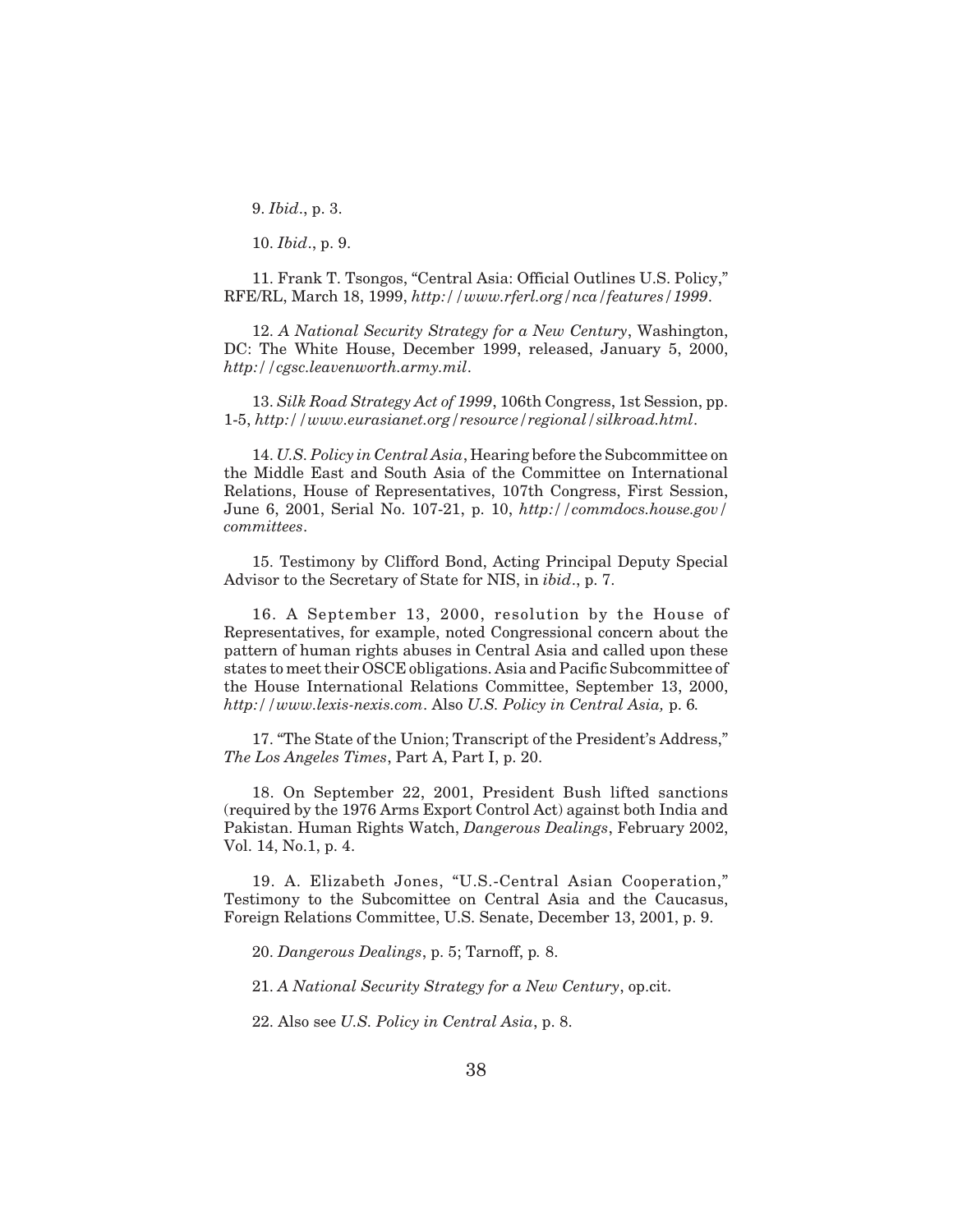9. *Ibid*., p. 3.

10. *Ibid*., p. 9.

11. Frank T. Tsongos, "Central Asia: Official Outlines U.S. Policy," RFE/RL, March 18, 1999, *http://www.rferl.org/nca/features/1999*.

12. *A National Security Strategy for a New Century*, Washington, DC: The White House, December 1999, released, January 5, 2000, *http://cgsc.leavenworth.army.mil*.

13. *Silk Road Strategy Act of 1999*, 106th Congress, 1st Session, pp. 1-5, *http://www.eurasianet.org/resource/regional/silkroad.html*.

14. *U.S. Policy in Central Asia*, Hearing before the Subcommittee on the Middle East and South Asia of the Committee on International Relations, House of Representatives, 107th Congress, First Session, June 6, 2001, Serial No. 107-21, p. 10, *http://commdocs.house.gov/committees*.

15. Testimony by Clifford Bond, Acting Principal Deputy Special Advisor to the Secretary of State for NIS, in *ibid*., p. 7.

16. A September 13, 2000, resolution by the House of Representatives, for example, noted Congressional concern about the pattern of human rights abuses in Central Asia and called upon these states to meet their OSCE obligations. Asia and Pacific Subcommittee of the House International Relations Committee, September 13, 2000, *http://www.lexis-nexis.com*. Also *U.S. Policy in Central Asia,* p. 6.

17. "The State of the Union; Transcript of the President's Address," *The Los Angeles Times*, Part A, Part I, p. 20.

18. On September 22, 2001, President Bush lifted sanctions (required by the 1976 Arms Export Control Act) against both India and Pakistan. Human Rights Watch, *Dangerous Dealings*, February 2002, Vol. 14, No.1, p. 4.

19. A. Elizabeth Jones, "U.S.-Central Asian Cooperation," Testimony to the Subcomittee on Central Asia and the Caucasus, Foreign Relations Committee, U.S. Senate, December 13, 2001, p. 9.

20. *Dangerous Dealings*, p. 5; Tarnoff, p. 8.

21. *A National Security Strategy for a New Century*, op.cit.

22. Also see *U.S. Policy in Central Asia*, p. 8.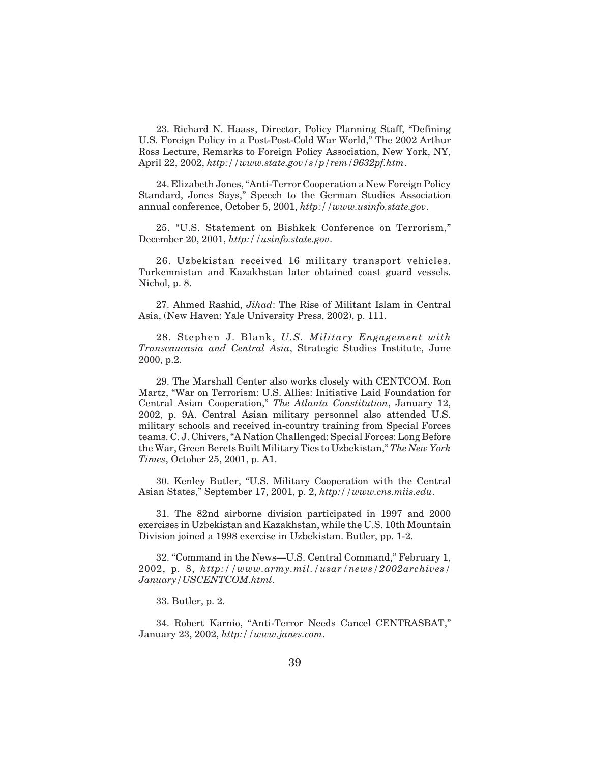23. Richard N. Haass, Director, Policy Planning Staff, "Defining U.S. Foreign Policy in a Post-Post-Cold War World," The 2002 Arthur Ross Lecture, Remarks to Foreign Policy Association, New York, NY, April 22, 2002, *http://www.state.gov/s/p/rem/9632pf.htm*.

24. Elizabeth Jones, "Anti-Terror Cooperation a New Foreign Policy Standard, Jones Says," Speech to the German Studies Association annual conference, October 5, 2001, *http://www.usinfo.state.gov*.

25. "U.S. Statement on Bishkek Conference on Terrorism," December 20, 2001, *http://usinfo.state.gov*.

26. Uzbekistan received 16 military transport vehicles. Turkemnistan and Kazakhstan later obtained coast guard vessels. Nichol, p. 8.

27. Ahmed Rashid, *Jihad*: The Rise of Militant Islam in Central Asia, (New Haven: Yale University Press, 2002), p. 111.

28. Stephen J. Blank, *U.S. Military Engagement with Transcaucasia and Central Asia*, Strategic Studies Institute, June 2000, p.2.

29. The Marshall Center also works closely with CENTCOM. Ron Martz, "War on Terrorism: U.S. Allies: Initiative Laid Foundation for Central Asian Cooperation," *The Atlanta Constitution*, January 12, 2002, p. 9A. Central Asian military personnel also attended U.S. military schools and received in-country training from Special Forces teams. C. J. Chivers, "A Nation Challenged: Special Forces: Long Before the War, Green Berets Built Military Ties to Uzbekistan," *The New York Times*, October 25, 2001, p. A1.

30. Kenley Butler, "U.S. Military Cooperation with the Central Asian States," September 17, 2001, p. 2, *http://www.cns.miis.edu*.

31. The 82nd airborne division participated in 1997 and 2000 exercises in Uzbekistan and Kazakhstan, while the U.S. 10th Mountain Division joined a 1998 exercise in Uzbekistan. Butler, pp. 1-2.

32. "Command in the News—U.S. Central Command," February 1, 2002, p. 8, *http://www.army.mil./usar/news/2002archives/January/USCENTCOM.html*.

33. Butler, p. 2.

34. Robert Karnio, "Anti-Terror Needs Cancel CENTRASBAT," January 23, 2002, *http://www.janes.com*.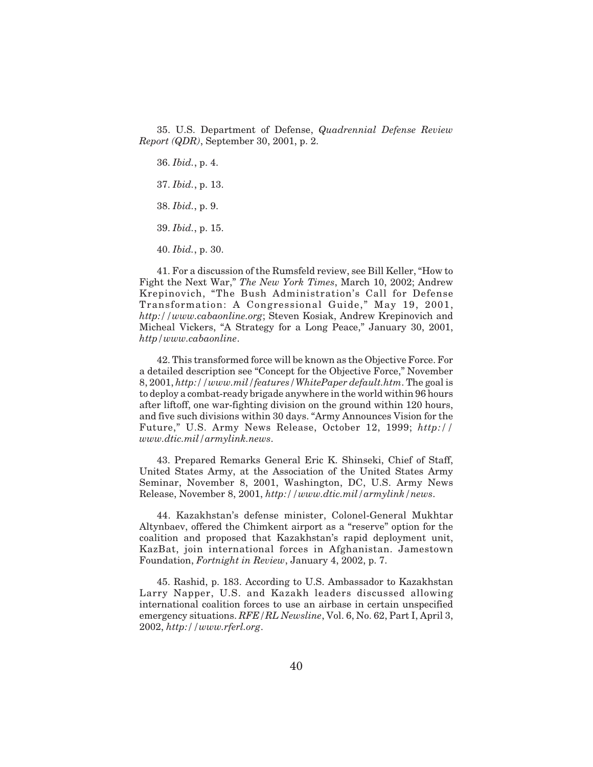35. U.S. Department of Defense, *Quadrennial Defense Review Report (QDR)*, September 30, 2001, p. 2.

36. *Ibid.*, p. 4.

37. *Ibid.*, p. 13.

38. *Ibid.*, p. 9.

39. *Ibid.*, p. 15.

40. *Ibid.*, p. 30.

41. For a discussion of the Rumsfeld review, see Bill Keller, "How to Fight the Next War," *The New York Times*, March 10, 2002; Andrew Krepinovich, "The Bush Administration's Call for Defense Transformation: A Congressional Guide," May 19, 2001, *http://www.cabaonline.org*; Steven Kosiak, Andrew Krepinovich and Micheal Vickers, "A Strategy for a Long Peace," January 30, 2001, *http/www.cabaonline*.

42. This transformed force will be known as the Objective Force. For a detailed description see "Concept for the Objective Force," November 8, 2001, *http://www.mil/features/WhitePaper default.htm*. The goal is to deploy a combat-ready brigade anywhere in the world within 96 hours after liftoff, one war-fighting division on the ground within 120 hours, and five such divisions within 30 days. "Army Announces Vision for the Future," U.S. Army News Release, October 12, 1999; *http://www.dtic.mil/armylink.news*.

43. Prepared Remarks General Eric K. Shinseki, Chief of Staff, United States Army, at the Association of the United States Army Seminar, November 8, 2001, Washington, DC, U.S. Army News Release, November 8, 2001, *http://www.dtic.mil/armylink/news*.

44. Kazakhstan's defense minister, Colonel-General Mukhtar Altynbaev, offered the Chimkent airport as a "reserve" option for the coalition and proposed that Kazakhstan's rapid deployment unit, KazBat, join international forces in Afghanistan. Jamestown Foundation, *Fortnight in Review*, January 4, 2002, p. 7.

45. Rashid, p. 183. According to U.S. Ambassador to Kazakhstan Larry Napper, U.S. and Kazakh leaders discussed allowing international coalition forces to use an airbase in certain unspecified emergency situations. *RFE/RL Newsline*, Vol. 6, No. 62, Part I, April 3, 2002, *http://www.rferl.org*.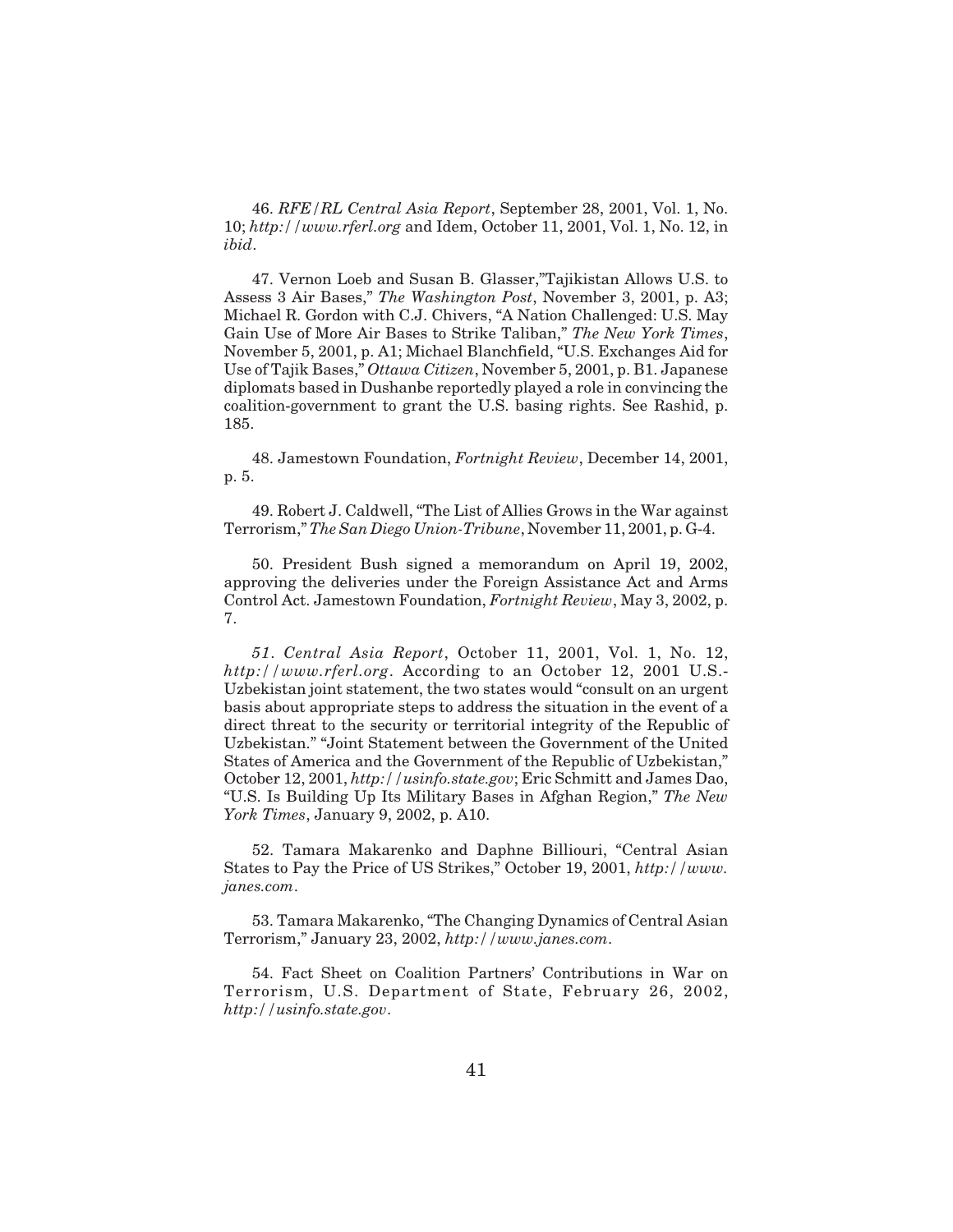46. *RFE/RL Central Asia Report*, September 28, 2001, Vol. 1, No. 10; *http://www.rferl.org* and Idem, October 11, 2001, Vol. 1, No. 12, in *ibid*.

47. Vernon Loeb and Susan B. Glasser,"Tajikistan Allows U.S. to Assess 3 Air Bases," *The Washington Post*, November 3, 2001, p. A3; Michael R. Gordon with C.J. Chivers, "A Nation Challenged: U.S. May Gain Use of More Air Bases to Strike Taliban," *The New York Times*, November 5, 2001, p. A1; Michael Blanchfield, "U.S. Exchanges Aid for Use of Tajik Bases," *Ottawa Citizen*, November 5, 2001, p. B1. Japanese diplomats based in Dushanbe reportedly played a role in convincing the coalition-government to grant the U.S. basing rights. See Rashid, p. 185.

48. Jamestown Foundation, *Fortnight Review*, December 14, 2001, p. 5.

49. Robert J. Caldwell, "The List of Allies Grows in the War against Terrorism," *The San Diego Union-Tribune*, November 11, 2001, p. G-4.

50. President Bush signed a memorandum on April 19, 2002, approving the deliveries under the Foreign Assistance Act and Arms Control Act. Jamestown Foundation, *Fortnight Review*, May 3, 2002, p. 7.

*51. Central Asia Report*, October 11, 2001, Vol. 1, No. 12, *http://www.rferl.org*. According to an October 12, 2001 U.S.-Uzbekistan joint statement, the two states would "consult on an urgent basis about appropriate steps to address the situation in the event of a direct threat to the security or territorial integrity of the Republic of Uzbekistan." "Joint Statement between the Government of the United States of America and the Government of the Republic of Uzbekistan," October 12, 2001, *http://usinfo.state.gov*; Eric Schmitt and James Dao, "U.S. Is Building Up Its Military Bases in Afghan Region," *The New York Times*, January 9, 2002, p. A10.

52. Tamara Makarenko and Daphne Billiouri, "Central Asian States to Pay the Price of US Strikes," October 19, 2001, *http://www.janes.com*.

53. Tamara Makarenko, "The Changing Dynamics of Central Asian Terrorism," January 23, 2002, *http://www.janes.com*.

54. Fact Sheet on Coalition Partners' Contributions in War on Terrorism, U.S. Department of State, February 26, 2002, *http://usinfo.state.gov*.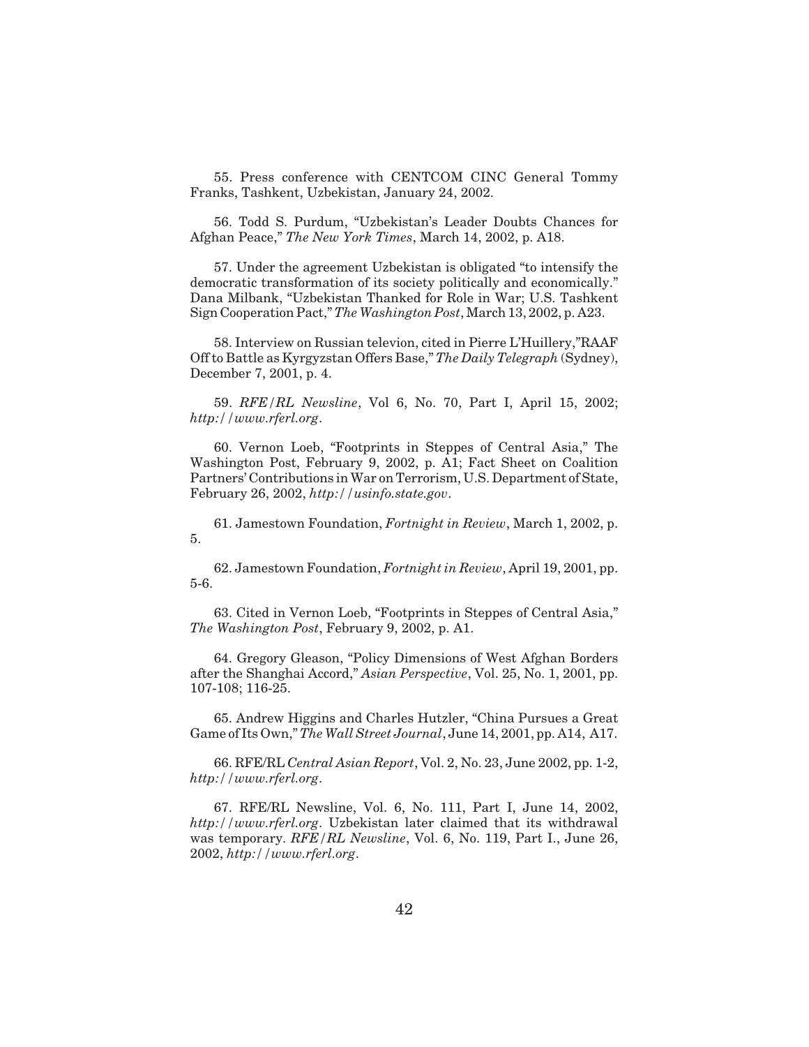55. Press conference with CENTCOM CINC General Tommy Franks, Tashkent, Uzbekistan, January 24, 2002.

56. Todd S. Purdum, "Uzbekistan's Leader Doubts Chances for Afghan Peace," *The New York Times*, March 14, 2002, p. A18.

57. Under the agreement Uzbekistan is obligated "to intensify the democratic transformation of its society politically and economically." Dana Milbank, "Uzbekistan Thanked for Role in War; U.S. Tashkent Sign Cooperation Pact," *The Washington Post*, March 13, 2002, p. A23.

58. Interview on Russian televion, cited in Pierre L'Huillery,"RAAF Off to Battle as Kyrgyzstan Offers Base," *The Daily Telegraph* (Sydney), December 7, 2001, p. 4.

59. *RFE/RL Newsline*, Vol 6, No. 70, Part I, April 15, 2002; *http://www.rferl.org*.

60. Vernon Loeb, "Footprints in Steppes of Central Asia," The Washington Post, February 9, 2002, p. A1; Fact Sheet on Coalition Partners' Contributions in War on Terrorism, U.S. Department of State, February 26, 2002, *http://usinfo.state.gov*.

61. Jamestown Foundation, *Fortnight in Review*, March 1, 2002, p. 5.

62. Jamestown Foundation, *Fortnight in Review*, April 19, 2001, pp. 5-6.

63. Cited in Vernon Loeb, "Footprints in Steppes of Central Asia," *The Washington Post*, February 9, 2002, p. A1.

64. Gregory Gleason, "Policy Dimensions of West Afghan Borders after the Shanghai Accord," *Asian Perspective*, Vol. 25, No. 1, 2001, pp. 107-108; 116-25.

65. Andrew Higgins and Charles Hutzler, "China Pursues a Great Game of Its Own," *The Wall Street Journal*, June 14, 2001, pp. A14, A17.

66. RFE/RL *Central Asian Report*, Vol. 2, No. 23, June 2002, pp. 1-2, *http://www.rferl.org*.

67. RFE/RL Newsline, Vol. 6, No. 111, Part I, June 14, 2002, *http://www.rferl.org*. Uzbekistan later claimed that its withdrawal was temporary. *RFE/RL Newsline*, Vol. 6, No. 119, Part I., June 26, 2002, *http://www.rferl.org*.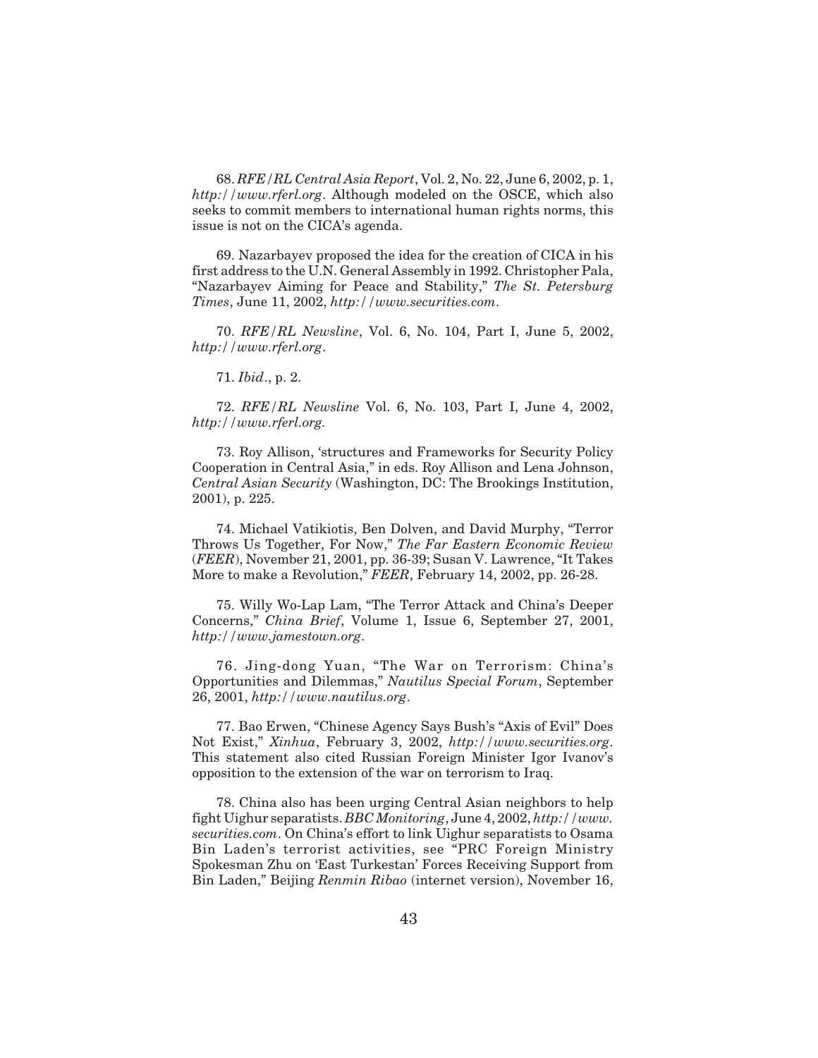68. *RFE/RL Central Asia Report*, Vol. 2, No. 22, June 6, 2002, p. 1, *http://www.rferl.org*. Although modeled on the OSCE, which also seeks to commit members to international human rights norms, this issue is not on the CICA's agenda.

69. Nazarbayev proposed the idea for the creation of CICA in his first address to the U.N. General Assembly in 1992. Christopher Pala, "Nazarbayev Aiming for Peace and Stability," *The St. Petersburg Times*, June 11, 2002, *http://www.securities.com*.

70. *RFE/RL Newsline*, Vol. 6, No. 104, Part I, June 5, 2002, *http://www.rferl.org*.

71. *Ibid*., p. 2.

72. *RFE/RL Newsline* Vol. 6, No. 103, Part I, June 4, 2002, *http://www.rferl.org.*

73. Roy Allison, 'structures and Frameworks for Security Policy Cooperation in Central Asia," in eds. Roy Allison and Lena Johnson, *Central Asian Security* (Washington, DC: The Brookings Institution, 2001), p. 225.

74. Michael Vatikiotis, Ben Dolven, and David Murphy, "Terror Throws Us Together, For Now," *The Far Eastern Economic Review* (*FEER*), November 21, 2001, pp. 36-39; Susan V. Lawrence, "It Takes More to make a Revolution," *FEER*, February 14, 2002, pp. 26-28.

75. Willy Wo-Lap Lam, "The Terror Attack and China's Deeper Concerns," *China Brief*, Volume 1, Issue 6, September 27, 2001, *http://www.jamestown.org*.

76. Jing-dong Yuan, "The War on Terrorism: China's Opportunities and Dilemmas," *Nautilus Special Forum*, September 26, 2001, *http://www.nautilus.org*.

77. Bao Erwen, "Chinese Agency Says Bush's "Axis of Evil" Does Not Exist," *Xinhua*, February 3, 2002, *http://www.securities.org*. This statement also cited Russian Foreign Minister Igor Ivanov's opposition to the extension of the war on terrorism to Iraq.

78. China also has been urging Central Asian neighbors to help fight Uighur separatists. *BBC Monitoring*, June 4, 2002, *http://www.securities.com*. On China's effort to link Uighur separatists to Osama Bin Laden's terrorist activities, see "PRC Foreign Ministry Spokesman Zhu on 'East Turkestan' Forces Receiving Support from Bin Laden," Beijing *Renmin Ribao* (internet version), November 16,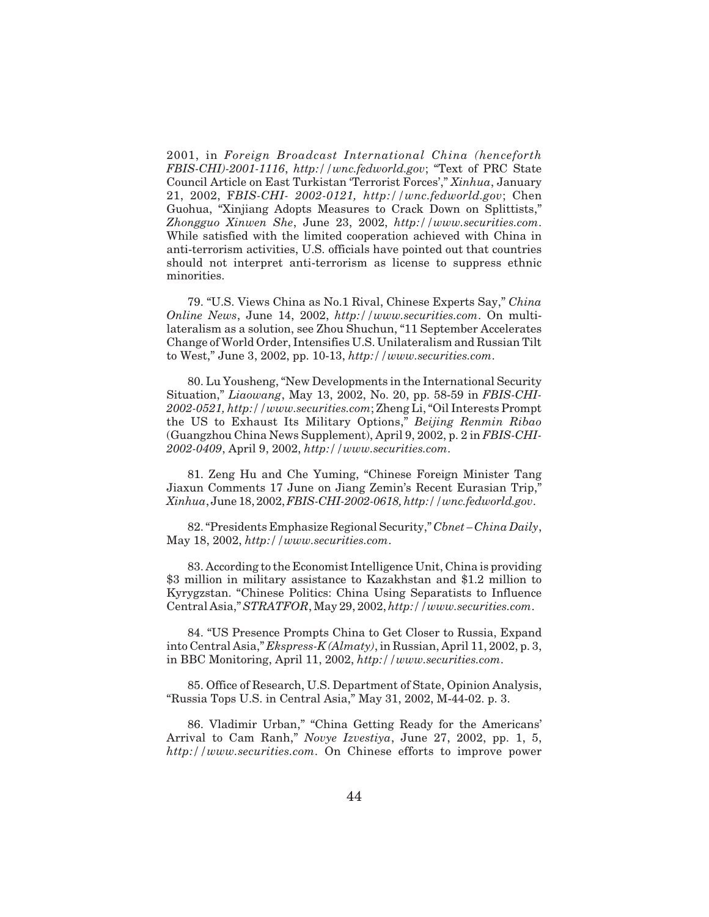2001, in *Foreign Broadcast International China (henceforth FBIS-CHI)-2001-1116*, *http://wnc.fedworld.gov*; "Text of PRC State Council Article on East Turkistan 'Terrorist Forces'," *Xinhua*, January 21, 2002, F*BIS-CHI- 2002-0121, http://wnc.fedworld.gov*; Chen Guohua, "Xinjiang Adopts Measures to Crack Down on Splittists," *Zhongguo Xinwen She*, June 23, 2002, *http://www.securities.com*. While satisfied with the limited cooperation achieved with China in anti-terrorism activities, U.S. officials have pointed out that countries should not interpret anti-terrorism as license to suppress ethnic minorities.

79. "U.S. Views China as No.1 Rival, Chinese Experts Say," *China Online News*, June 14, 2002, *http://www.securities.com*. On multilateralism as a solution, see Zhou Shuchun, "11 September Accelerates Change of World Order, Intensifies U.S. Unilateralism and Russian Tilt to West," June 3, 2002, pp. 10-13, *http://www.securities.com*.

80. Lu Yousheng, "New Developments in the International Security Situation," *Liaowang*, May 13, 2002, No. 20, pp. 58-59 in *FBIS-CHI-2002-0521, http://www.securities.com*; Zheng Li, "Oil Interests Prompt the US to Exhaust Its Military Options," *Beijing Renmin Ribao* (Guangzhou China News Supplement), April 9, 2002, p. 2 in *FBIS-CHI-2002-0409*, April 9, 2002, *http://www.securities.com*.

81. Zeng Hu and Che Yuming, "Chinese Foreign Minister Tang Jiaxun Comments 17 June on Jiang Zemin's Recent Eurasian Trip," *Xinhua*, June 18, 2002, *FBIS-CHI-2002-0618, http://wnc.fedworld.gov*.

82. "Presidents Emphasize Regional Security," *Cbnet – China Daily*, May 18, 2002, *http://www.securities.com*.

83. According to the Economist Intelligence Unit, China is providing \$3 million in military assistance to Kazakhstan and \$1.2 million to Kyrygzstan. "Chinese Politics: China Using Separatists to Influence Central Asia," *STRATFOR*, May 29, 2002, *http://www.securities.com*.

84. "US Presence Prompts China to Get Closer to Russia, Expand into Central Asia," *Ekspress-K (Almaty)*, in Russian, April 11, 2002, p. 3, in BBC Monitoring, April 11, 2002, *http://www.securities.com*.

85. Office of Research, U.S. Department of State, Opinion Analysis, "Russia Tops U.S. in Central Asia," May 31, 2002, M-44-02. p. 3.

86. Vladimir Urban," "China Getting Ready for the Americans' Arrival to Cam Ranh," *Novye Izvestiya*, June 27, 2002, pp. 1, 5, *http://www.securities.com*. On Chinese efforts to improve power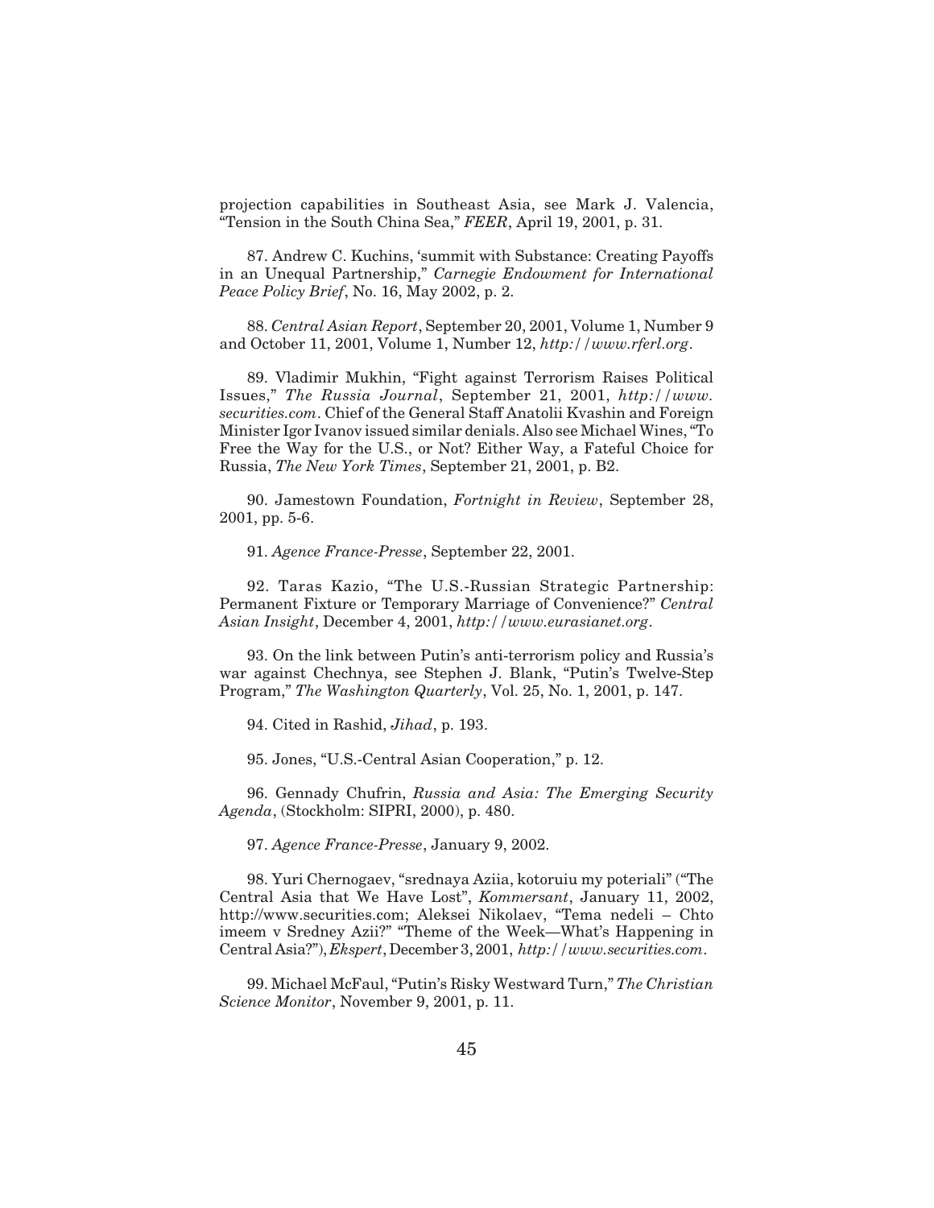projection capabilities in Southeast Asia, see Mark J. Valencia, "Tension in the South China Sea," *FEER*, April 19, 2001, p. 31.

87. Andrew C. Kuchins, 'summit with Substance: Creating Payoffs in an Unequal Partnership," *Carnegie Endowment for International Peace Policy Brief*, No. 16, May 2002, p. 2.

88. *Central Asian Report*, September 20, 2001, Volume 1, Number 9 and October 11, 2001, Volume 1, Number 12, *http://www.rferl.org*.

89. Vladimir Mukhin, "Fight against Terrorism Raises Political Issues," *The Russia Journal*, September 21, 2001, *http://www.securities.com*. Chief of the General Staff Anatolii Kvashin and Foreign Minister Igor Ivanov issued similar denials. Also see Michael Wines, "To Free the Way for the U.S., or Not? Either Way, a Fateful Choice for Russia, *The New York Times*, September 21, 2001, p. B2.

90. Jamestown Foundation, *Fortnight in Review*, September 28, 2001, pp. 5-6.

91. *Agence France-Presse*, September 22, 2001.

92. Taras Kazio, "The U.S.-Russian Strategic Partnership: Permanent Fixture or Temporary Marriage of Convenience?" *Central Asian Insight*, December 4, 2001, *http://www.eurasianet.org*.

93. On the link between Putin's anti-terrorism policy and Russia's war against Chechnya, see Stephen J. Blank, "Putin's Twelve-Step Program," *The Washington Quarterly*, Vol. 25, No. 1, 2001, p. 147.

94. Cited in Rashid, *Jihad*, p. 193.

95. Jones, "U.S.-Central Asian Cooperation," p. 12.

96. Gennady Chufrin, *Russia and Asia: The Emerging Security Agenda*, (Stockholm: SIPRI, 2000), p. 480.

97. *Agence France-Presse*, January 9, 2002.

98. Yuri Chernogaev, "srednaya Aziia, kotoruiu my poteriali" ("The Central Asia that We Have Lost", *Kommersant*, January 11, 2002, http://www.securities.com; Aleksei Nikolaev, "Tema nedeli – Chto imeem v Sredney Azii?" "Theme of the Week—What's Happening in Central Asia?"), *Ekspert*, December 3, 2001, *http://www.securities.com*.

99. Michael McFaul, "Putin's Risky Westward Turn," *The Christian Science Monitor*, November 9, 2001, p. 11.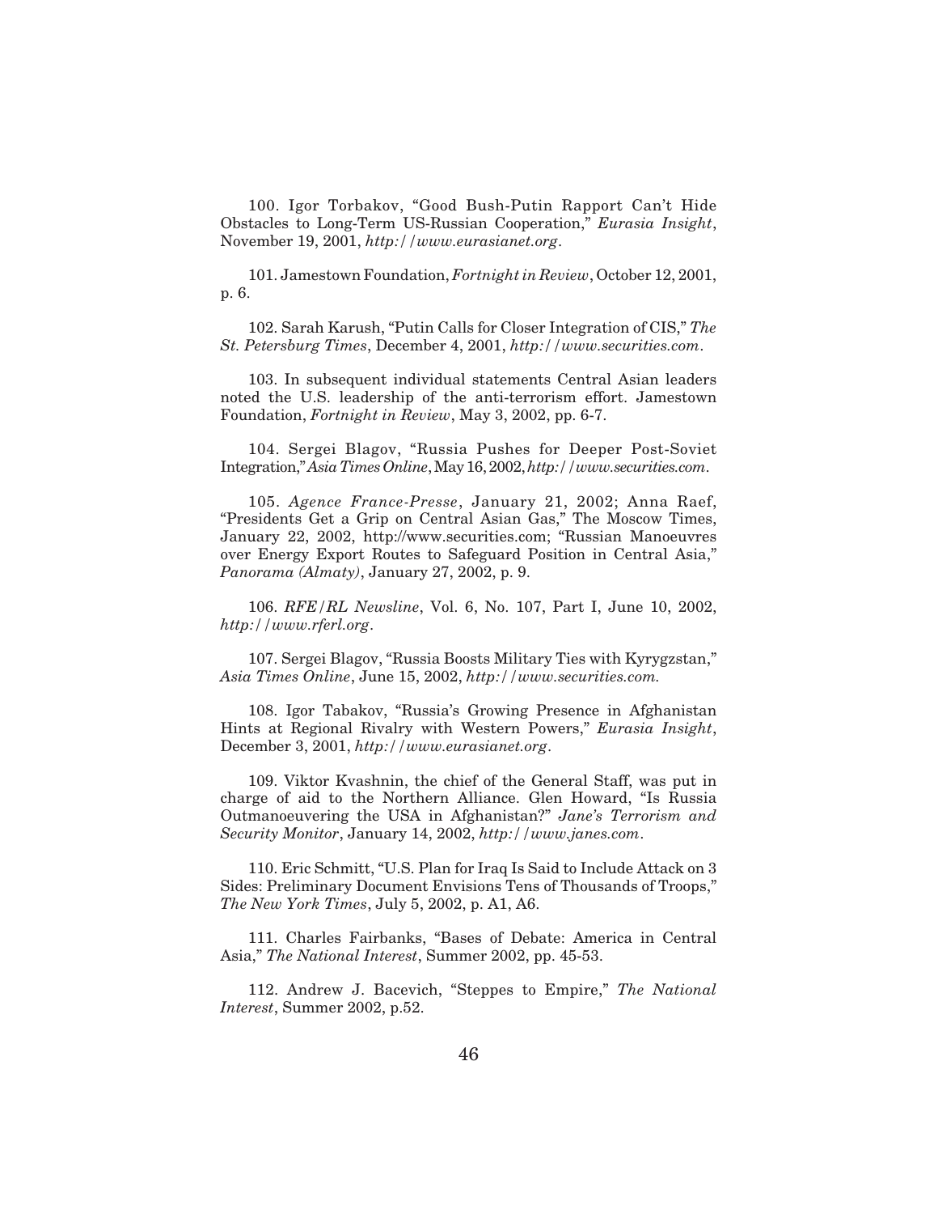100. Igor Torbakov, "Good Bush-Putin Rapport Can't Hide Obstacles to Long-Term US-Russian Cooperation," *Eurasia Insight*, November 19, 2001, *http://www.eurasianet.org*.

101. Jamestown Foundation, *Fortnight in Review*, October 12, 2001, p. 6.

102. Sarah Karush, "Putin Calls for Closer Integration of CIS," *The St. Petersburg Times*, December 4, 2001, *http://www.securities.com*.

103. In subsequent individual statements Central Asian leaders noted the U.S. leadership of the anti-terrorism effort. Jamestown Foundation, *Fortnight in Review*, May 3, 2002, pp. 6-7.

104. Sergei Blagov, "Russia Pushes for Deeper Post-Soviet Integration," *Asia Times Online*, May 16, 2002, *http://www.securities.com*.

105. *Agence France-Presse*, January 21, 2002; Anna Raef, "Presidents Get a Grip on Central Asian Gas," The Moscow Times, January 22, 2002, http://www.securities.com; "Russian Manoeuvres over Energy Export Routes to Safeguard Position in Central Asia," *Panorama (Almaty)*, January 27, 2002, p. 9.

106. *RFE/RL Newsline*, Vol. 6, No. 107, Part I, June 10, 2002, *http://www.rferl.org*.

107. Sergei Blagov, "Russia Boosts Military Ties with Kyrygzstan," *Asia Times Online*, June 15, 2002, *http://www.securities.com.*

108. Igor Tabakov, "Russia's Growing Presence in Afghanistan Hints at Regional Rivalry with Western Powers," *Eurasia Insight*, December 3, 2001, *http://www.eurasianet.org*.

109. Viktor Kvashnin, the chief of the General Staff, was put in charge of aid to the Northern Alliance. Glen Howard, "Is Russia Outmanoeuvering the USA in Afghanistan?" *Jane's Terrorism and Security Monitor*, January 14, 2002, *http://www.janes.com*.

110. Eric Schmitt, "U.S. Plan for Iraq Is Said to Include Attack on 3 Sides: Preliminary Document Envisions Tens of Thousands of Troops," *The New York Times*, July 5, 2002, p. A1, A6.

111. Charles Fairbanks, "Bases of Debate: America in Central Asia," *The National Interest*, Summer 2002, pp. 45-53.

112. Andrew J. Bacevich, "Steppes to Empire," *The National Interest*, Summer 2002, p.52.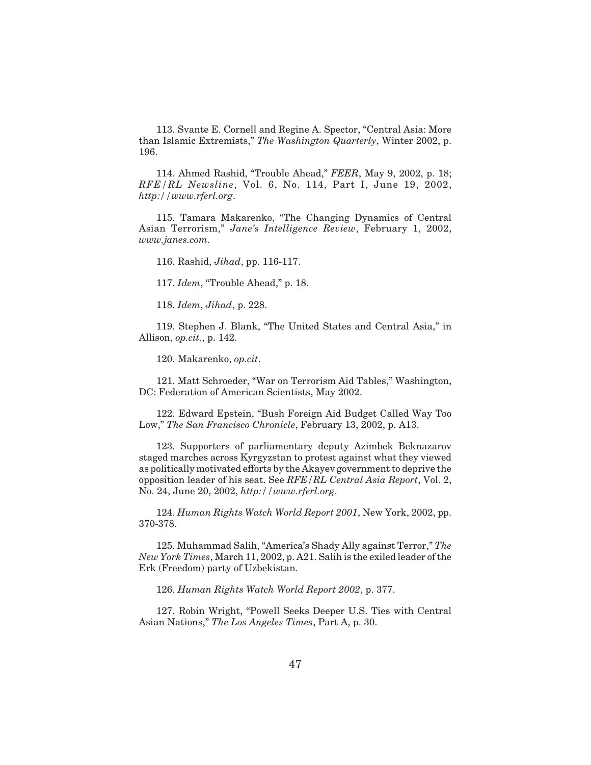113. Svante E. Cornell and Regine A. Spector, "Central Asia: More than Islamic Extremists," *The Washington Quarterly*, Winter 2002, p. 196.

114. Ahmed Rashid, "Trouble Ahead," *FEER*, May 9, 2002, p. 18; *RFE/RL Newsline*, Vol. 6, No. 114, Part I, June 19, 2002, *http://www.rferl.org*.

115. Tamara Makarenko, "The Changing Dynamics of Central Asian Terrorism," *Jane's Intelligence Review*, February 1, 2002, *www.janes.com*.

116. Rashid, *Jihad*, pp. 116-117.

117. *Idem*, "Trouble Ahead," p. 18.

118. *Idem*, *Jihad*, p. 228.

119. Stephen J. Blank, "The United States and Central Asia," in Allison, *op.cit*., p. 142.

120. Makarenko, *op.cit*.

121. Matt Schroeder, "War on Terrorism Aid Tables," Washington, DC: Federation of American Scientists, May 2002.

122. Edward Epstein, "Bush Foreign Aid Budget Called Way Too Low," *The San Francisco Chronicle*, February 13, 2002, p. A13.

123. Supporters of parliamentary deputy Azimbek Beknazarov staged marches across Kyrgyzstan to protest against what they viewed as politically motivated efforts by the Akayev government to deprive the opposition leader of his seat. See *RFE/RL Central Asia Report*, Vol. 2, No. 24, June 20, 2002, *http://www.rferl.org*.

124. *Human Rights Watch World Report 2001*, New York, 2002, pp. 370-378.

125. Muhammad Salih, "America's Shady Ally against Terror," *The New York Times*, March 11, 2002, p. A21. Salih is the exiled leader of the Erk (Freedom) party of Uzbekistan.

126. *Human Rights Watch World Report 2002*, p. 377.

127. Robin Wright, "Powell Seeks Deeper U.S. Ties with Central Asian Nations," *The Los Angeles Times*, Part A, p. 30.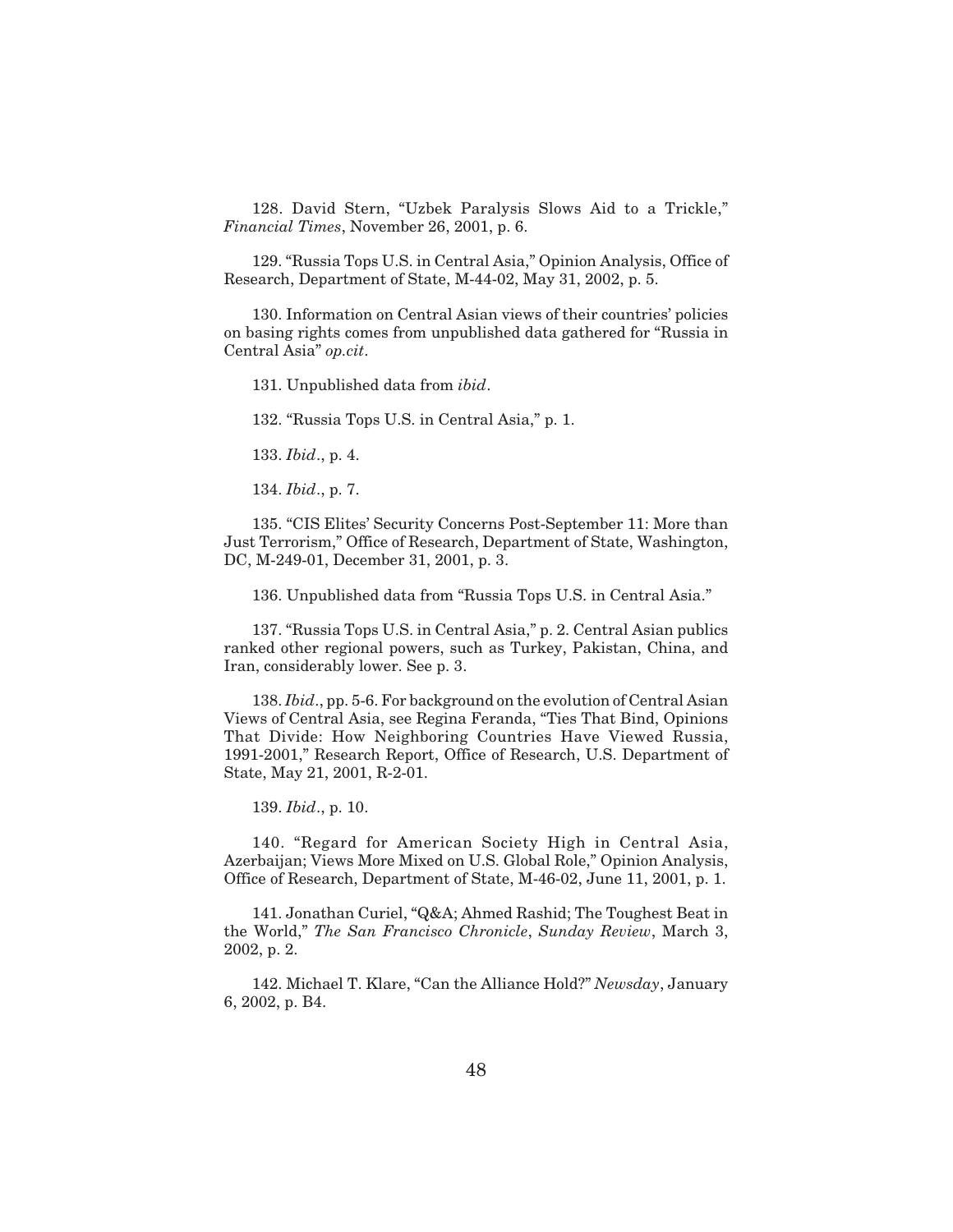128. David Stern, "Uzbek Paralysis Slows Aid to a Trickle," *Financial Times*, November 26, 2001, p. 6.

129. "Russia Tops U.S. in Central Asia," Opinion Analysis, Office of Research, Department of State, M-44-02, May 31, 2002, p. 5.

130. Information on Central Asian views of their countries' policies on basing rights comes from unpublished data gathered for "Russia in Central Asia" *op.cit*.

131. Unpublished data from *ibid*.

132. "Russia Tops U.S. in Central Asia," p. 1.

133. *Ibid*., p. 4.

134. *Ibid*., p. 7.

135. "CIS Elites' Security Concerns Post-September 11: More than Just Terrorism," Office of Research, Department of State, Washington, DC, M-249-01, December 31, 2001, p. 3.

136. Unpublished data from "Russia Tops U.S. in Central Asia."

137. "Russia Tops U.S. in Central Asia," p. 2. Central Asian publics ranked other regional powers, such as Turkey, Pakistan, China, and Iran, considerably lower. See p. 3.

138. *Ibid*., pp. 5-6. For background on the evolution of Central Asian Views of Central Asia, see Regina Feranda, "Ties That Bind, Opinions That Divide: How Neighboring Countries Have Viewed Russia, 1991-2001," Research Report, Office of Research, U.S. Department of State, May 21, 2001, R-2-01.

139. *Ibid*., p. 10.

140. "Regard for American Society High in Central Asia, Azerbaijan; Views More Mixed on U.S. Global Role," Opinion Analysis, Office of Research, Department of State, M-46-02, June 11, 2001, p. 1.

141. Jonathan Curiel, "Q&A; Ahmed Rashid; The Toughest Beat in the World," *The San Francisco Chronicle*, *Sunday Review*, March 3, 2002, p. 2.

142. Michael T. Klare, "Can the Alliance Hold?" *Newsday*, January 6, 2002, p. B4.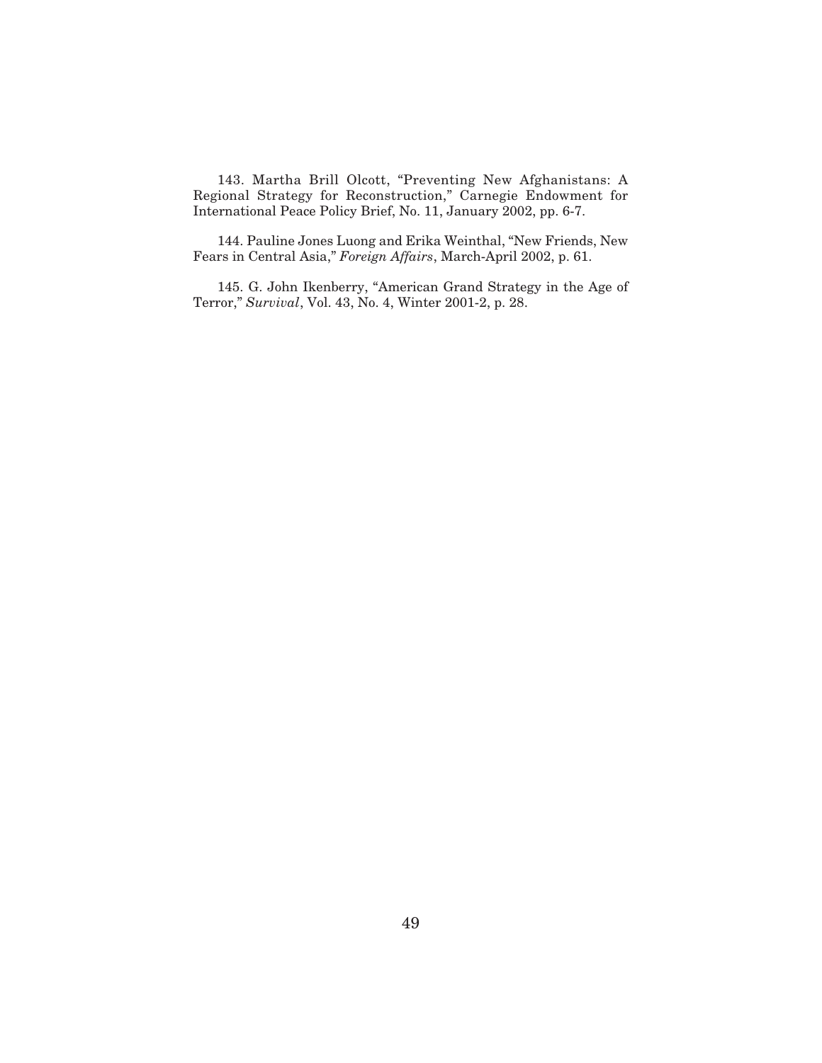143. Martha Brill Olcott, "Preventing New Afghanistans: A Regional Strategy for Reconstruction," Carnegie Endowment for International Peace Policy Brief, No. 11, January 2002, pp. 6-7.

144. Pauline Jones Luong and Erika Weinthal, "New Friends, New Fears in Central Asia," *Foreign Affairs*, March-April 2002, p. 61.

145. G. John Ikenberry, "American Grand Strategy in the Age of Terror," *Survival*, Vol. 43, No. 4, Winter 2001-2, p. 28.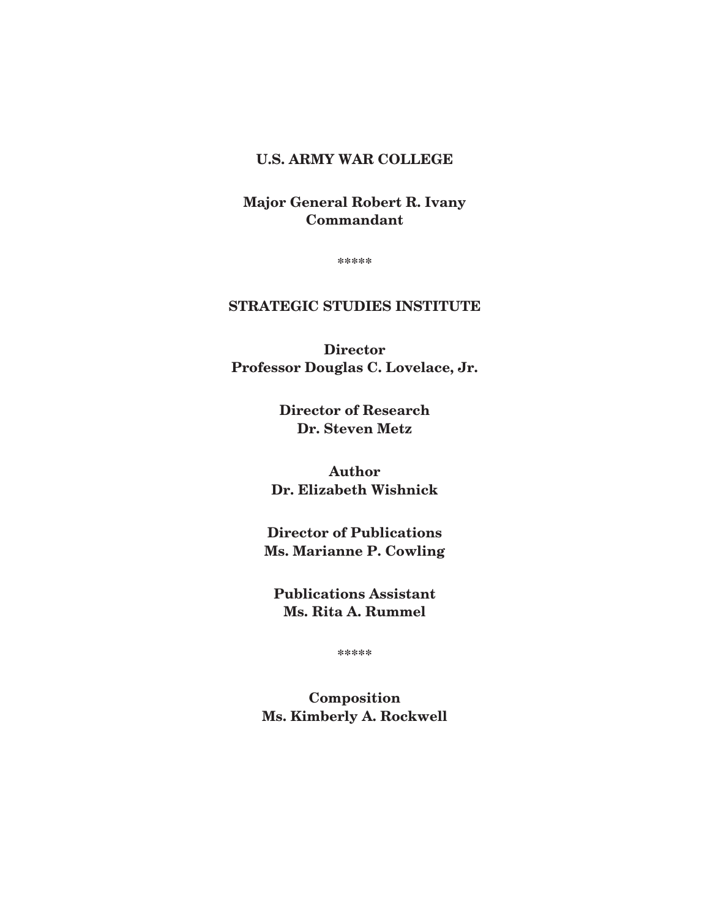**U.S. ARMY WAR COLLEGE**

**Major General Robert R. Ivany**
**Commandant**

*****

**STRATEGIC STUDIES INSTITUTE**

**Director**
**Professor Douglas C. Lovelace, Jr.**

**Director of Research**
**Dr. Steven Metz**

**Author**
**Dr. Elizabeth Wishnick**

**Director of Publications**
**Ms. Marianne P. Cowling**

**Publications Assistant**
**Ms. Rita A. Rummel**

*****

**Composition**
**Ms. Kimberly A. Rockwell**